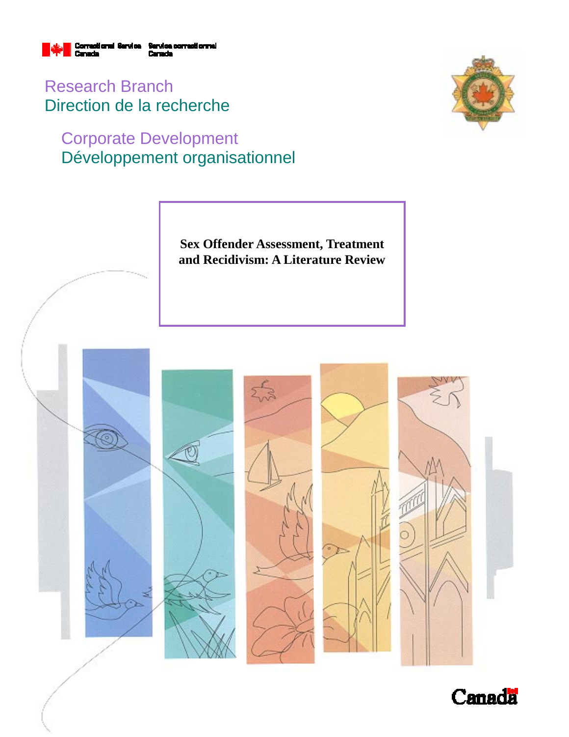Correctional Service Canada | Service correctionnel Canada

Research Branch
Direction de la recherche

Corporate Development
Développement organisationnel

# Sex Offender Assessment, Treatment and Recidivism: A Literature Review

Canada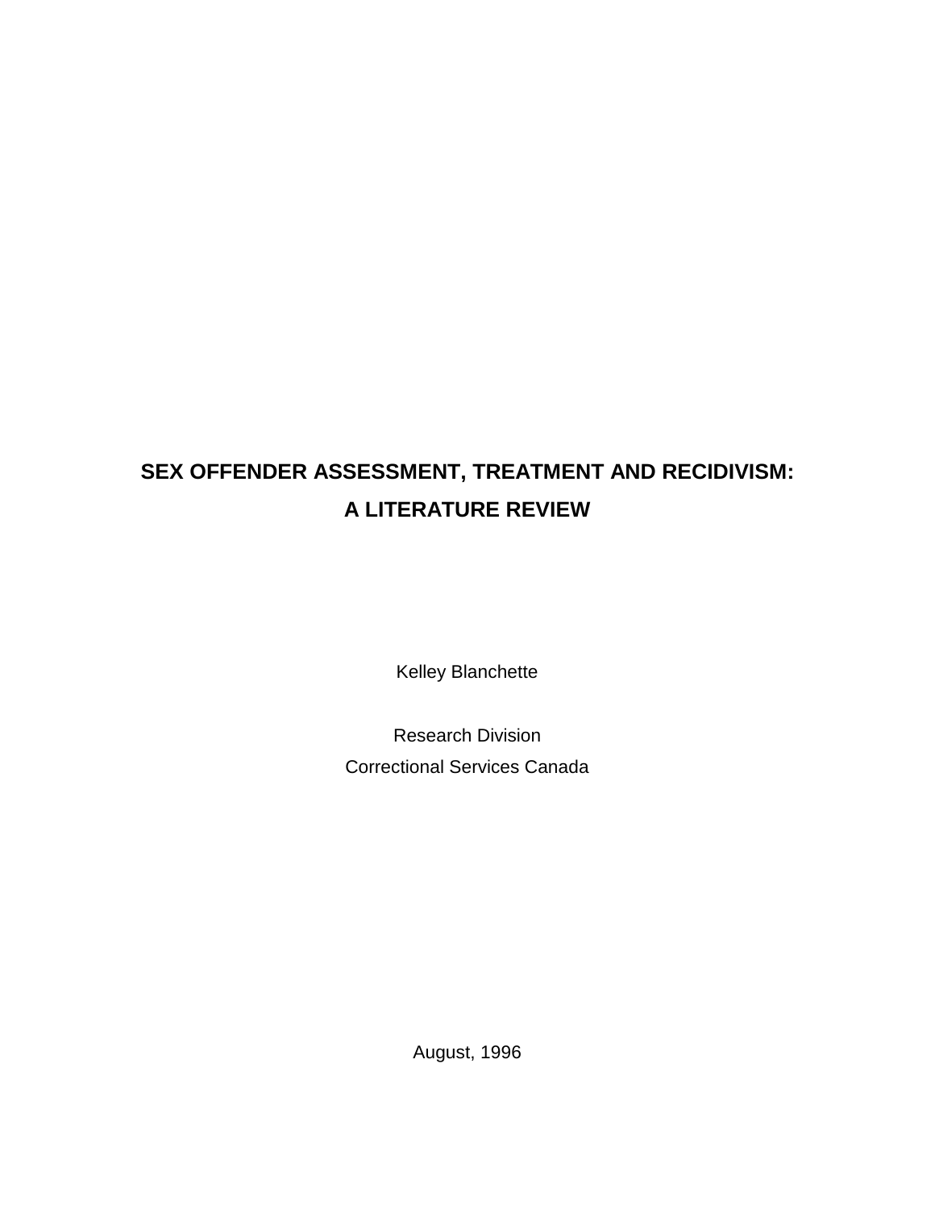# SEX OFFENDER ASSESSMENT, TREATMENT AND RECIDIVISM: A LITERATURE REVIEW

Kelley Blanchette

Research Division

Correctional Services Canada

August, 1996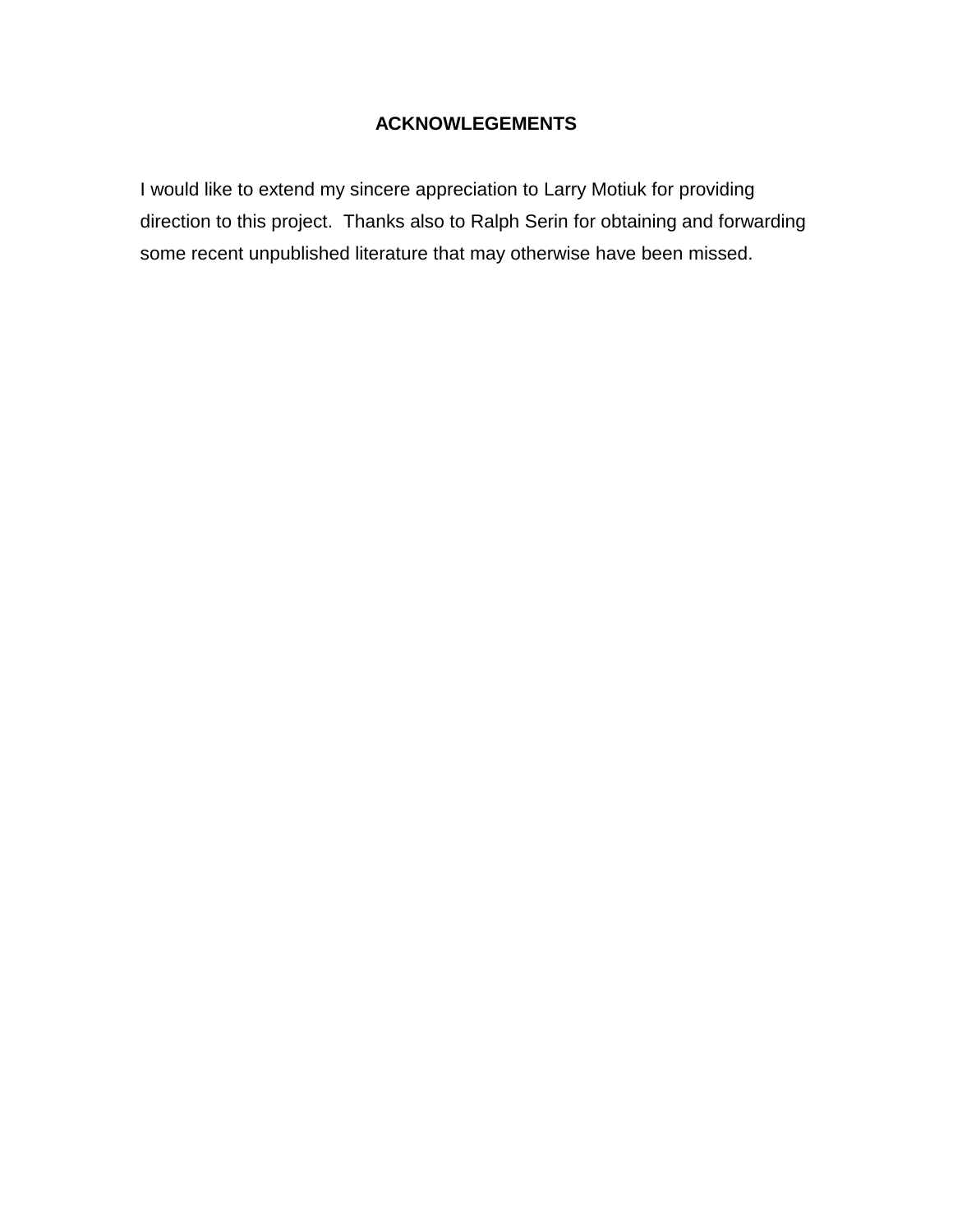## ACKNOWLEGEMENTS

I would like to extend my sincere appreciation to Larry Motiuk for providing direction to this project. Thanks also to Ralph Serin for obtaining and forwarding some recent unpublished literature that may otherwise have been missed.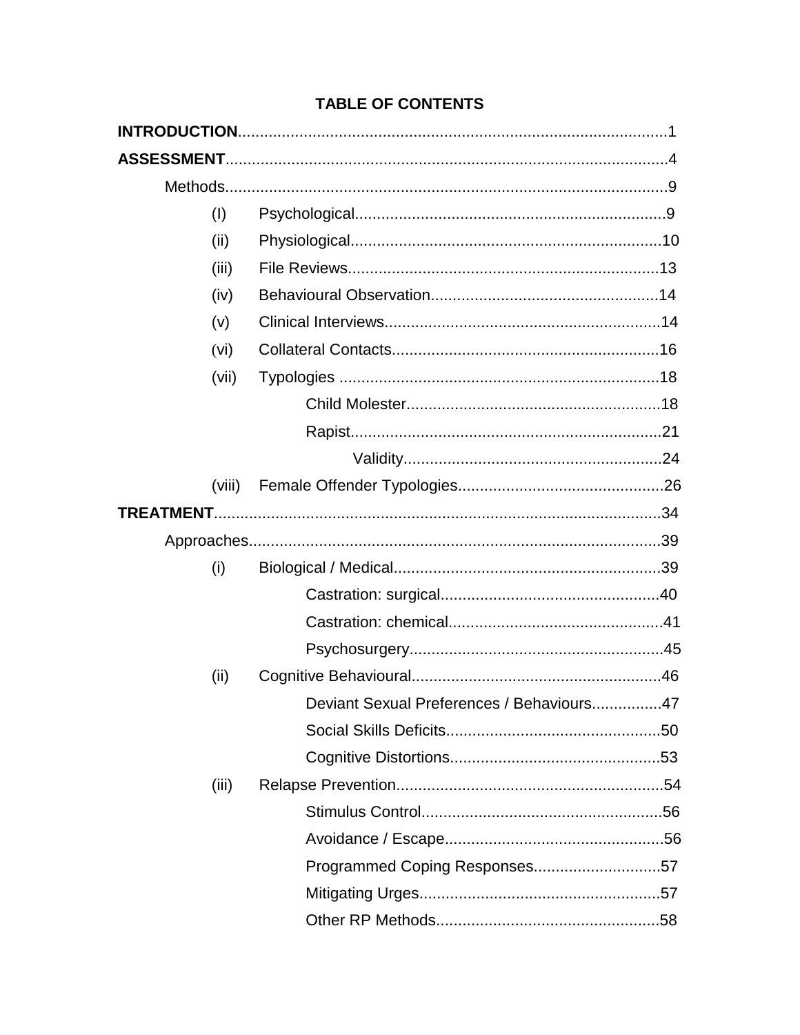# TABLE OF CONTENTS

**INTRODUCTION**..................................................................................................1

**ASSESSMENT**....................................................................................................4

- Methods....................................................................................................9
  - (I) Psychological......................................................................9
  - (ii) Physiological......................................................................10
  - (iii) File Reviews......................................................................13
  - (iv) Behavioural Observation....................................................14
  - (v) Clinical Interviews..............................................................14
  - (vi) Collateral Contacts............................................................16
  - (vii) Typologies ........................................................................18
    - Child Molester.........................................................18
    - Rapist......................................................................21
      - Validity..........................................................24
  - (viii) Female Offender Typologies..............................................26

**TREATMENT**....................................................................................................34

- Approaches............................................................................................39
  - (i) Biological / Medical............................................................39
    - Castration: surgical.................................................40
    - Castration: chemical................................................41
    - Psychosurgery.........................................................45
  - (ii) Cognitive Behavioural........................................................46
    - Deviant Sexual Preferences / Behaviours................47
    - Social Skills Deficits................................................50
    - Cognitive Distortions...............................................53
  - (iii) Relapse Prevention............................................................54
    - Stimulus Control......................................................56
    - Avoidance / Escape.................................................56
    - Programmed Coping Responses............................57
    - Mitigating Urges......................................................57
    - Other RP Methods...................................................58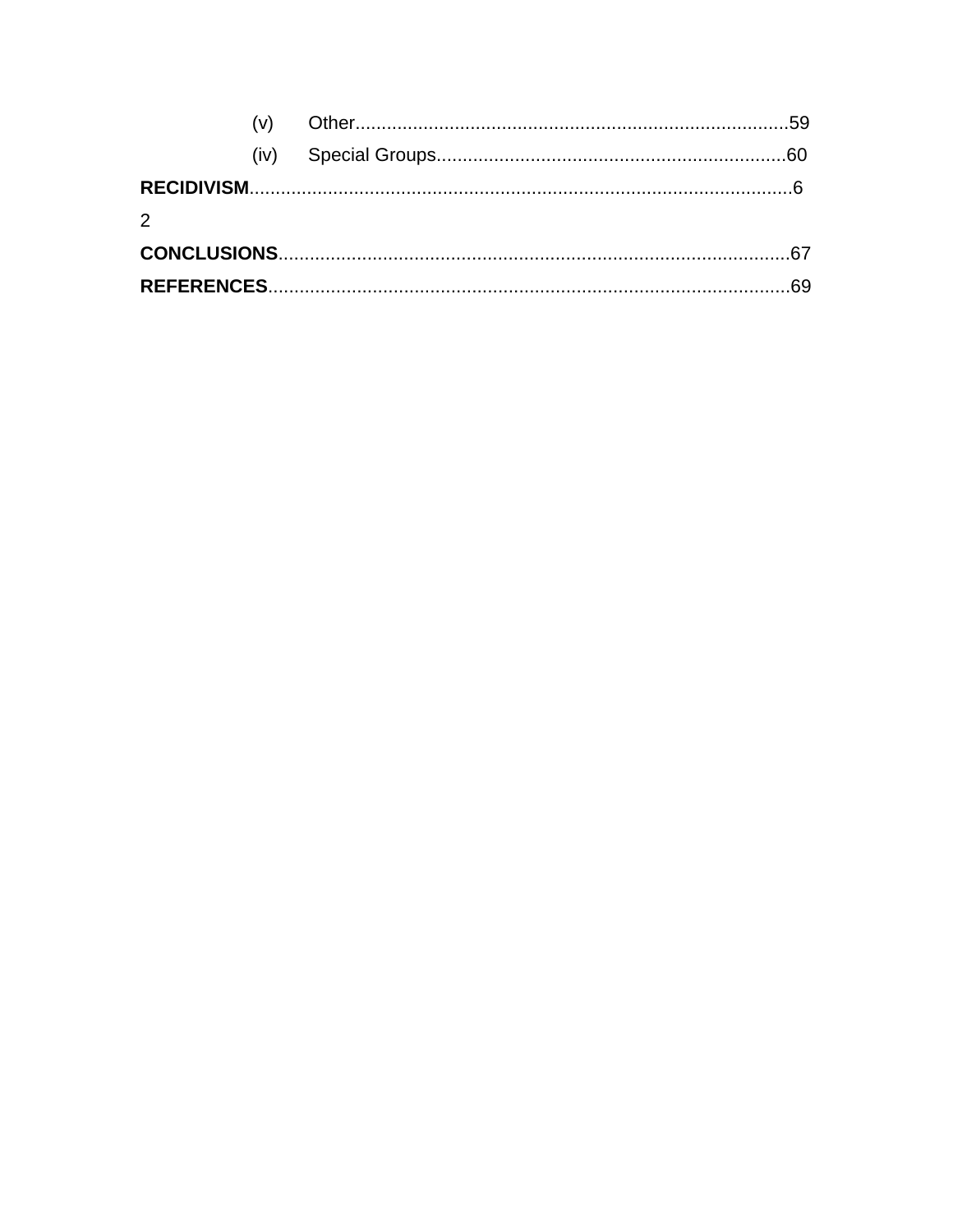(v) Other..................................................................................59

(iv) Special Groups..................................................................60

**RECIDIVISM**......................................................................................................62

**CONCLUSIONS**.................................................................................................67

**REFERENCES**...................................................................................................69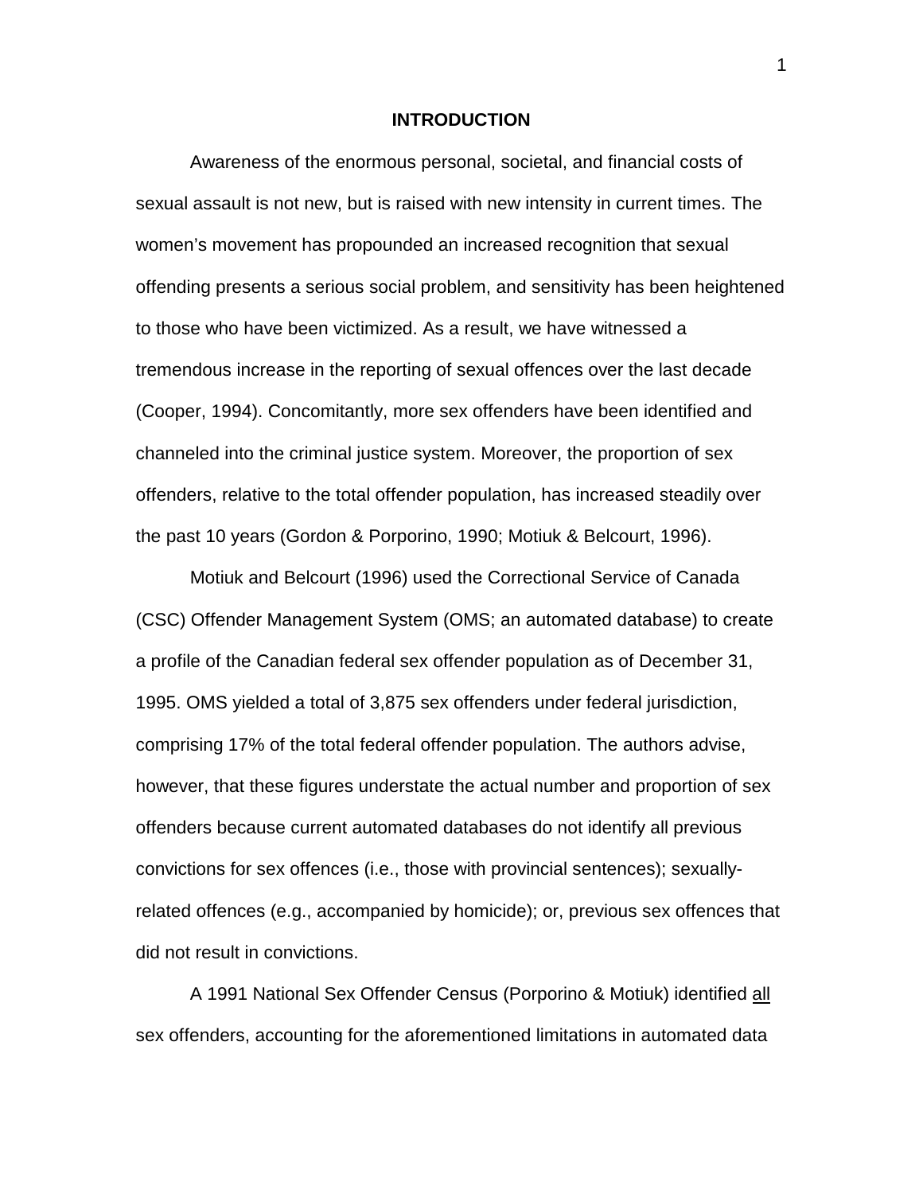# INTRODUCTION

Awareness of the enormous personal, societal, and financial costs of sexual assault is not new, but is raised with new intensity in current times. The women's movement has propounded an increased recognition that sexual offending presents a serious social problem, and sensitivity has been heightened to those who have been victimized. As a result, we have witnessed a tremendous increase in the reporting of sexual offences over the last decade (Cooper, 1994). Concomitantly, more sex offenders have been identified and channeled into the criminal justice system. Moreover, the proportion of sex offenders, relative to the total offender population, has increased steadily over the past 10 years (Gordon & Porporino, 1990; Motiuk & Belcourt, 1996).

Motiuk and Belcourt (1996) used the Correctional Service of Canada (CSC) Offender Management System (OMS; an automated database) to create a profile of the Canadian federal sex offender population as of December 31, 1995. OMS yielded a total of 3,875 sex offenders under federal jurisdiction, comprising 17% of the total federal offender population. The authors advise, however, that these figures understate the actual number and proportion of sex offenders because current automated databases do not identify all previous convictions for sex offences (i.e., those with provincial sentences); sexually-related offences (e.g., accompanied by homicide); or, previous sex offences that did not result in convictions.

A 1991 National Sex Offender Census (Porporino & Motiuk) identified <u>all</u> sex offenders, accounting for the aforementioned limitations in automated data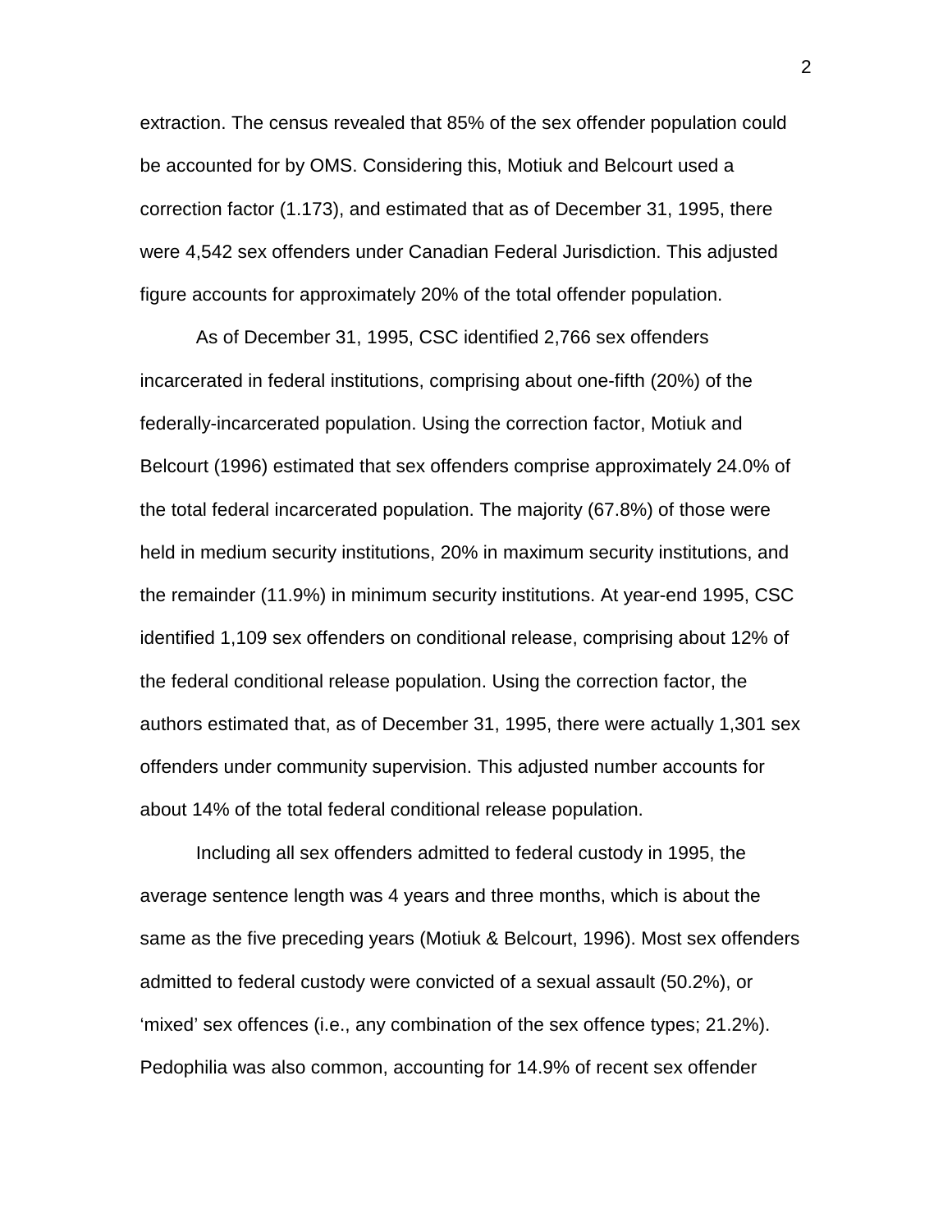extraction. The census revealed that 85% of the sex offender population could be accounted for by OMS. Considering this, Motiuk and Belcourt used a correction factor (1.173), and estimated that as of December 31, 1995, there were 4,542 sex offenders under Canadian Federal Jurisdiction. This adjusted figure accounts for approximately 20% of the total offender population.

As of December 31, 1995, CSC identified 2,766 sex offenders incarcerated in federal institutions, comprising about one-fifth (20%) of the federally-incarcerated population. Using the correction factor, Motiuk and Belcourt (1996) estimated that sex offenders comprise approximately 24.0% of the total federal incarcerated population. The majority (67.8%) of those were held in medium security institutions, 20% in maximum security institutions, and the remainder (11.9%) in minimum security institutions. At year-end 1995, CSC identified 1,109 sex offenders on conditional release, comprising about 12% of the federal conditional release population. Using the correction factor, the authors estimated that, as of December 31, 1995, there were actually 1,301 sex offenders under community supervision. This adjusted number accounts for about 14% of the total federal conditional release population.

Including all sex offenders admitted to federal custody in 1995, the average sentence length was 4 years and three months, which is about the same as the five preceding years (Motiuk & Belcourt, 1996). Most sex offenders admitted to federal custody were convicted of a sexual assault (50.2%), or 'mixed' sex offences (i.e., any combination of the sex offence types; 21.2%). Pedophilia was also common, accounting for 14.9% of recent sex offender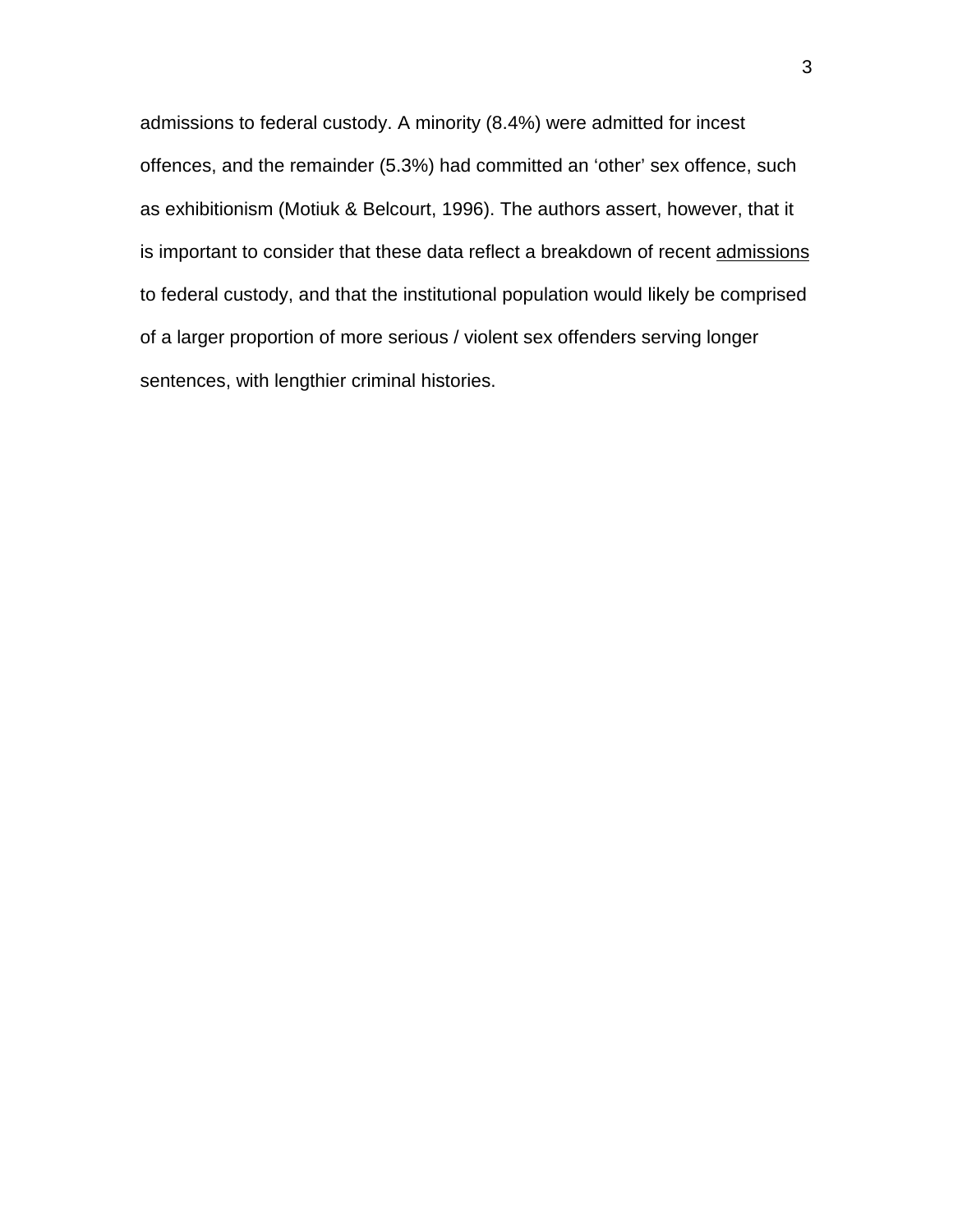admissions to federal custody. A minority (8.4%) were admitted for incest offences, and the remainder (5.3%) had committed an ‘other’ sex offence, such as exhibitionism (Motiuk & Belcourt, 1996). The authors assert, however, that it is important to consider that these data reflect a breakdown of recent <u>admissions</u> to federal custody, and that the institutional population would likely be comprised of a larger proportion of more serious / violent sex offenders serving longer sentences, with lengthier criminal histories.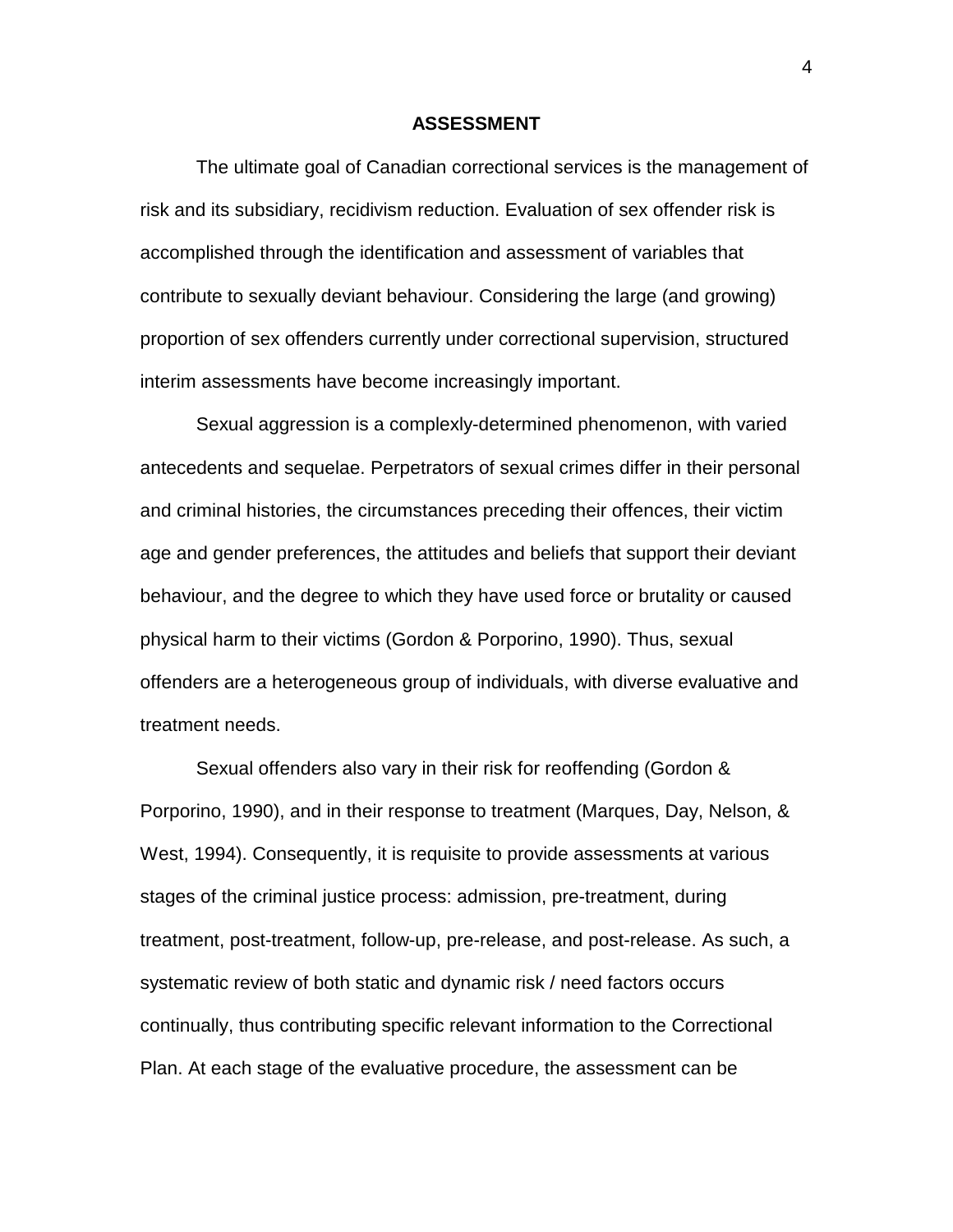## ASSESSMENT

The ultimate goal of Canadian correctional services is the management of risk and its subsidiary, recidivism reduction. Evaluation of sex offender risk is accomplished through the identification and assessment of variables that contribute to sexually deviant behaviour. Considering the large (and growing) proportion of sex offenders currently under correctional supervision, structured interim assessments have become increasingly important.

Sexual aggression is a complexly-determined phenomenon, with varied antecedents and sequelae. Perpetrators of sexual crimes differ in their personal and criminal histories, the circumstances preceding their offences, their victim age and gender preferences, the attitudes and beliefs that support their deviant behaviour, and the degree to which they have used force or brutality or caused physical harm to their victims (Gordon & Porporino, 1990). Thus, sexual offenders are a heterogeneous group of individuals, with diverse evaluative and treatment needs.

Sexual offenders also vary in their risk for reoffending (Gordon & Porporino, 1990), and in their response to treatment (Marques, Day, Nelson, & West, 1994). Consequently, it is requisite to provide assessments at various stages of the criminal justice process: admission, pre-treatment, during treatment, post-treatment, follow-up, pre-release, and post-release. As such, a systematic review of both static and dynamic risk / need factors occurs continually, thus contributing specific relevant information to the Correctional Plan. At each stage of the evaluative procedure, the assessment can be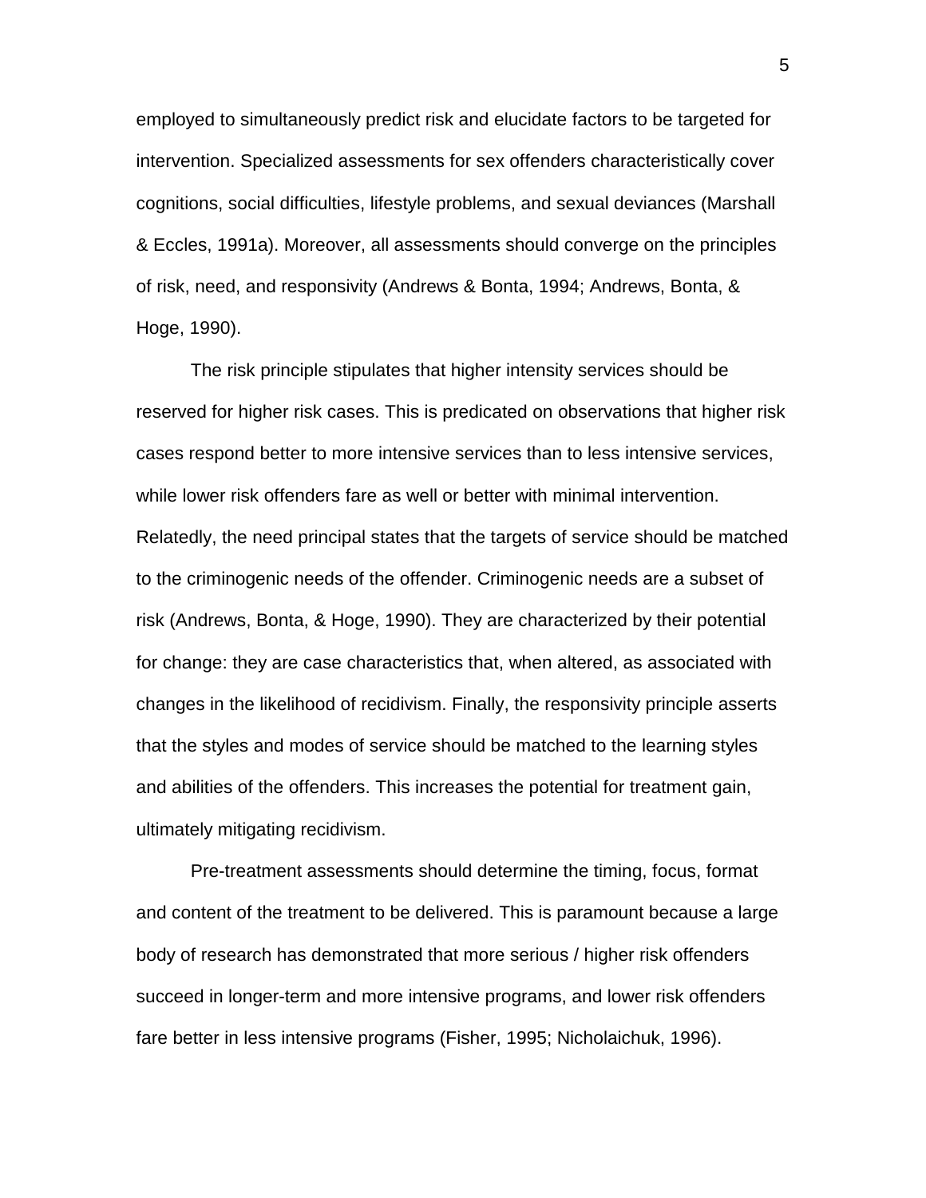employed to simultaneously predict risk and elucidate factors to be targeted for intervention. Specialized assessments for sex offenders characteristically cover cognitions, social difficulties, lifestyle problems, and sexual deviances (Marshall & Eccles, 1991a). Moreover, all assessments should converge on the principles of risk, need, and responsivity (Andrews & Bonta, 1994; Andrews, Bonta, & Hoge, 1990).

The risk principle stipulates that higher intensity services should be reserved for higher risk cases. This is predicated on observations that higher risk cases respond better to more intensive services than to less intensive services, while lower risk offenders fare as well or better with minimal intervention. Relatedly, the need principal states that the targets of service should be matched to the criminogenic needs of the offender. Criminogenic needs are a subset of risk (Andrews, Bonta, & Hoge, 1990). They are characterized by their potential for change: they are case characteristics that, when altered, as associated with changes in the likelihood of recidivism. Finally, the responsivity principle asserts that the styles and modes of service should be matched to the learning styles and abilities of the offenders. This increases the potential for treatment gain, ultimately mitigating recidivism.

Pre-treatment assessments should determine the timing, focus, format and content of the treatment to be delivered. This is paramount because a large body of research has demonstrated that more serious / higher risk offenders succeed in longer-term and more intensive programs, and lower risk offenders fare better in less intensive programs (Fisher, 1995; Nicholaichuk, 1996).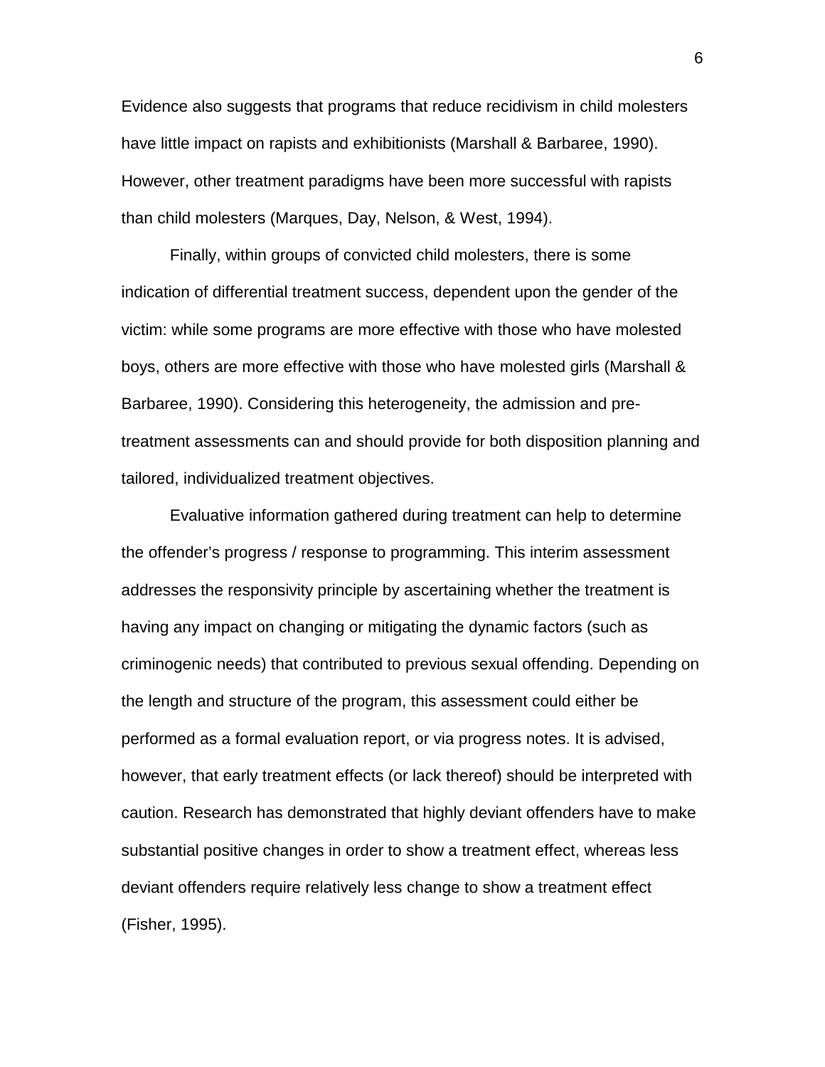Evidence also suggests that programs that reduce recidivism in child molesters have little impact on rapists and exhibitionists (Marshall & Barbaree, 1990). However, other treatment paradigms have been more successful with rapists than child molesters (Marques, Day, Nelson, & West, 1994).

Finally, within groups of convicted child molesters, there is some indication of differential treatment success, dependent upon the gender of the victim: while some programs are more effective with those who have molested boys, others are more effective with those who have molested girls (Marshall & Barbaree, 1990). Considering this heterogeneity, the admission and pre-treatment assessments can and should provide for both disposition planning and tailored, individualized treatment objectives.

Evaluative information gathered during treatment can help to determine the offender's progress / response to programming. This interim assessment addresses the responsivity principle by ascertaining whether the treatment is having any impact on changing or mitigating the dynamic factors (such as criminogenic needs) that contributed to previous sexual offending. Depending on the length and structure of the program, this assessment could either be performed as a formal evaluation report, or via progress notes. It is advised, however, that early treatment effects (or lack thereof) should be interpreted with caution. Research has demonstrated that highly deviant offenders have to make substantial positive changes in order to show a treatment effect, whereas less deviant offenders require relatively less change to show a treatment effect (Fisher, 1995).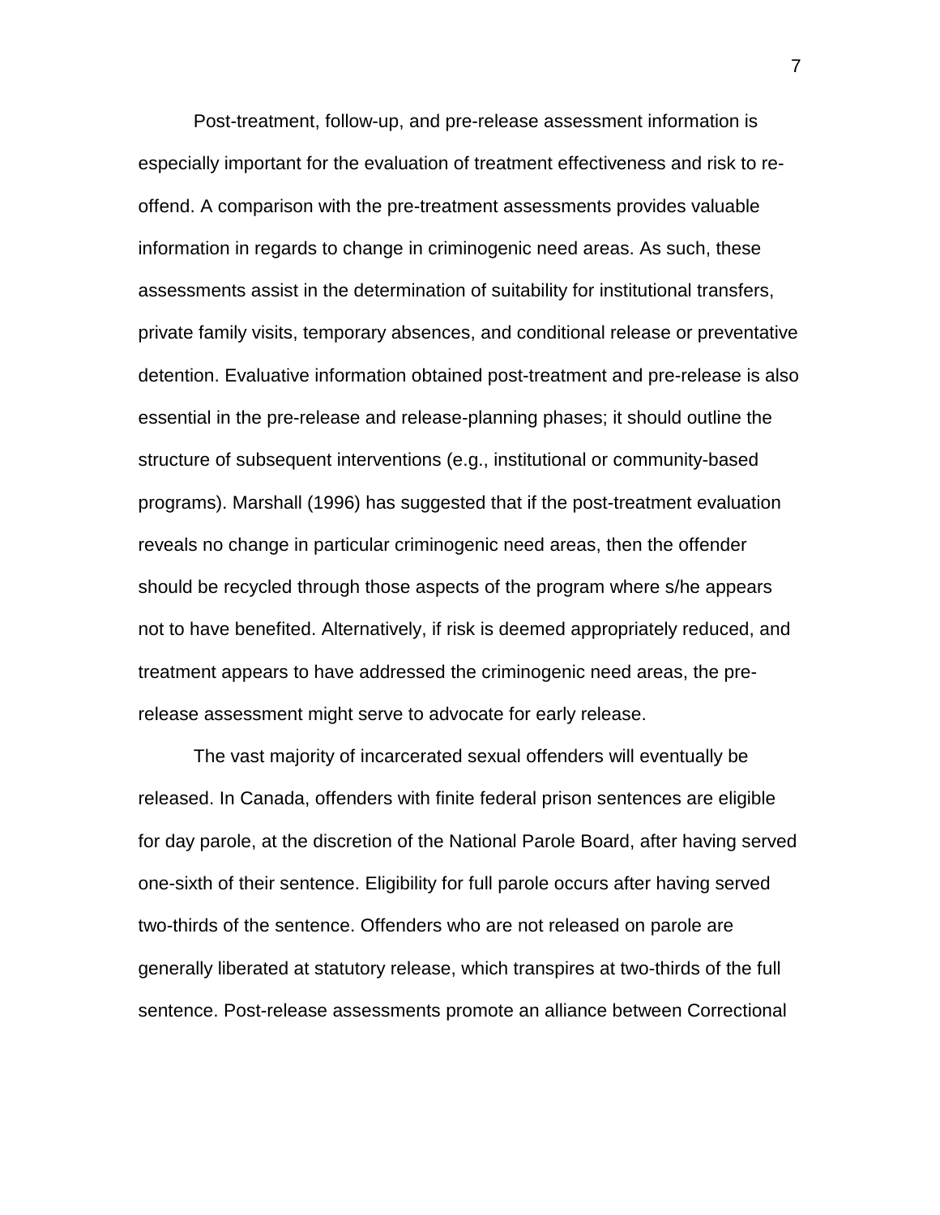Post-treatment, follow-up, and pre-release assessment information is especially important for the evaluation of treatment effectiveness and risk to re-offend. A comparison with the pre-treatment assessments provides valuable information in regards to change in criminogenic need areas. As such, these assessments assist in the determination of suitability for institutional transfers, private family visits, temporary absences, and conditional release or preventative detention. Evaluative information obtained post-treatment and pre-release is also essential in the pre-release and release-planning phases; it should outline the structure of subsequent interventions (e.g., institutional or community-based programs). Marshall (1996) has suggested that if the post-treatment evaluation reveals no change in particular criminogenic need areas, then the offender should be recycled through those aspects of the program where s/he appears not to have benefited. Alternatively, if risk is deemed appropriately reduced, and treatment appears to have addressed the criminogenic need areas, the pre-release assessment might serve to advocate for early release.

The vast majority of incarcerated sexual offenders will eventually be released. In Canada, offenders with finite federal prison sentences are eligible for day parole, at the discretion of the National Parole Board, after having served one-sixth of their sentence. Eligibility for full parole occurs after having served two-thirds of the sentence. Offenders who are not released on parole are generally liberated at statutory release, which transpires at two-thirds of the full sentence. Post-release assessments promote an alliance between Correctional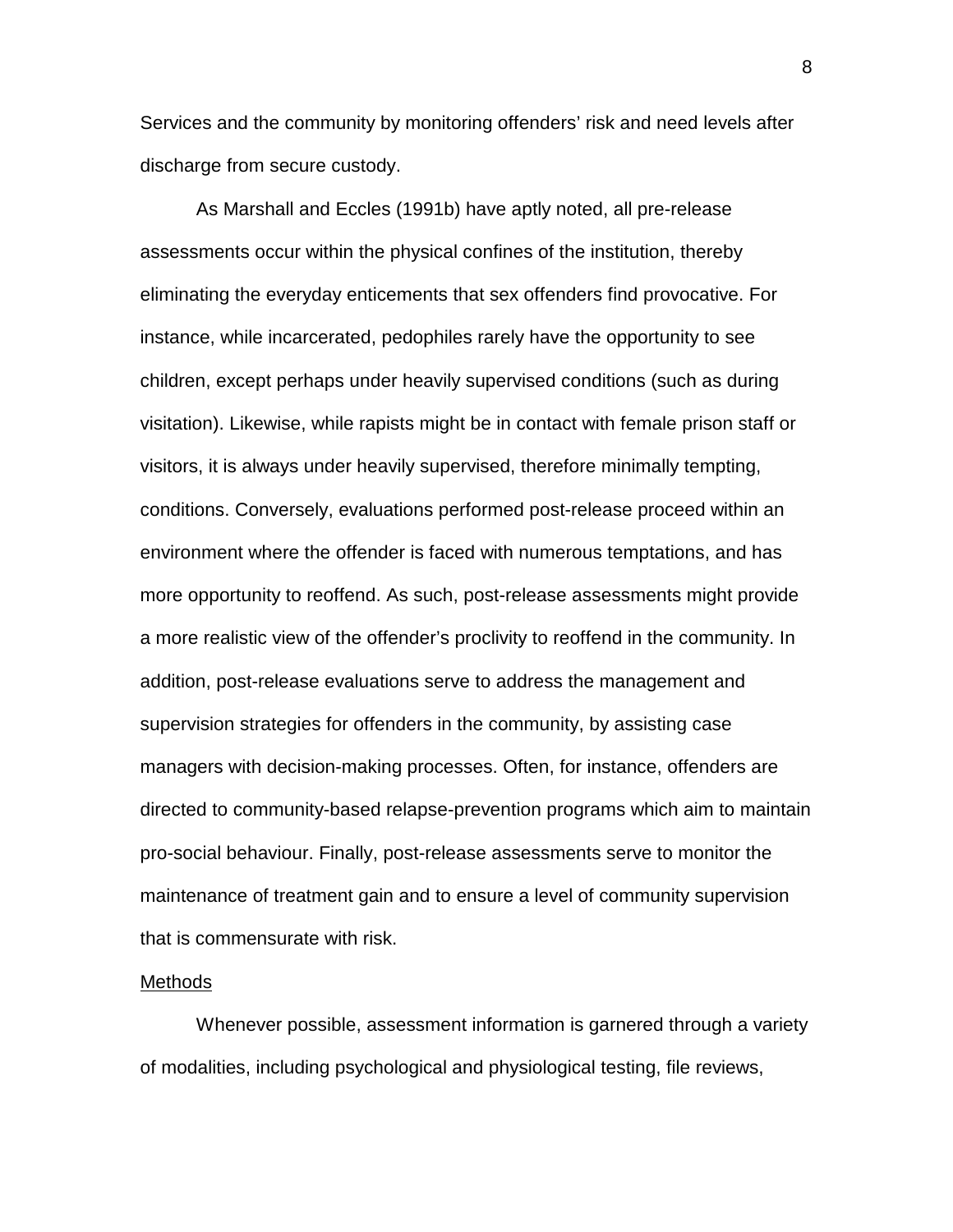Services and the community by monitoring offenders' risk and need levels after discharge from secure custody.

As Marshall and Eccles (1991b) have aptly noted, all pre-release assessments occur within the physical confines of the institution, thereby eliminating the everyday enticements that sex offenders find provocative. For instance, while incarcerated, pedophiles rarely have the opportunity to see children, except perhaps under heavily supervised conditions (such as during visitation). Likewise, while rapists might be in contact with female prison staff or visitors, it is always under heavily supervised, therefore minimally tempting, conditions. Conversely, evaluations performed post-release proceed within an environment where the offender is faced with numerous temptations, and has more opportunity to reoffend. As such, post-release assessments might provide a more realistic view of the offender's proclivity to reoffend in the community. In addition, post-release evaluations serve to address the management and supervision strategies for offenders in the community, by assisting case managers with decision-making processes. Often, for instance, offenders are directed to community-based relapse-prevention programs which aim to maintain pro-social behaviour. Finally, post-release assessments serve to monitor the maintenance of treatment gain and to ensure a level of community supervision that is commensurate with risk.

<u>Methods</u>

Whenever possible, assessment information is garnered through a variety of modalities, including psychological and physiological testing, file reviews,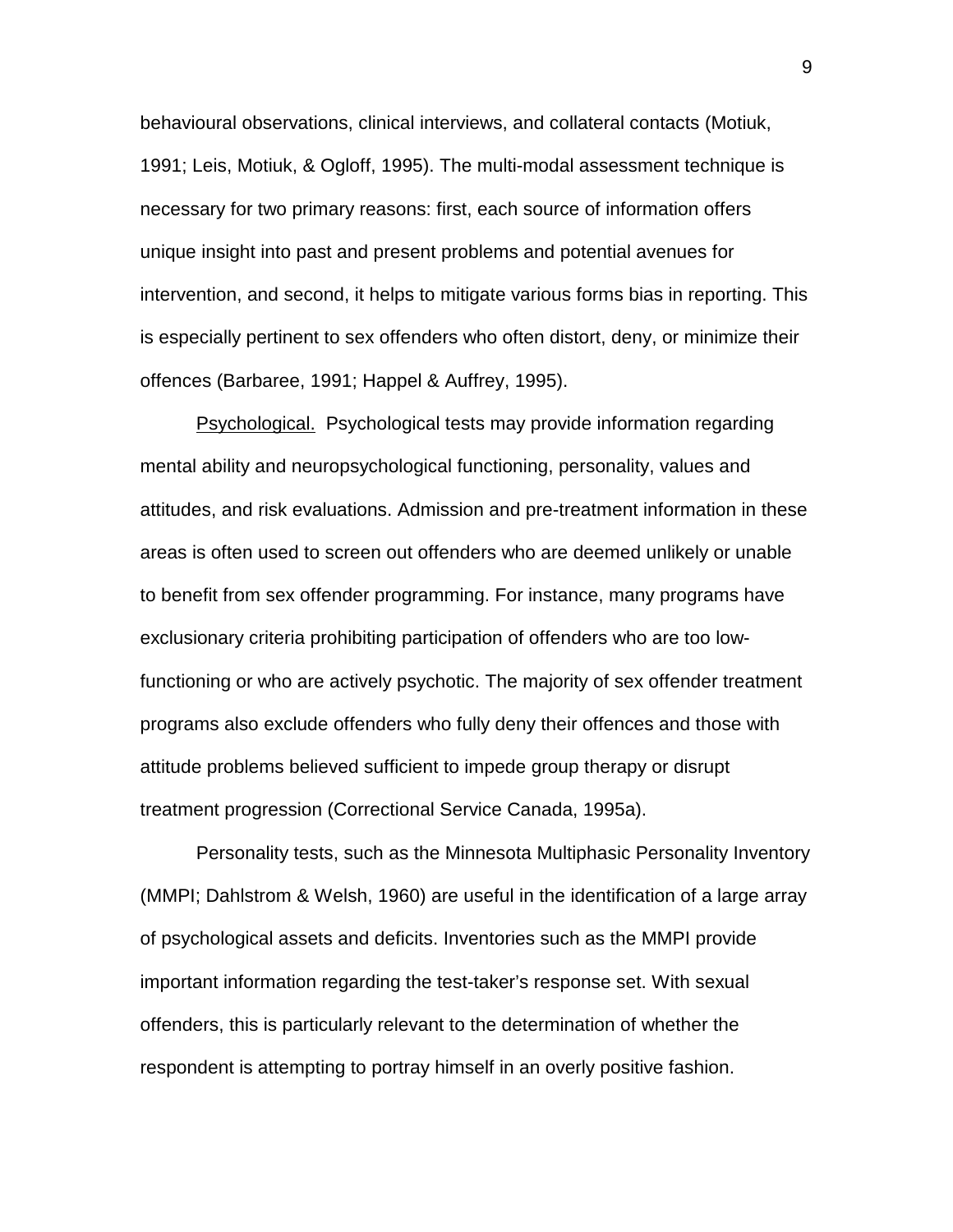behavioural observations, clinical interviews, and collateral contacts (Motiuk, 1991; Leis, Motiuk, & Ogloff, 1995). The multi-modal assessment technique is necessary for two primary reasons: first, each source of information offers unique insight into past and present problems and potential avenues for intervention, and second, it helps to mitigate various forms bias in reporting. This is especially pertinent to sex offenders who often distort, deny, or minimize their offences (Barbaree, 1991; Happel & Auffrey, 1995).

<u>Psychological.</u> Psychological tests may provide information regarding mental ability and neuropsychological functioning, personality, values and attitudes, and risk evaluations. Admission and pre-treatment information in these areas is often used to screen out offenders who are deemed unlikely or unable to benefit from sex offender programming. For instance, many programs have exclusionary criteria prohibiting participation of offenders who are too low-functioning or who are actively psychotic. The majority of sex offender treatment programs also exclude offenders who fully deny their offences and those with attitude problems believed sufficient to impede group therapy or disrupt treatment progression (Correctional Service Canada, 1995a).

Personality tests, such as the Minnesota Multiphasic Personality Inventory (MMPI; Dahlstrom & Welsh, 1960) are useful in the identification of a large array of psychological assets and deficits. Inventories such as the MMPI provide important information regarding the test-taker's response set. With sexual offenders, this is particularly relevant to the determination of whether the respondent is attempting to portray himself in an overly positive fashion.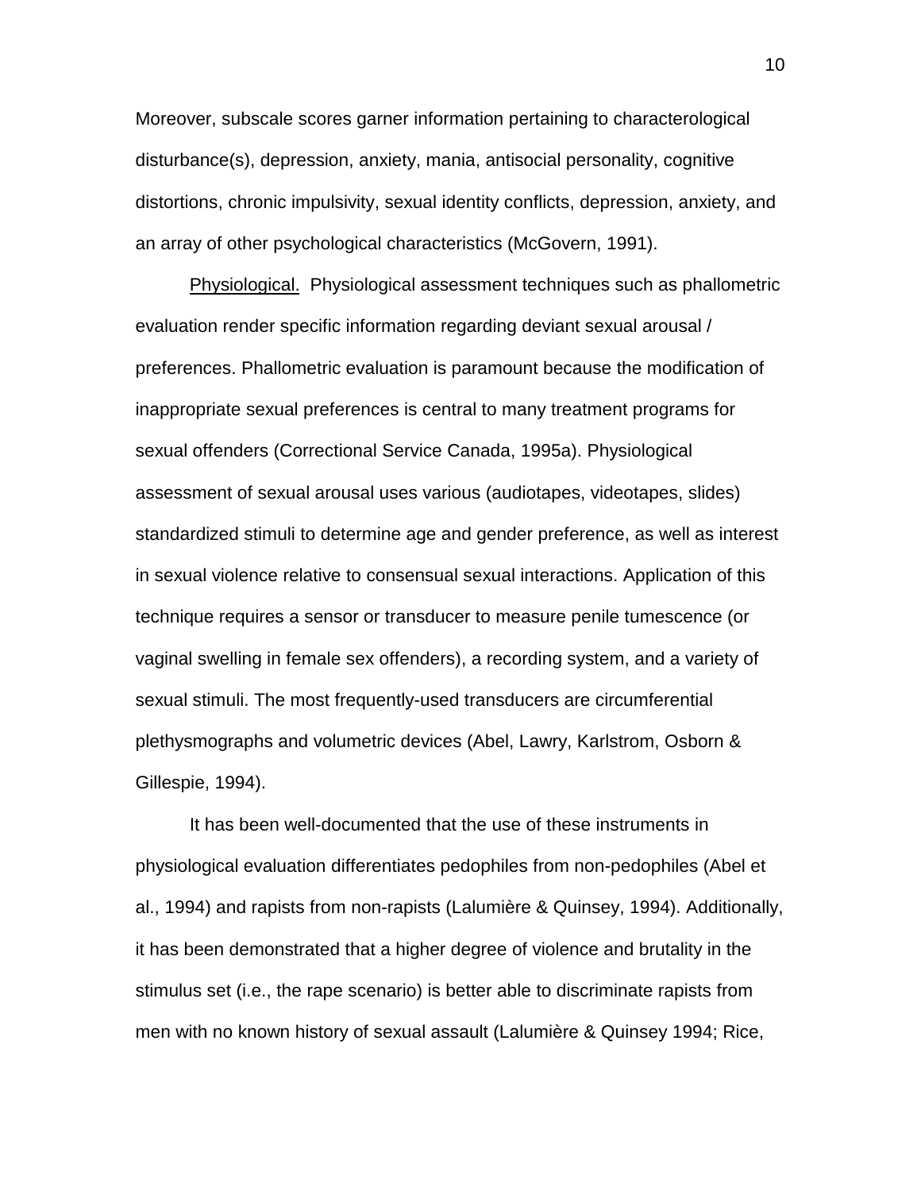Moreover, subscale scores garner information pertaining to characterological disturbance(s), depression, anxiety, mania, antisocial personality, cognitive distortions, chronic impulsivity, sexual identity conflicts, depression, anxiety, and an array of other psychological characteristics (McGovern, 1991).

Physiological. Physiological assessment techniques such as phallometric evaluation render specific information regarding deviant sexual arousal / preferences. Phallometric evaluation is paramount because the modification of inappropriate sexual preferences is central to many treatment programs for sexual offenders (Correctional Service Canada, 1995a). Physiological assessment of sexual arousal uses various (audiotapes, videotapes, slides) standardized stimuli to determine age and gender preference, as well as interest in sexual violence relative to consensual sexual interactions. Application of this technique requires a sensor or transducer to measure penile tumescence (or vaginal swelling in female sex offenders), a recording system, and a variety of sexual stimuli. The most frequently-used transducers are circumferential plethysmographs and volumetric devices (Abel, Lawry, Karlstrom, Osborn & Gillespie, 1994).

It has been well-documented that the use of these instruments in physiological evaluation differentiates pedophiles from non-pedophiles (Abel et al., 1994) and rapists from non-rapists (Lalumière & Quinsey, 1994). Additionally, it has been demonstrated that a higher degree of violence and brutality in the stimulus set (i.e., the rape scenario) is better able to discriminate rapists from men with no known history of sexual assault (Lalumière & Quinsey 1994; Rice,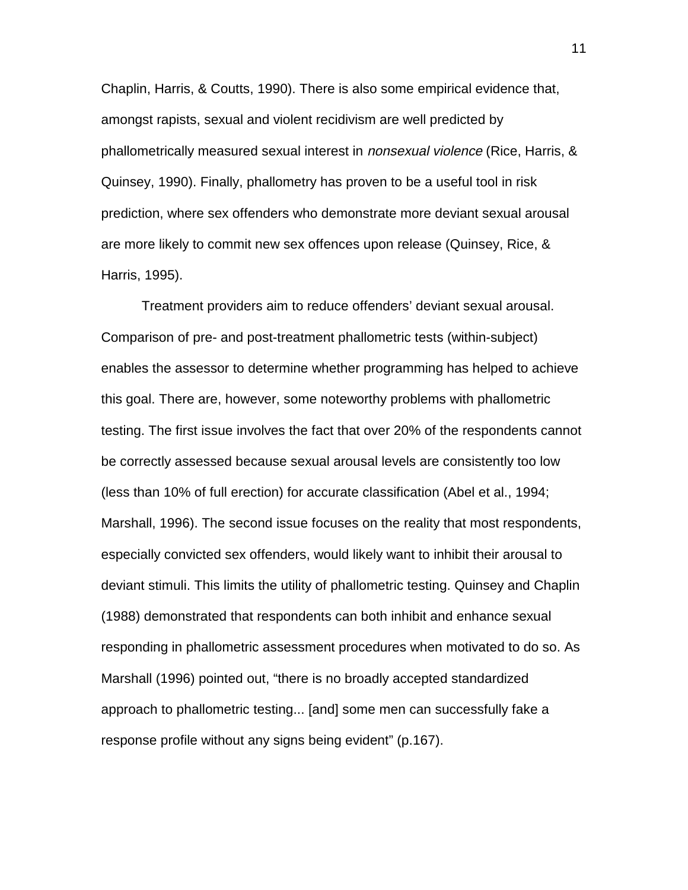Chaplin, Harris, & Coutts, 1990). There is also some empirical evidence that, amongst rapists, sexual and violent recidivism are well predicted by phallometrically measured sexual interest in *nonsexual violence* (Rice, Harris, & Quinsey, 1990). Finally, phallometry has proven to be a useful tool in risk prediction, where sex offenders who demonstrate more deviant sexual arousal are more likely to commit new sex offences upon release (Quinsey, Rice, & Harris, 1995).

Treatment providers aim to reduce offenders' deviant sexual arousal. Comparison of pre- and post-treatment phallometric tests (within-subject) enables the assessor to determine whether programming has helped to achieve this goal. There are, however, some noteworthy problems with phallometric testing. The first issue involves the fact that over 20% of the respondents cannot be correctly assessed because sexual arousal levels are consistently too low (less than 10% of full erection) for accurate classification (Abel et al., 1994; Marshall, 1996). The second issue focuses on the reality that most respondents, especially convicted sex offenders, would likely want to inhibit their arousal to deviant stimuli. This limits the utility of phallometric testing. Quinsey and Chaplin (1988) demonstrated that respondents can both inhibit and enhance sexual responding in phallometric assessment procedures when motivated to do so. As Marshall (1996) pointed out, "there is no broadly accepted standardized approach to phallometric testing... [and] some men can successfully fake a response profile without any signs being evident" (p.167).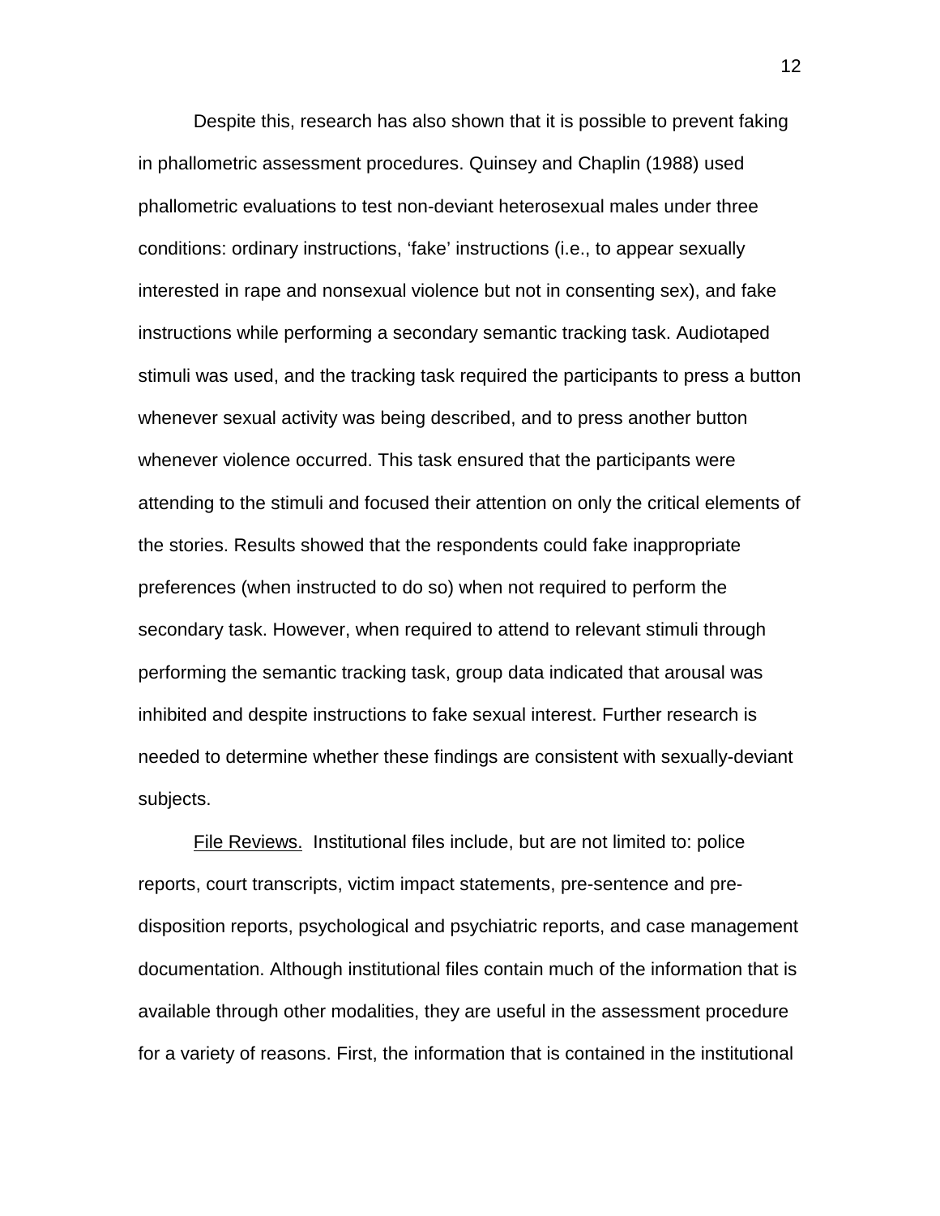Despite this, research has also shown that it is possible to prevent faking in phallometric assessment procedures. Quinsey and Chaplin (1988) used phallometric evaluations to test non-deviant heterosexual males under three conditions: ordinary instructions, 'fake' instructions (i.e., to appear sexually interested in rape and nonsexual violence but not in consenting sex), and fake instructions while performing a secondary semantic tracking task. Audiotaped stimuli was used, and the tracking task required the participants to press a button whenever sexual activity was being described, and to press another button whenever violence occurred. This task ensured that the participants were attending to the stimuli and focused their attention on only the critical elements of the stories. Results showed that the respondents could fake inappropriate preferences (when instructed to do so) when not required to perform the secondary task. However, when required to attend to relevant stimuli through performing the semantic tracking task, group data indicated that arousal was inhibited and despite instructions to fake sexual interest. Further research is needed to determine whether these findings are consistent with sexually-deviant subjects.

<u>File Reviews.</u> Institutional files include, but are not limited to: police reports, court transcripts, victim impact statements, pre-sentence and pre-disposition reports, psychological and psychiatric reports, and case management documentation. Although institutional files contain much of the information that is available through other modalities, they are useful in the assessment procedure for a variety of reasons. First, the information that is contained in the institutional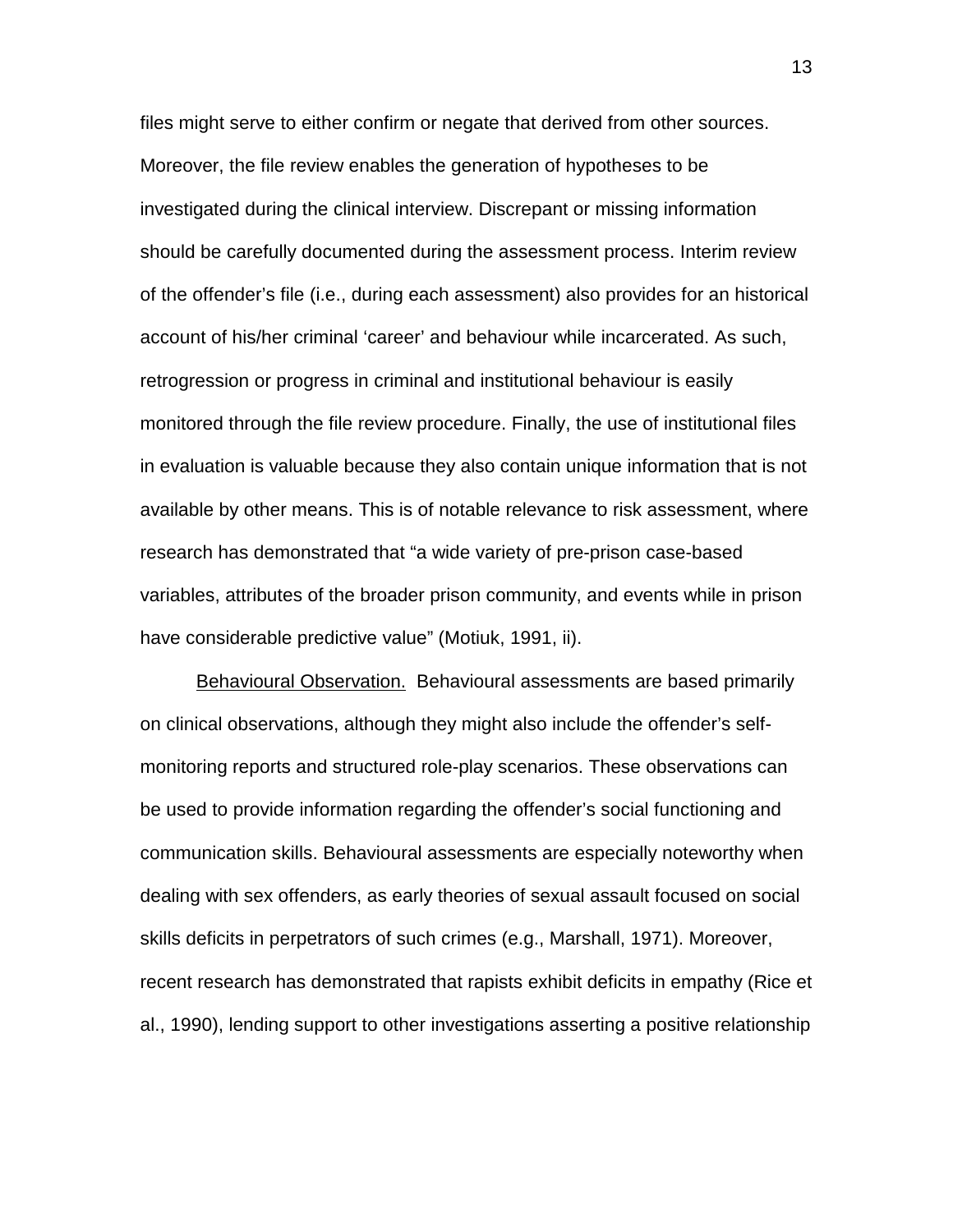files might serve to either confirm or negate that derived from other sources. Moreover, the file review enables the generation of hypotheses to be investigated during the clinical interview. Discrepant or missing information should be carefully documented during the assessment process. Interim review of the offender's file (i.e., during each assessment) also provides for an historical account of his/her criminal 'career' and behaviour while incarcerated. As such, retrogression or progress in criminal and institutional behaviour is easily monitored through the file review procedure. Finally, the use of institutional files in evaluation is valuable because they also contain unique information that is not available by other means. This is of notable relevance to risk assessment, where research has demonstrated that "a wide variety of pre-prison case-based variables, attributes of the broader prison community, and events while in prison have considerable predictive value" (Motiuk, 1991, ii).

<u>Behavioural Observation.</u> Behavioural assessments are based primarily on clinical observations, although they might also include the offender's self-monitoring reports and structured role-play scenarios. These observations can be used to provide information regarding the offender's social functioning and communication skills. Behavioural assessments are especially noteworthy when dealing with sex offenders, as early theories of sexual assault focused on social skills deficits in perpetrators of such crimes (e.g., Marshall, 1971). Moreover, recent research has demonstrated that rapists exhibit deficits in empathy (Rice et al., 1990), lending support to other investigations asserting a positive relationship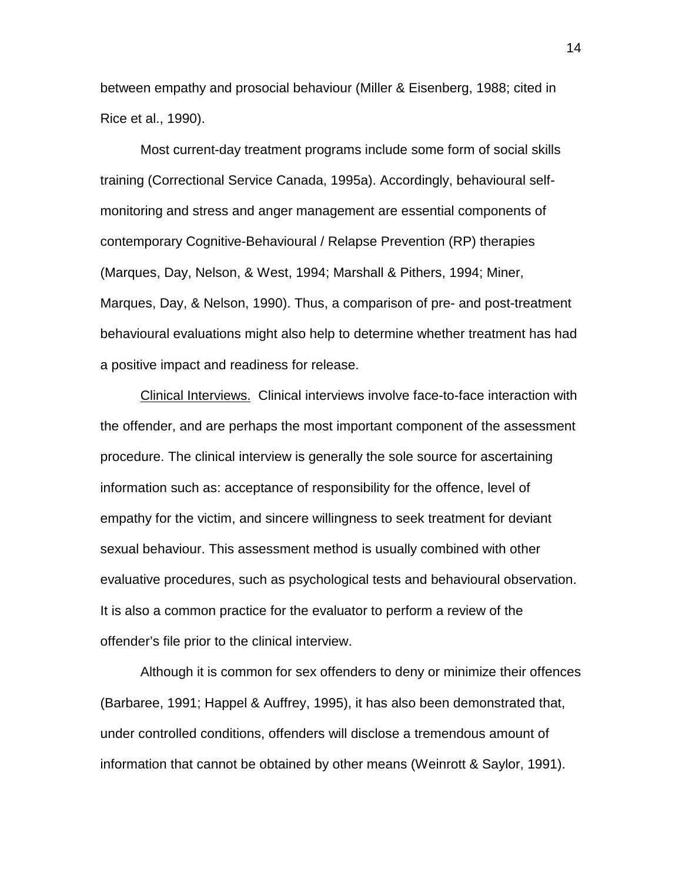between empathy and prosocial behaviour (Miller & Eisenberg, 1988; cited in Rice et al., 1990).

Most current-day treatment programs include some form of social skills training (Correctional Service Canada, 1995a). Accordingly, behavioural self-monitoring and stress and anger management are essential components of contemporary Cognitive-Behavioural / Relapse Prevention (RP) therapies (Marques, Day, Nelson, & West, 1994; Marshall & Pithers, 1994; Miner, Marques, Day, & Nelson, 1990). Thus, a comparison of pre- and post-treatment behavioural evaluations might also help to determine whether treatment has had a positive impact and readiness for release.

Clinical Interviews. Clinical interviews involve face-to-face interaction with the offender, and are perhaps the most important component of the assessment procedure. The clinical interview is generally the sole source for ascertaining information such as: acceptance of responsibility for the offence, level of empathy for the victim, and sincere willingness to seek treatment for deviant sexual behaviour. This assessment method is usually combined with other evaluative procedures, such as psychological tests and behavioural observation. It is also a common practice for the evaluator to perform a review of the offender's file prior to the clinical interview.

Although it is common for sex offenders to deny or minimize their offences (Barbaree, 1991; Happel & Auffrey, 1995), it has also been demonstrated that, under controlled conditions, offenders will disclose a tremendous amount of information that cannot be obtained by other means (Weinrott & Saylor, 1991).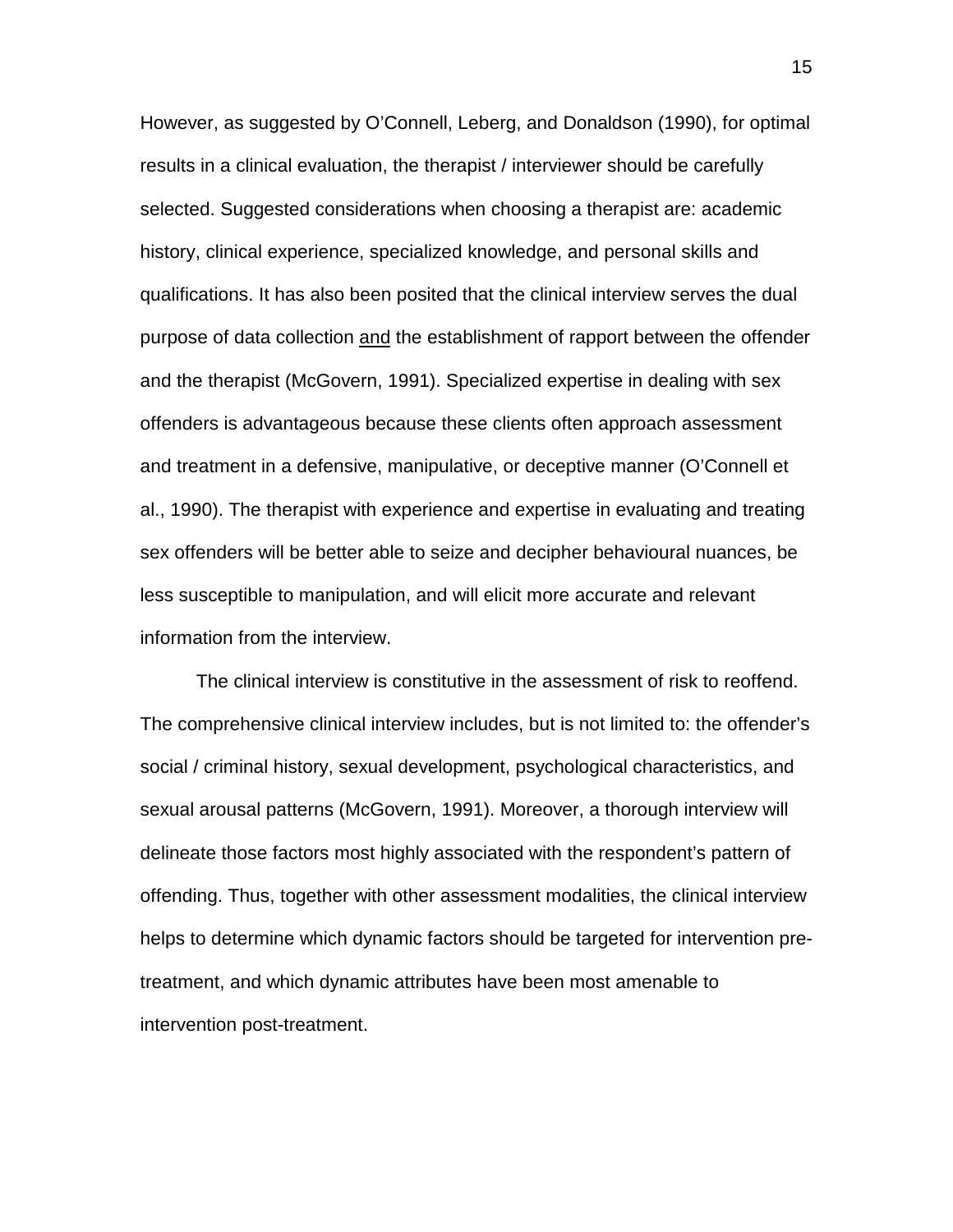However, as suggested by O'Connell, Leberg, and Donaldson (1990), for optimal results in a clinical evaluation, the therapist / interviewer should be carefully selected. Suggested considerations when choosing a therapist are: academic history, clinical experience, specialized knowledge, and personal skills and qualifications. It has also been posited that the clinical interview serves the dual purpose of data collection <u>and</u> the establishment of rapport between the offender and the therapist (McGovern, 1991). Specialized expertise in dealing with sex offenders is advantageous because these clients often approach assessment and treatment in a defensive, manipulative, or deceptive manner (O'Connell et al., 1990). The therapist with experience and expertise in evaluating and treating sex offenders will be better able to seize and decipher behavioural nuances, be less susceptible to manipulation, and will elicit more accurate and relevant information from the interview.

The clinical interview is constitutive in the assessment of risk to reoffend. The comprehensive clinical interview includes, but is not limited to: the offender's social / criminal history, sexual development, psychological characteristics, and sexual arousal patterns (McGovern, 1991). Moreover, a thorough interview will delineate those factors most highly associated with the respondent's pattern of offending. Thus, together with other assessment modalities, the clinical interview helps to determine which dynamic factors should be targeted for intervention pre-treatment, and which dynamic attributes have been most amenable to intervention post-treatment.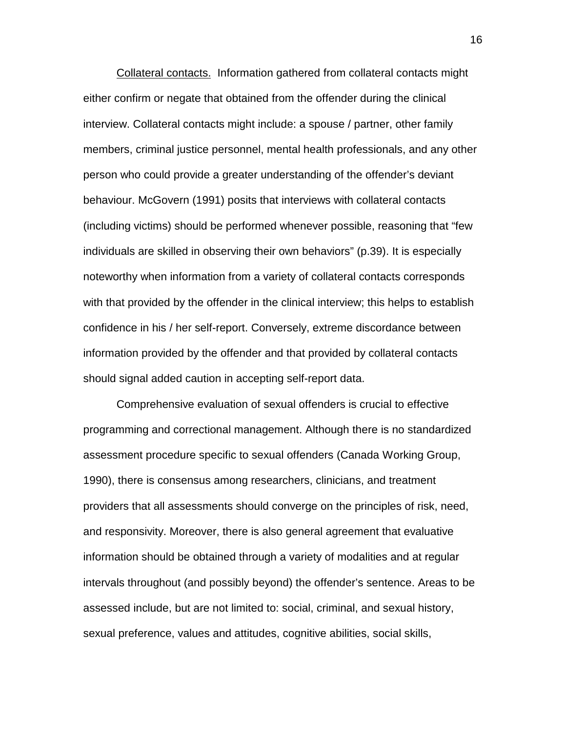Collateral contacts. Information gathered from collateral contacts might either confirm or negate that obtained from the offender during the clinical interview. Collateral contacts might include: a spouse / partner, other family members, criminal justice personnel, mental health professionals, and any other person who could provide a greater understanding of the offender's deviant behaviour. McGovern (1991) posits that interviews with collateral contacts (including victims) should be performed whenever possible, reasoning that "few individuals are skilled in observing their own behaviors" (p.39). It is especially noteworthy when information from a variety of collateral contacts corresponds with that provided by the offender in the clinical interview; this helps to establish confidence in his / her self-report. Conversely, extreme discordance between information provided by the offender and that provided by collateral contacts should signal added caution in accepting self-report data.

Comprehensive evaluation of sexual offenders is crucial to effective programming and correctional management. Although there is no standardized assessment procedure specific to sexual offenders (Canada Working Group, 1990), there is consensus among researchers, clinicians, and treatment providers that all assessments should converge on the principles of risk, need, and responsivity. Moreover, there is also general agreement that evaluative information should be obtained through a variety of modalities and at regular intervals throughout (and possibly beyond) the offender's sentence. Areas to be assessed include, but are not limited to: social, criminal, and sexual history, sexual preference, values and attitudes, cognitive abilities, social skills,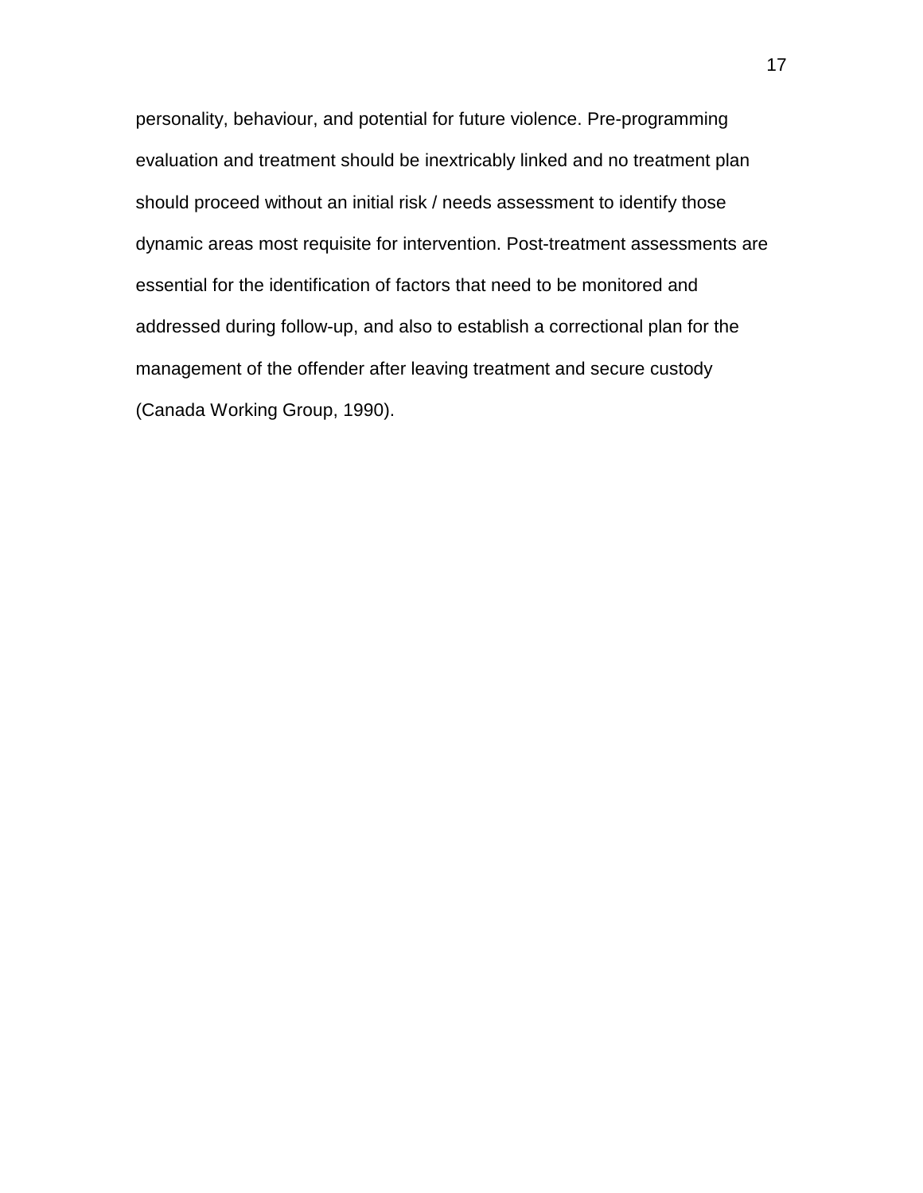personality, behaviour, and potential for future violence. Pre-programming evaluation and treatment should be inextricably linked and no treatment plan should proceed without an initial risk / needs assessment to identify those dynamic areas most requisite for intervention. Post-treatment assessments are essential for the identification of factors that need to be monitored and addressed during follow-up, and also to establish a correctional plan for the management of the offender after leaving treatment and secure custody (Canada Working Group, 1990).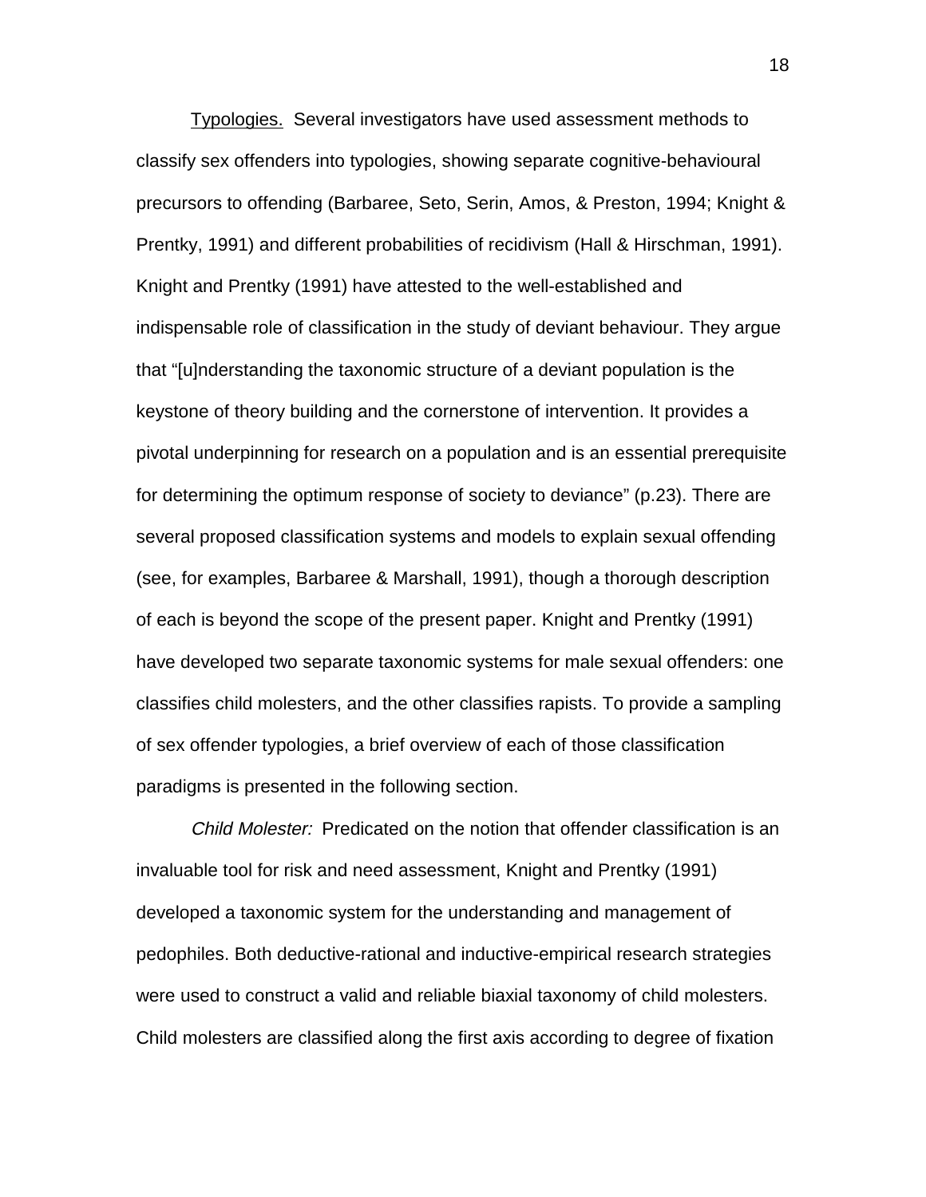Typologies. Several investigators have used assessment methods to classify sex offenders into typologies, showing separate cognitive-behavioural precursors to offending (Barbaree, Seto, Serin, Amos, & Preston, 1994; Knight & Prentky, 1991) and different probabilities of recidivism (Hall & Hirschman, 1991). Knight and Prentky (1991) have attested to the well-established and indispensable role of classification in the study of deviant behaviour. They argue that "[u]nderstanding the taxonomic structure of a deviant population is the keystone of theory building and the cornerstone of intervention. It provides a pivotal underpinning for research on a population and is an essential prerequisite for determining the optimum response of society to deviance" (p.23). There are several proposed classification systems and models to explain sexual offending (see, for examples, Barbaree & Marshall, 1991), though a thorough description of each is beyond the scope of the present paper. Knight and Prentky (1991) have developed two separate taxonomic systems for male sexual offenders: one classifies child molesters, and the other classifies rapists. To provide a sampling of sex offender typologies, a brief overview of each of those classification paradigms is presented in the following section.

*Child Molester:* Predicated on the notion that offender classification is an invaluable tool for risk and need assessment, Knight and Prentky (1991) developed a taxonomic system for the understanding and management of pedophiles. Both deductive-rational and inductive-empirical research strategies were used to construct a valid and reliable biaxial taxonomy of child molesters. Child molesters are classified along the first axis according to degree of fixation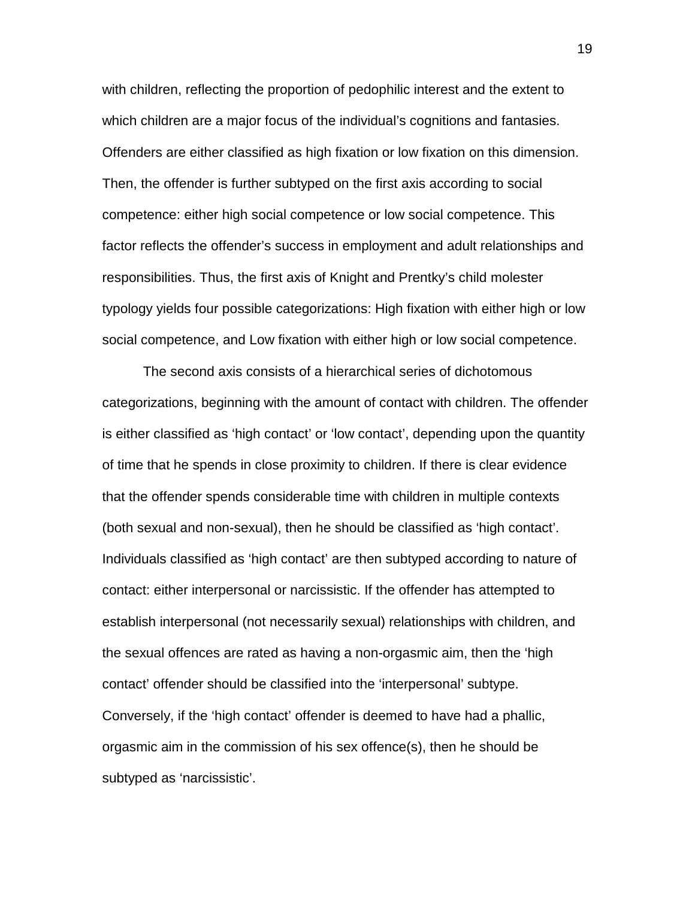with children, reflecting the proportion of pedophilic interest and the extent to which children are a major focus of the individual's cognitions and fantasies. Offenders are either classified as high fixation or low fixation on this dimension. Then, the offender is further subtyped on the first axis according to social competence: either high social competence or low social competence. This factor reflects the offender's success in employment and adult relationships and responsibilities. Thus, the first axis of Knight and Prentky's child molester typology yields four possible categorizations: High fixation with either high or low social competence, and Low fixation with either high or low social competence.

The second axis consists of a hierarchical series of dichotomous categorizations, beginning with the amount of contact with children. The offender is either classified as 'high contact' or 'low contact', depending upon the quantity of time that he spends in close proximity to children. If there is clear evidence that the offender spends considerable time with children in multiple contexts (both sexual and non-sexual), then he should be classified as 'high contact'. Individuals classified as 'high contact' are then subtyped according to nature of contact: either interpersonal or narcissistic. If the offender has attempted to establish interpersonal (not necessarily sexual) relationships with children, and the sexual offences are rated as having a non-orgasmic aim, then the 'high contact' offender should be classified into the 'interpersonal' subtype. Conversely, if the 'high contact' offender is deemed to have had a phallic, orgasmic aim in the commission of his sex offence(s), then he should be subtyped as 'narcissistic'.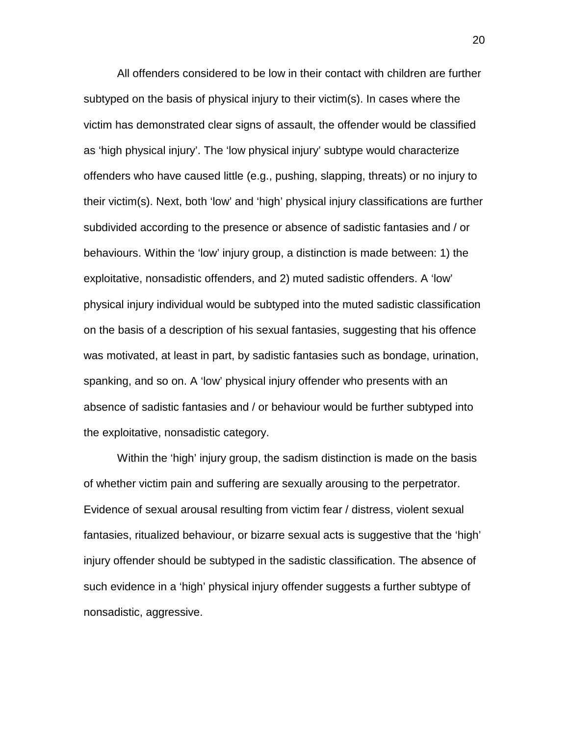All offenders considered to be low in their contact with children are further subtyped on the basis of physical injury to their victim(s). In cases where the victim has demonstrated clear signs of assault, the offender would be classified as 'high physical injury'. The 'low physical injury' subtype would characterize offenders who have caused little (e.g., pushing, slapping, threats) or no injury to their victim(s). Next, both 'low' and 'high' physical injury classifications are further subdivided according to the presence or absence of sadistic fantasies and / or behaviours. Within the 'low' injury group, a distinction is made between: 1) the exploitative, nonsadistic offenders, and 2) muted sadistic offenders. A 'low' physical injury individual would be subtyped into the muted sadistic classification on the basis of a description of his sexual fantasies, suggesting that his offence was motivated, at least in part, by sadistic fantasies such as bondage, urination, spanking, and so on. A 'low' physical injury offender who presents with an absence of sadistic fantasies and / or behaviour would be further subtyped into the exploitative, nonsadistic category.

Within the 'high' injury group, the sadism distinction is made on the basis of whether victim pain and suffering are sexually arousing to the perpetrator. Evidence of sexual arousal resulting from victim fear / distress, violent sexual fantasies, ritualized behaviour, or bizarre sexual acts is suggestive that the 'high' injury offender should be subtyped in the sadistic classification. The absence of such evidence in a 'high' physical injury offender suggests a further subtype of nonsadistic, aggressive.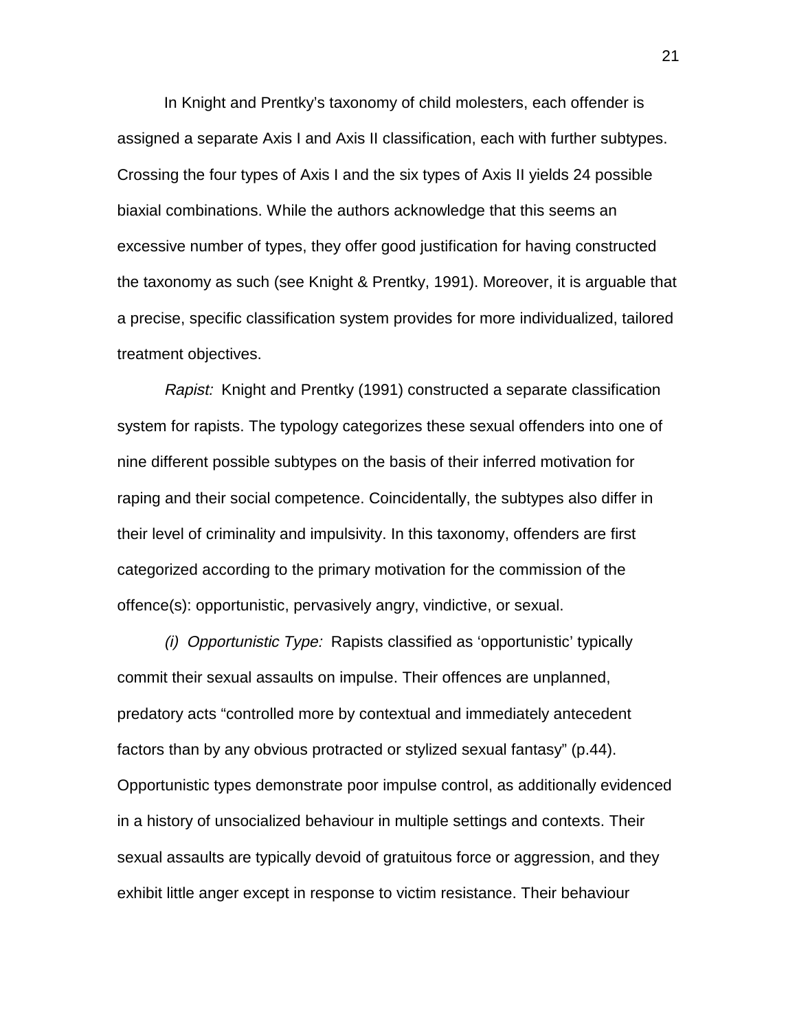In Knight and Prentky's taxonomy of child molesters, each offender is assigned a separate Axis I and Axis II classification, each with further subtypes. Crossing the four types of Axis I and the six types of Axis II yields 24 possible biaxial combinations. While the authors acknowledge that this seems an excessive number of types, they offer good justification for having constructed the taxonomy as such (see Knight & Prentky, 1991). Moreover, it is arguable that a precise, specific classification system provides for more individualized, tailored treatment objectives.

*Rapist:* Knight and Prentky (1991) constructed a separate classification system for rapists. The typology categorizes these sexual offenders into one of nine different possible subtypes on the basis of their inferred motivation for raping and their social competence. Coincidentally, the subtypes also differ in their level of criminality and impulsivity. In this taxonomy, offenders are first categorized according to the primary motivation for the commission of the offence(s): opportunistic, pervasively angry, vindictive, or sexual.

*(i) Opportunistic Type:* Rapists classified as 'opportunistic' typically commit their sexual assaults on impulse. Their offences are unplanned, predatory acts "controlled more by contextual and immediately antecedent factors than by any obvious protracted or stylized sexual fantasy" (p.44). Opportunistic types demonstrate poor impulse control, as additionally evidenced in a history of unsocialized behaviour in multiple settings and contexts. Their sexual assaults are typically devoid of gratuitous force or aggression, and they exhibit little anger except in response to victim resistance. Their behaviour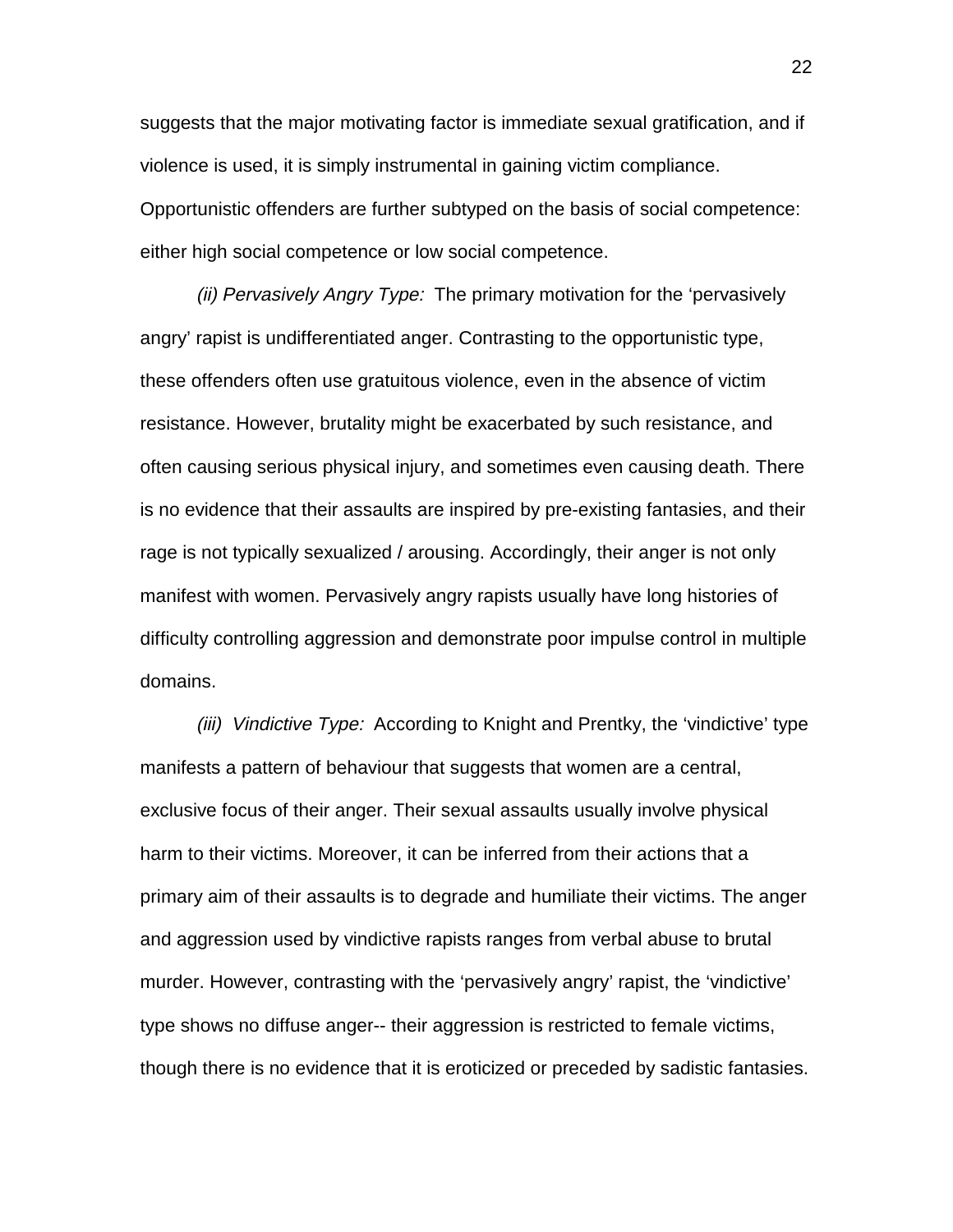suggests that the major motivating factor is immediate sexual gratification, and if violence is used, it is simply instrumental in gaining victim compliance. Opportunistic offenders are further subtyped on the basis of social competence: either high social competence or low social competence.

*(ii) Pervasively Angry Type:* The primary motivation for the 'pervasively angry' rapist is undifferentiated anger. Contrasting to the opportunistic type, these offenders often use gratuitous violence, even in the absence of victim resistance. However, brutality might be exacerbated by such resistance, and often causing serious physical injury, and sometimes even causing death. There is no evidence that their assaults are inspired by pre-existing fantasies, and their rage is not typically sexualized / arousing. Accordingly, their anger is not only manifest with women. Pervasively angry rapists usually have long histories of difficulty controlling aggression and demonstrate poor impulse control in multiple domains.

*(iii) Vindictive Type:* According to Knight and Prentky, the 'vindictive' type manifests a pattern of behaviour that suggests that women are a central, exclusive focus of their anger. Their sexual assaults usually involve physical harm to their victims. Moreover, it can be inferred from their actions that a primary aim of their assaults is to degrade and humiliate their victims. The anger and aggression used by vindictive rapists ranges from verbal abuse to brutal murder. However, contrasting with the 'pervasively angry' rapist, the 'vindictive' type shows no diffuse anger-- their aggression is restricted to female victims, though there is no evidence that it is eroticized or preceded by sadistic fantasies.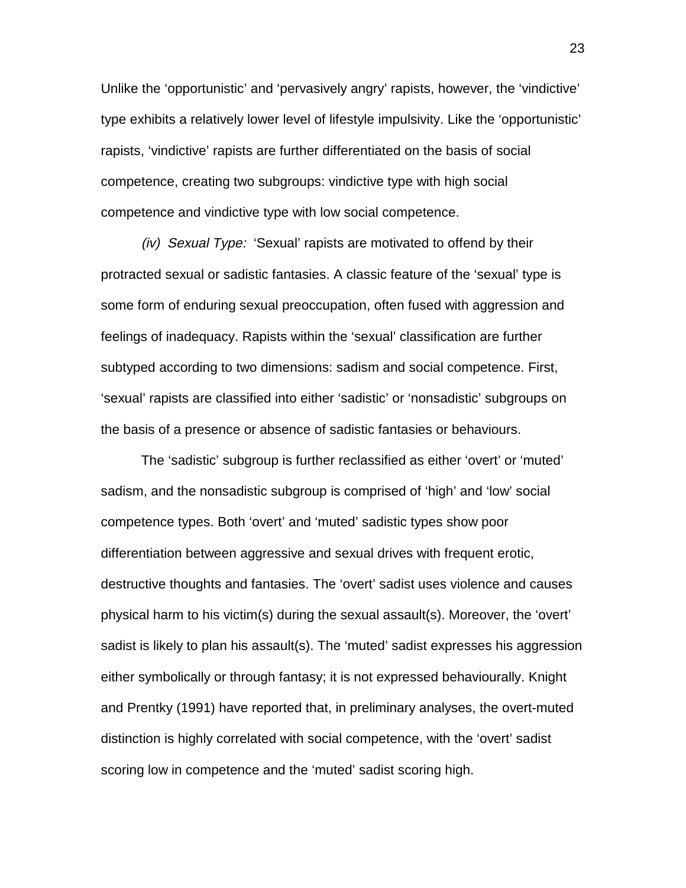Unlike the ‘opportunistic’ and ‘pervasively angry’ rapists, however, the ‘vindictive’ type exhibits a relatively lower level of lifestyle impulsivity. Like the ‘opportunistic’ rapists, ‘vindictive’ rapists are further differentiated on the basis of social competence, creating two subgroups: vindictive type with high social competence and vindictive type with low social competence.

*(iv) Sexual Type:* ‘Sexual’ rapists are motivated to offend by their protracted sexual or sadistic fantasies. A classic feature of the ‘sexual’ type is some form of enduring sexual preoccupation, often fused with aggression and feelings of inadequacy. Rapists within the ‘sexual’ classification are further subtyped according to two dimensions: sadism and social competence. First, ‘sexual’ rapists are classified into either ‘sadistic’ or ‘nonsadistic’ subgroups on the basis of a presence or absence of sadistic fantasies or behaviours.

The ‘sadistic’ subgroup is further reclassified as either ‘overt’ or ‘muted’ sadism, and the nonsadistic subgroup is comprised of ‘high’ and ‘low’ social competence types. Both ‘overt’ and ‘muted’ sadistic types show poor differentiation between aggressive and sexual drives with frequent erotic, destructive thoughts and fantasies. The ‘overt’ sadist uses violence and causes physical harm to his victim(s) during the sexual assault(s). Moreover, the ‘overt’ sadist is likely to plan his assault(s). The ‘muted’ sadist expresses his aggression either symbolically or through fantasy; it is not expressed behaviourally. Knight and Prentky (1991) have reported that, in preliminary analyses, the overt-muted distinction is highly correlated with social competence, with the ‘overt’ sadist scoring low in competence and the ‘muted’ sadist scoring high.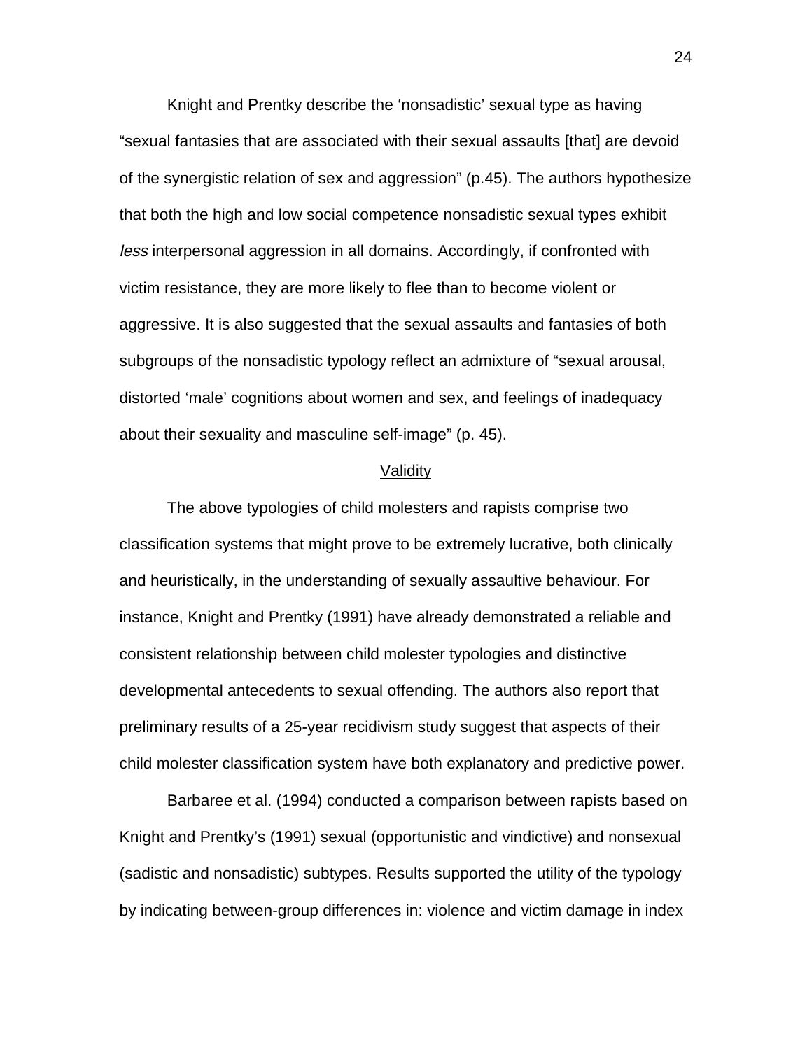Knight and Prentky describe the 'nonsadistic' sexual type as having "sexual fantasies that are associated with their sexual assaults [that] are devoid of the synergistic relation of sex and aggression" (p.45). The authors hypothesize that both the high and low social competence nonsadistic sexual types exhibit *less* interpersonal aggression in all domains. Accordingly, if confronted with victim resistance, they are more likely to flee than to become violent or aggressive. It is also suggested that the sexual assaults and fantasies of both subgroups of the nonsadistic typology reflect an admixture of "sexual arousal, distorted 'male' cognitions about women and sex, and feelings of inadequacy about their sexuality and masculine self-image" (p. 45).

## Validity

The above typologies of child molesters and rapists comprise two classification systems that might prove to be extremely lucrative, both clinically and heuristically, in the understanding of sexually assaultive behaviour. For instance, Knight and Prentky (1991) have already demonstrated a reliable and consistent relationship between child molester typologies and distinctive developmental antecedents to sexual offending. The authors also report that preliminary results of a 25-year recidivism study suggest that aspects of their child molester classification system have both explanatory and predictive power.

Barbaree et al. (1994) conducted a comparison between rapists based on Knight and Prentky's (1991) sexual (opportunistic and vindictive) and nonsexual (sadistic and nonsadistic) subtypes. Results supported the utility of the typology by indicating between-group differences in: violence and victim damage in index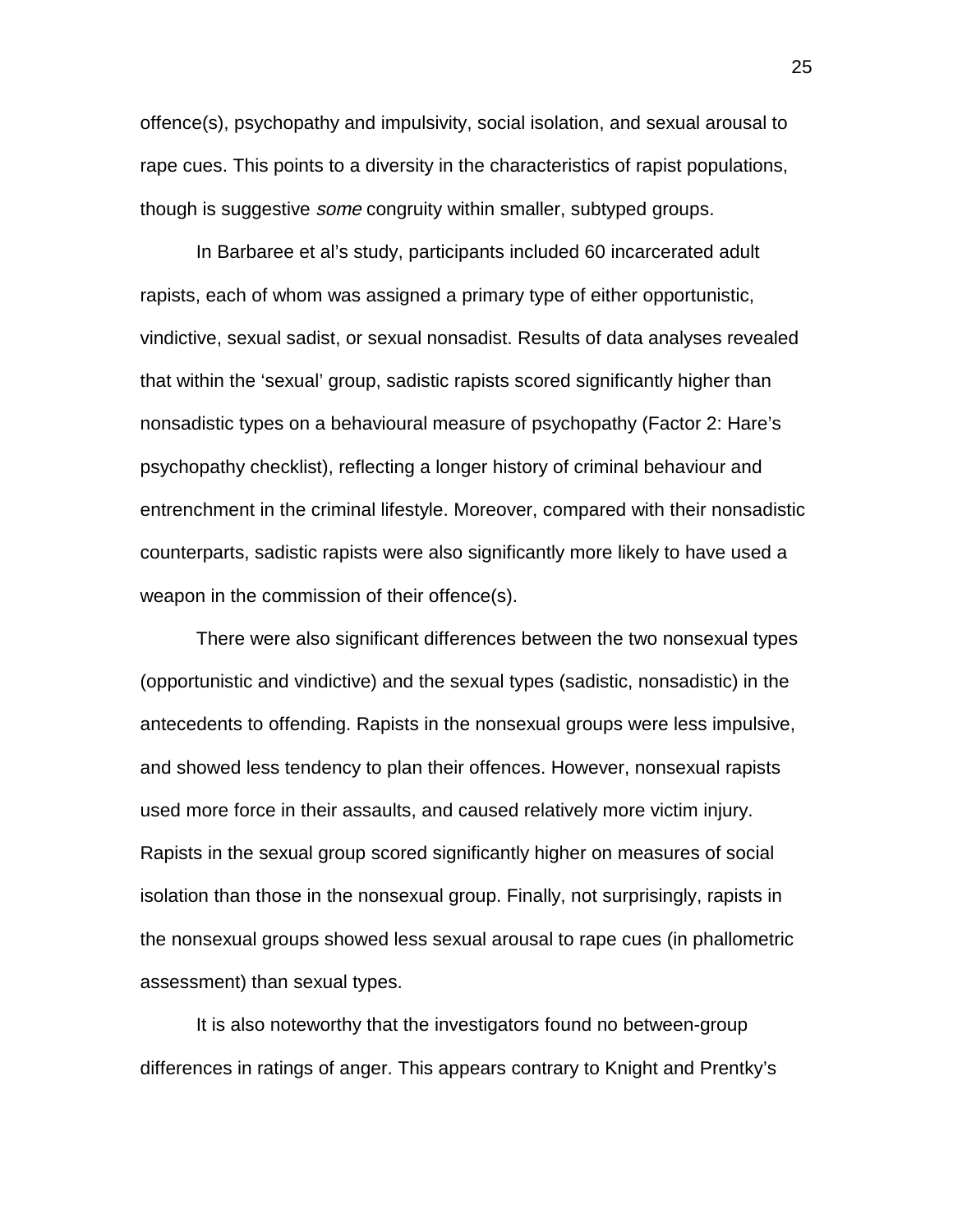offence(s), psychopathy and impulsivity, social isolation, and sexual arousal to rape cues. This points to a diversity in the characteristics of rapist populations, though is suggestive *some* congruity within smaller, subtyped groups.

In Barbaree et al's study, participants included 60 incarcerated adult rapists, each of whom was assigned a primary type of either opportunistic, vindictive, sexual sadist, or sexual nonsadist. Results of data analyses revealed that within the 'sexual' group, sadistic rapists scored significantly higher than nonsadistic types on a behavioural measure of psychopathy (Factor 2: Hare's psychopathy checklist), reflecting a longer history of criminal behaviour and entrenchment in the criminal lifestyle. Moreover, compared with their nonsadistic counterparts, sadistic rapists were also significantly more likely to have used a weapon in the commission of their offence(s).

There were also significant differences between the two nonsexual types (opportunistic and vindictive) and the sexual types (sadistic, nonsadistic) in the antecedents to offending. Rapists in the nonsexual groups were less impulsive, and showed less tendency to plan their offences. However, nonsexual rapists used more force in their assaults, and caused relatively more victim injury. Rapists in the sexual group scored significantly higher on measures of social isolation than those in the nonsexual group. Finally, not surprisingly, rapists in the nonsexual groups showed less sexual arousal to rape cues (in phallometric assessment) than sexual types.

It is also noteworthy that the investigators found no between-group differences in ratings of anger. This appears contrary to Knight and Prentky's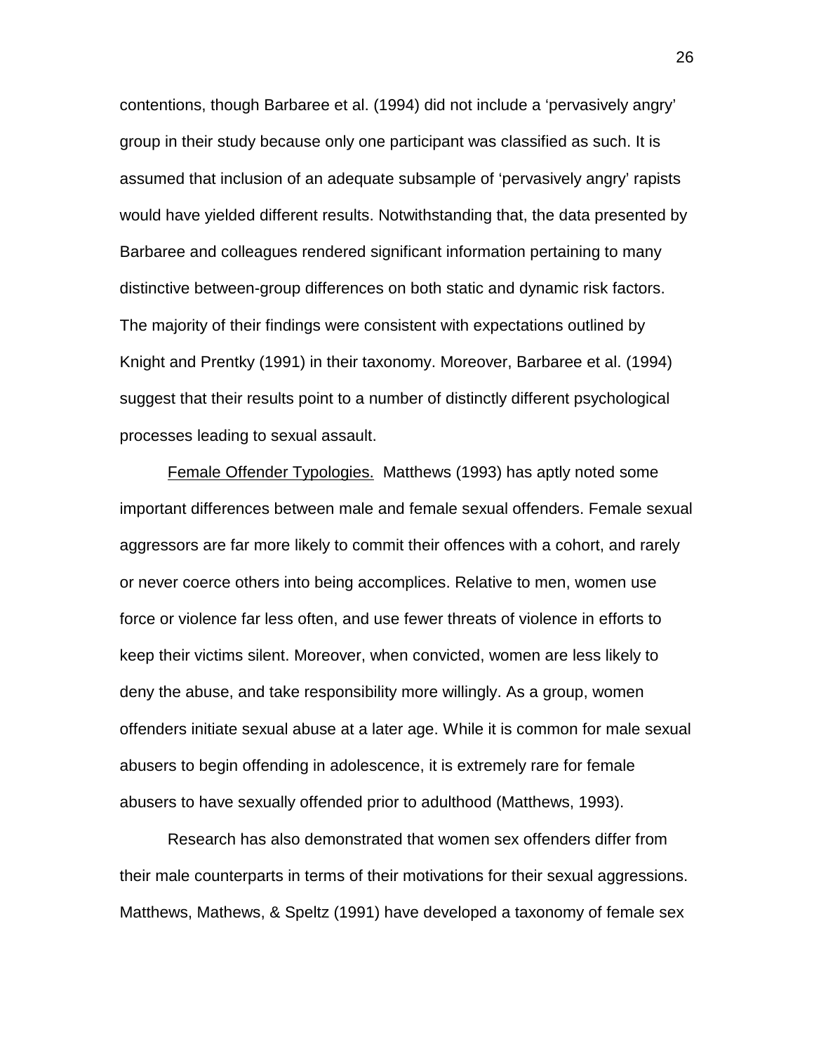contentions, though Barbaree et al. (1994) did not include a 'pervasively angry' group in their study because only one participant was classified as such. It is assumed that inclusion of an adequate subsample of 'pervasively angry' rapists would have yielded different results. Notwithstanding that, the data presented by Barbaree and colleagues rendered significant information pertaining to many distinctive between-group differences on both static and dynamic risk factors. The majority of their findings were consistent with expectations outlined by Knight and Prentky (1991) in their taxonomy. Moreover, Barbaree et al. (1994) suggest that their results point to a number of distinctly different psychological processes leading to sexual assault.

<u>Female Offender Typologies.</u> Matthews (1993) has aptly noted some important differences between male and female sexual offenders. Female sexual aggressors are far more likely to commit their offences with a cohort, and rarely or never coerce others into being accomplices. Relative to men, women use force or violence far less often, and use fewer threats of violence in efforts to keep their victims silent. Moreover, when convicted, women are less likely to deny the abuse, and take responsibility more willingly. As a group, women offenders initiate sexual abuse at a later age. While it is common for male sexual abusers to begin offending in adolescence, it is extremely rare for female abusers to have sexually offended prior to adulthood (Matthews, 1993).

Research has also demonstrated that women sex offenders differ from their male counterparts in terms of their motivations for their sexual aggressions. Matthews, Mathews, & Speltz (1991) have developed a taxonomy of female sex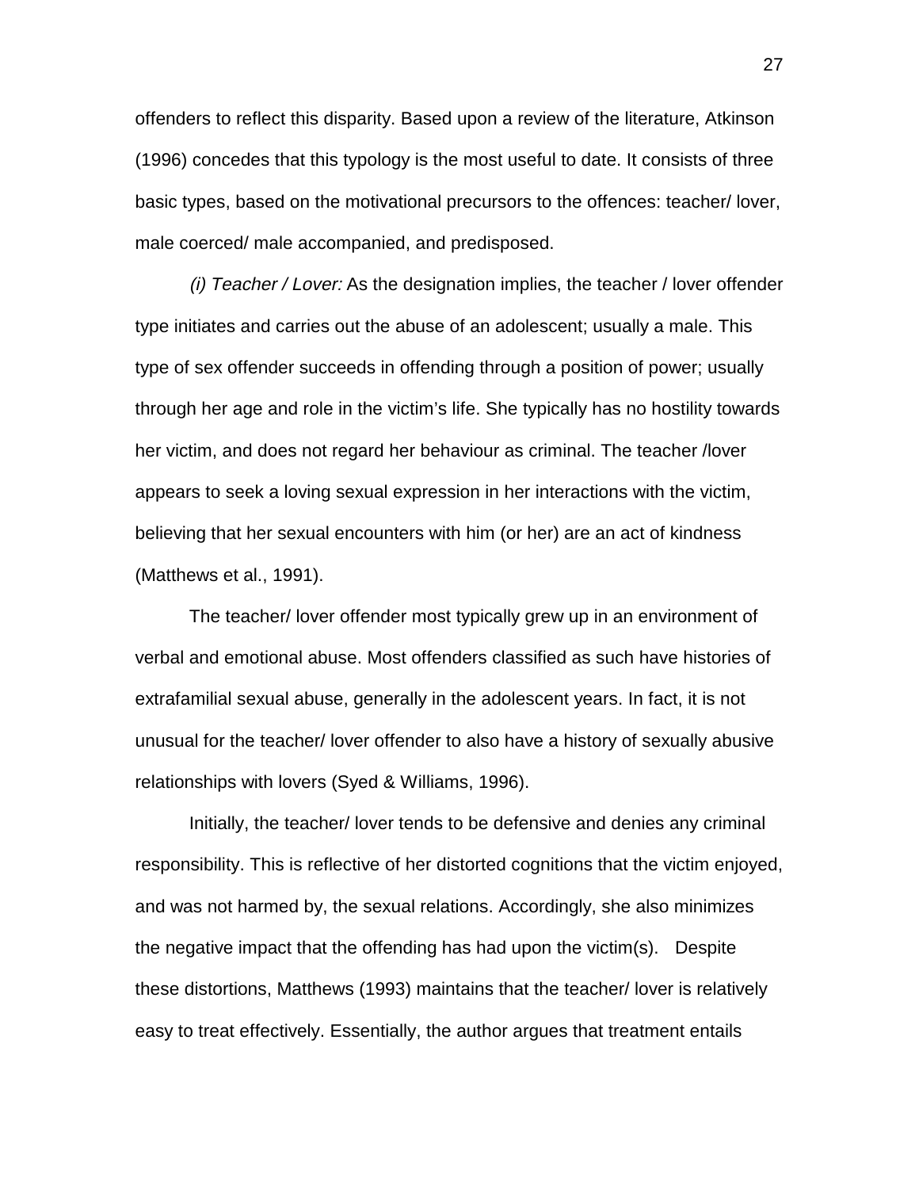offenders to reflect this disparity. Based upon a review of the literature, Atkinson (1996) concedes that this typology is the most useful to date. It consists of three basic types, based on the motivational precursors to the offences: teacher/ lover, male coerced/ male accompanied, and predisposed.

*(i) Teacher / Lover:* As the designation implies, the teacher / lover offender type initiates and carries out the abuse of an adolescent; usually a male. This type of sex offender succeeds in offending through a position of power; usually through her age and role in the victim's life. She typically has no hostility towards her victim, and does not regard her behaviour as criminal. The teacher /lover appears to seek a loving sexual expression in her interactions with the victim, believing that her sexual encounters with him (or her) are an act of kindness (Matthews et al., 1991).

The teacher/ lover offender most typically grew up in an environment of verbal and emotional abuse. Most offenders classified as such have histories of extrafamilial sexual abuse, generally in the adolescent years. In fact, it is not unusual for the teacher/ lover offender to also have a history of sexually abusive relationships with lovers (Syed & Williams, 1996).

Initially, the teacher/ lover tends to be defensive and denies any criminal responsibility. This is reflective of her distorted cognitions that the victim enjoyed, and was not harmed by, the sexual relations. Accordingly, she also minimizes the negative impact that the offending has had upon the victim(s). Despite these distortions, Matthews (1993) maintains that the teacher/ lover is relatively easy to treat effectively. Essentially, the author argues that treatment entails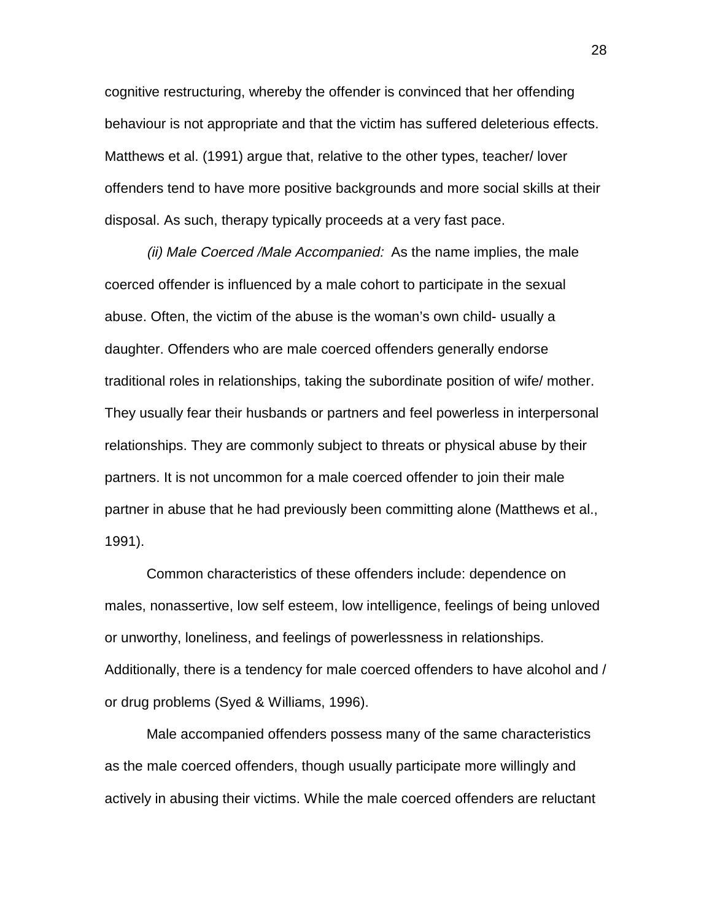cognitive restructuring, whereby the offender is convinced that her offending behaviour is not appropriate and that the victim has suffered deleterious effects. Matthews et al. (1991) argue that, relative to the other types, teacher/ lover offenders tend to have more positive backgrounds and more social skills at their disposal. As such, therapy typically proceeds at a very fast pace.

*(ii) Male Coerced /Male Accompanied:* As the name implies, the male coerced offender is influenced by a male cohort to participate in the sexual abuse. Often, the victim of the abuse is the woman's own child- usually a daughter. Offenders who are male coerced offenders generally endorse traditional roles in relationships, taking the subordinate position of wife/ mother. They usually fear their husbands or partners and feel powerless in interpersonal relationships. They are commonly subject to threats or physical abuse by their partners. It is not uncommon for a male coerced offender to join their male partner in abuse that he had previously been committing alone (Matthews et al., 1991).

Common characteristics of these offenders include: dependence on males, nonassertive, low self esteem, low intelligence, feelings of being unloved or unworthy, loneliness, and feelings of powerlessness in relationships. Additionally, there is a tendency for male coerced offenders to have alcohol and / or drug problems (Syed & Williams, 1996).

Male accompanied offenders possess many of the same characteristics as the male coerced offenders, though usually participate more willingly and actively in abusing their victims. While the male coerced offenders are reluctant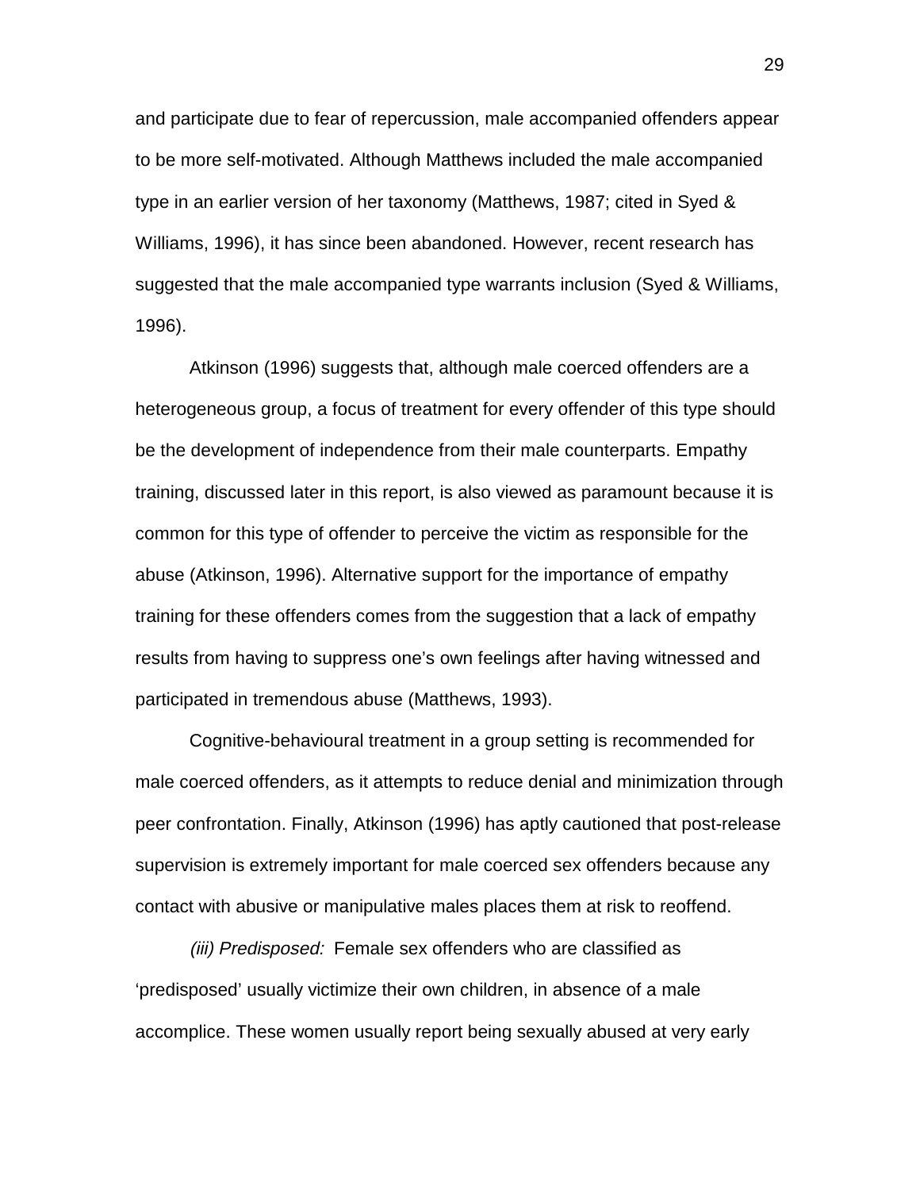and participate due to fear of repercussion, male accompanied offenders appear to be more self-motivated. Although Matthews included the male accompanied type in an earlier version of her taxonomy (Matthews, 1987; cited in Syed & Williams, 1996), it has since been abandoned. However, recent research has suggested that the male accompanied type warrants inclusion (Syed & Williams, 1996).

Atkinson (1996) suggests that, although male coerced offenders are a heterogeneous group, a focus of treatment for every offender of this type should be the development of independence from their male counterparts. Empathy training, discussed later in this report, is also viewed as paramount because it is common for this type of offender to perceive the victim as responsible for the abuse (Atkinson, 1996). Alternative support for the importance of empathy training for these offenders comes from the suggestion that a lack of empathy results from having to suppress one's own feelings after having witnessed and participated in tremendous abuse (Matthews, 1993).

Cognitive-behavioural treatment in a group setting is recommended for male coerced offenders, as it attempts to reduce denial and minimization through peer confrontation. Finally, Atkinson (1996) has aptly cautioned that post-release supervision is extremely important for male coerced sex offenders because any contact with abusive or manipulative males places them at risk to reoffend.

*(iii) Predisposed:* Female sex offenders who are classified as 'predisposed' usually victimize their own children, in absence of a male accomplice. These women usually report being sexually abused at very early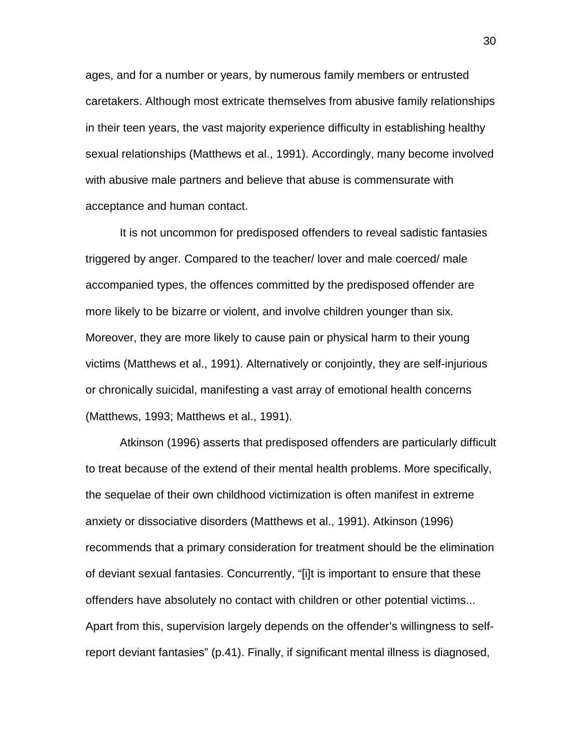ages, and for a number or years, by numerous family members or entrusted caretakers. Although most extricate themselves from abusive family relationships in their teen years, the vast majority experience difficulty in establishing healthy sexual relationships (Matthews et al., 1991). Accordingly, many become involved with abusive male partners and believe that abuse is commensurate with acceptance and human contact.

It is not uncommon for predisposed offenders to reveal sadistic fantasies triggered by anger. Compared to the teacher/ lover and male coerced/ male accompanied types, the offences committed by the predisposed offender are more likely to be bizarre or violent, and involve children younger than six. Moreover, they are more likely to cause pain or physical harm to their young victims (Matthews et al., 1991). Alternatively or conjointly, they are self-injurious or chronically suicidal, manifesting a vast array of emotional health concerns (Matthews, 1993; Matthews et al., 1991).

Atkinson (1996) asserts that predisposed offenders are particularly difficult to treat because of the extend of their mental health problems. More specifically, the sequelae of their own childhood victimization is often manifest in extreme anxiety or dissociative disorders (Matthews et al., 1991). Atkinson (1996) recommends that a primary consideration for treatment should be the elimination of deviant sexual fantasies. Concurrently, "[i]t is important to ensure that these offenders have absolutely no contact with children or other potential victims... Apart from this, supervision largely depends on the offender's willingness to self-report deviant fantasies" (p.41). Finally, if significant mental illness is diagnosed,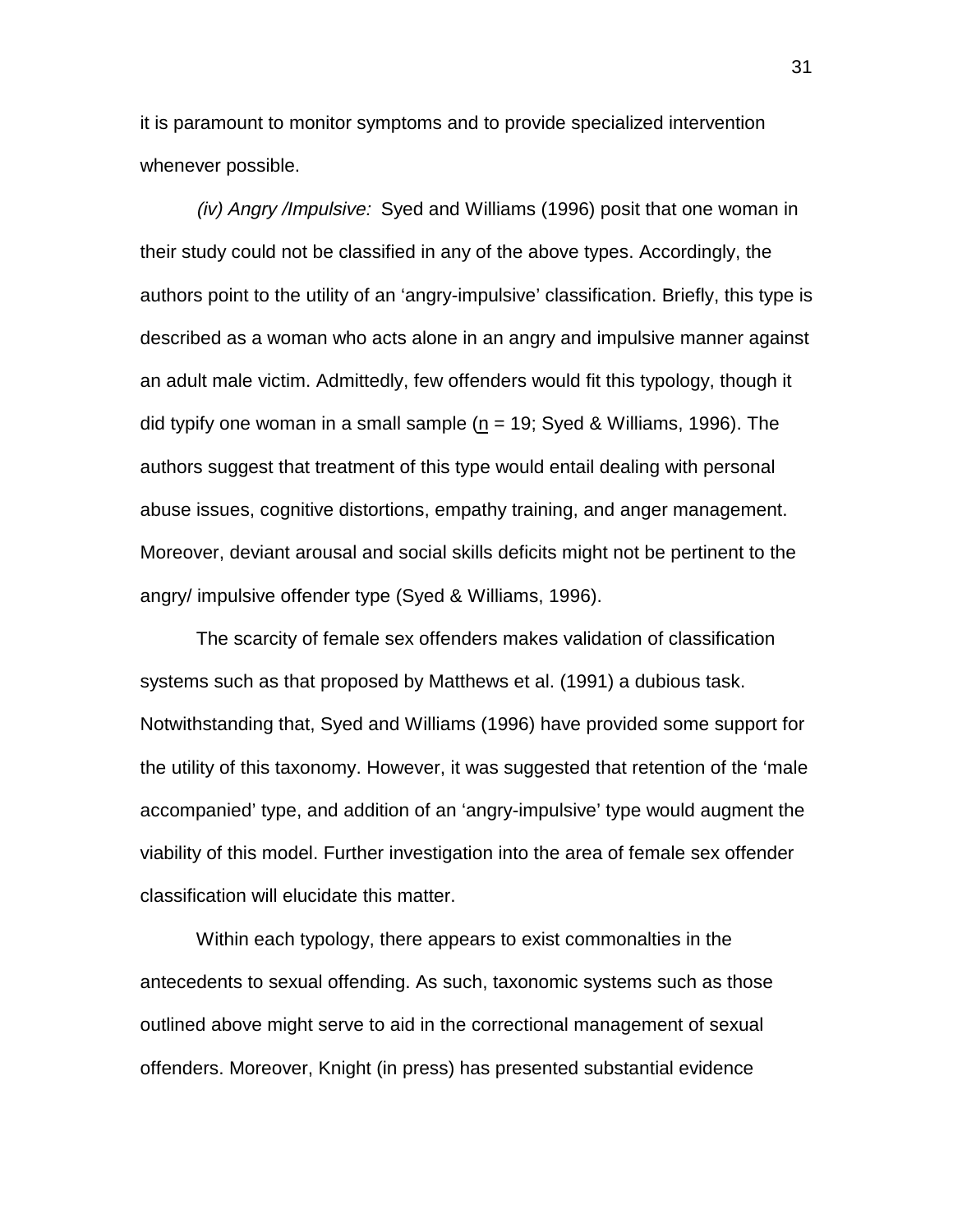it is paramount to monitor symptoms and to provide specialized intervention whenever possible.

*(iv) Angry /Impulsive:* Syed and Williams (1996) posit that one woman in their study could not be classified in any of the above types. Accordingly, the authors point to the utility of an ‘angry-impulsive’ classification. Briefly, this type is described as a woman who acts alone in an angry and impulsive manner against an adult male victim. Admittedly, few offenders would fit this typology, though it did typify one woman in a small sample (n = 19; Syed & Williams, 1996). The authors suggest that treatment of this type would entail dealing with personal abuse issues, cognitive distortions, empathy training, and anger management. Moreover, deviant arousal and social skills deficits might not be pertinent to the angry/ impulsive offender type (Syed & Williams, 1996).

The scarcity of female sex offenders makes validation of classification systems such as that proposed by Matthews et al. (1991) a dubious task. Notwithstanding that, Syed and Williams (1996) have provided some support for the utility of this taxonomy. However, it was suggested that retention of the ‘male accompanied’ type, and addition of an ‘angry-impulsive’ type would augment the viability of this model. Further investigation into the area of female sex offender classification will elucidate this matter.

Within each typology, there appears to exist commonalties in the antecedents to sexual offending. As such, taxonomic systems such as those outlined above might serve to aid in the correctional management of sexual offenders. Moreover, Knight (in press) has presented substantial evidence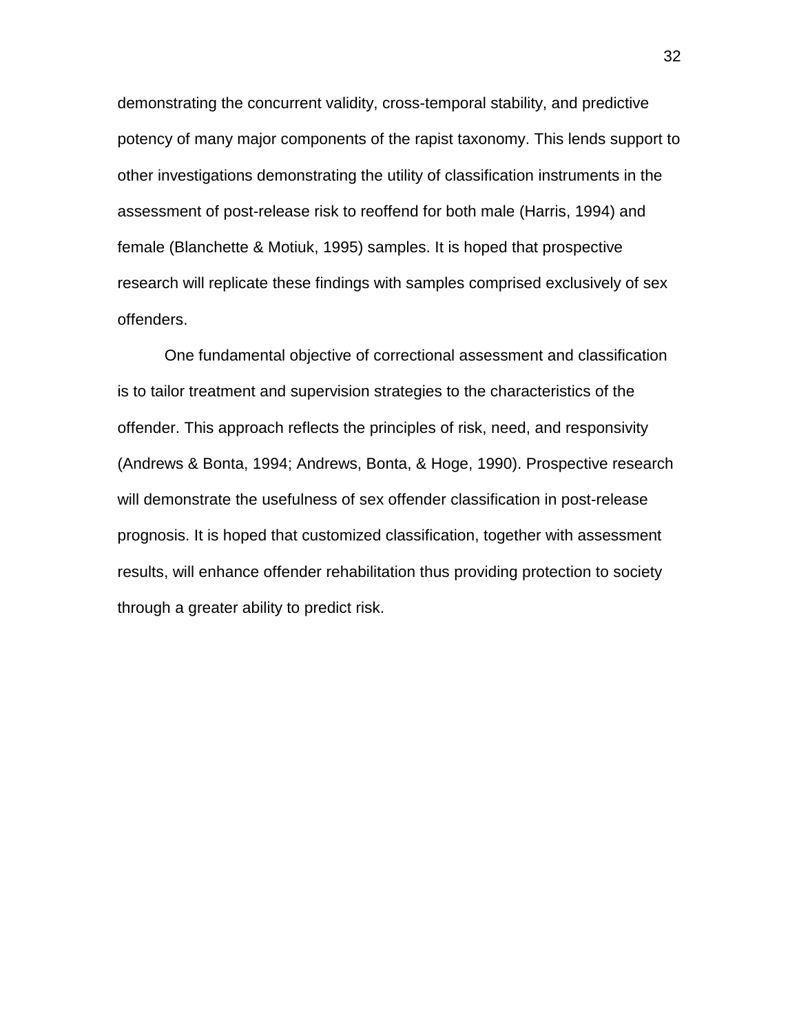demonstrating the concurrent validity, cross-temporal stability, and predictive potency of many major components of the rapist taxonomy. This lends support to other investigations demonstrating the utility of classification instruments in the assessment of post-release risk to reoffend for both male (Harris, 1994) and female (Blanchette & Motiuk, 1995) samples. It is hoped that prospective research will replicate these findings with samples comprised exclusively of sex offenders.

One fundamental objective of correctional assessment and classification is to tailor treatment and supervision strategies to the characteristics of the offender. This approach reflects the principles of risk, need, and responsivity (Andrews & Bonta, 1994; Andrews, Bonta, & Hoge, 1990). Prospective research will demonstrate the usefulness of sex offender classification in post-release prognosis. It is hoped that customized classification, together with assessment results, will enhance offender rehabilitation thus providing protection to society through a greater ability to predict risk.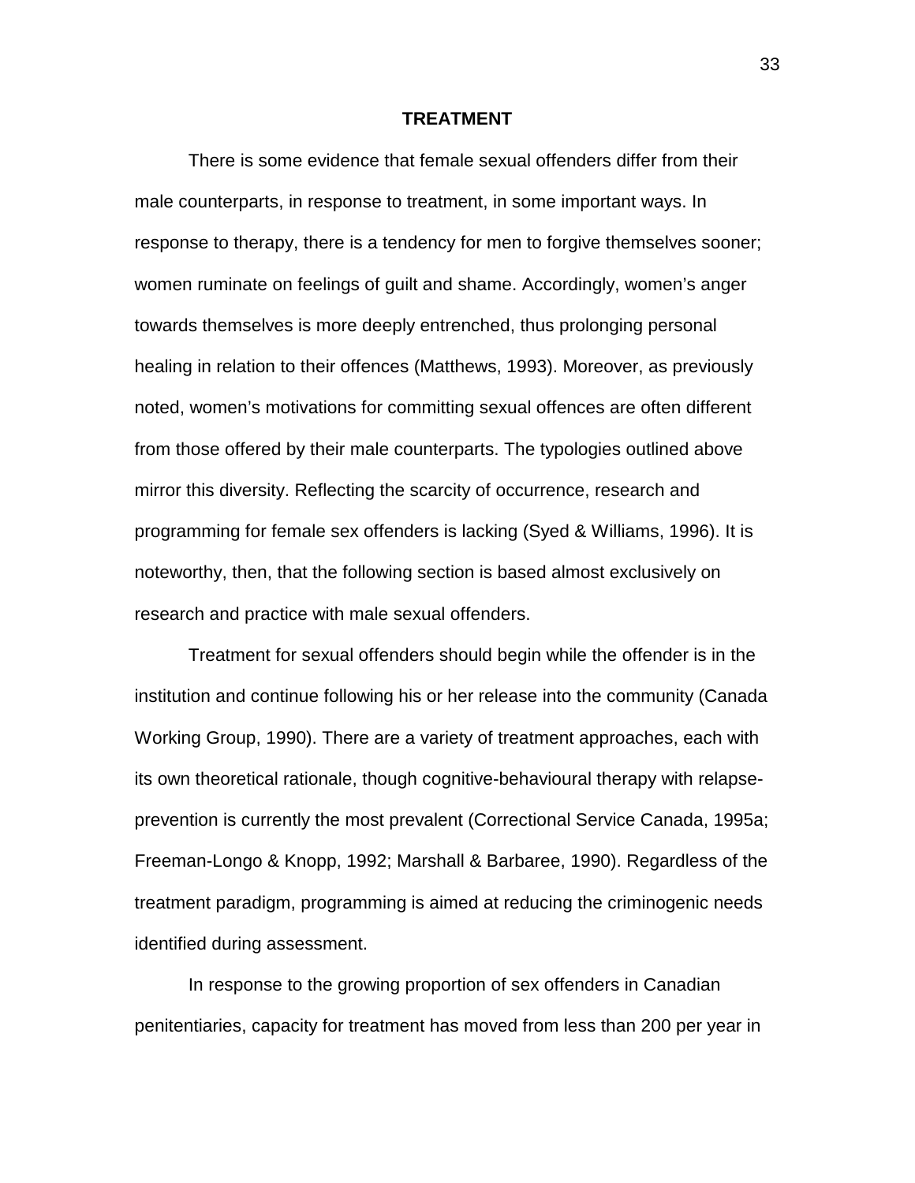## TREATMENT

There is some evidence that female sexual offenders differ from their male counterparts, in response to treatment, in some important ways. In response to therapy, there is a tendency for men to forgive themselves sooner; women ruminate on feelings of guilt and shame. Accordingly, women's anger towards themselves is more deeply entrenched, thus prolonging personal healing in relation to their offences (Matthews, 1993). Moreover, as previously noted, women's motivations for committing sexual offences are often different from those offered by their male counterparts. The typologies outlined above mirror this diversity. Reflecting the scarcity of occurrence, research and programming for female sex offenders is lacking (Syed & Williams, 1996). It is noteworthy, then, that the following section is based almost exclusively on research and practice with male sexual offenders.

Treatment for sexual offenders should begin while the offender is in the institution and continue following his or her release into the community (Canada Working Group, 1990). There are a variety of treatment approaches, each with its own theoretical rationale, though cognitive-behavioural therapy with relapse-prevention is currently the most prevalent (Correctional Service Canada, 1995a; Freeman-Longo & Knopp, 1992; Marshall & Barbaree, 1990). Regardless of the treatment paradigm, programming is aimed at reducing the criminogenic needs identified during assessment.

In response to the growing proportion of sex offenders in Canadian penitentiaries, capacity for treatment has moved from less than 200 per year in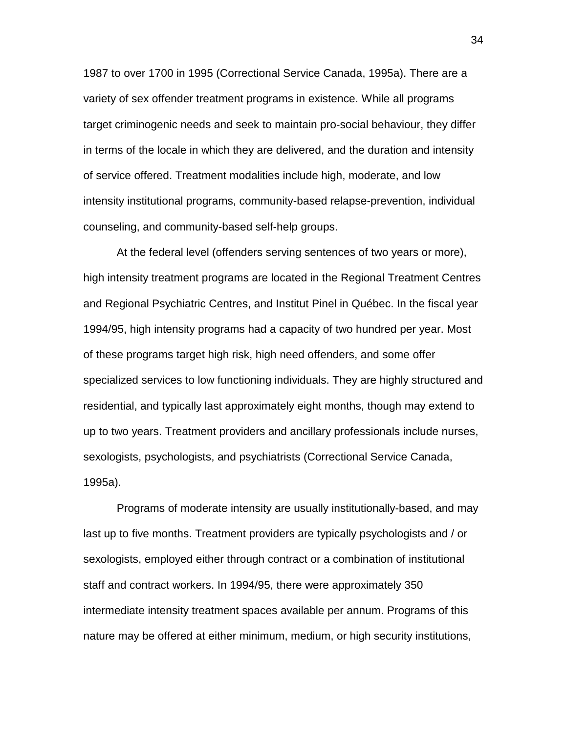1987 to over 1700 in 1995 (Correctional Service Canada, 1995a). There are a variety of sex offender treatment programs in existence. While all programs target criminogenic needs and seek to maintain pro-social behaviour, they differ in terms of the locale in which they are delivered, and the duration and intensity of service offered. Treatment modalities include high, moderate, and low intensity institutional programs, community-based relapse-prevention, individual counseling, and community-based self-help groups.

At the federal level (offenders serving sentences of two years or more), high intensity treatment programs are located in the Regional Treatment Centres and Regional Psychiatric Centres, and Institut Pinel in Québec. In the fiscal year 1994/95, high intensity programs had a capacity of two hundred per year. Most of these programs target high risk, high need offenders, and some offer specialized services to low functioning individuals. They are highly structured and residential, and typically last approximately eight months, though may extend to up to two years. Treatment providers and ancillary professionals include nurses, sexologists, psychologists, and psychiatrists (Correctional Service Canada, 1995a).

Programs of moderate intensity are usually institutionally-based, and may last up to five months. Treatment providers are typically psychologists and / or sexologists, employed either through contract or a combination of institutional staff and contract workers. In 1994/95, there were approximately 350 intermediate intensity treatment spaces available per annum. Programs of this nature may be offered at either minimum, medium, or high security institutions,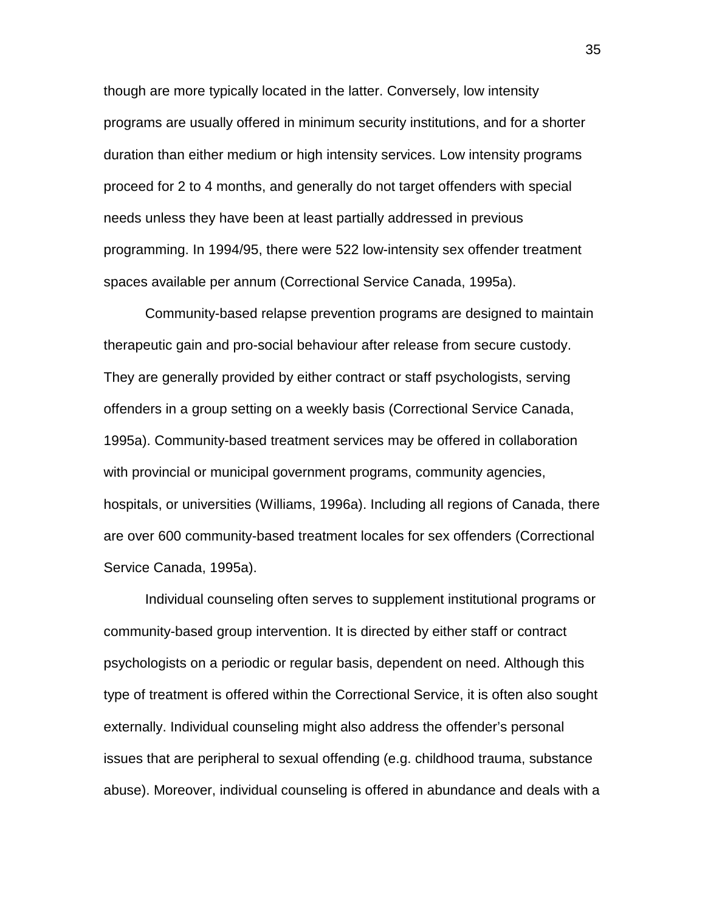though are more typically located in the latter. Conversely, low intensity programs are usually offered in minimum security institutions, and for a shorter duration than either medium or high intensity services. Low intensity programs proceed for 2 to 4 months, and generally do not target offenders with special needs unless they have been at least partially addressed in previous programming. In 1994/95, there were 522 low-intensity sex offender treatment spaces available per annum (Correctional Service Canada, 1995a).

Community-based relapse prevention programs are designed to maintain therapeutic gain and pro-social behaviour after release from secure custody. They are generally provided by either contract or staff psychologists, serving offenders in a group setting on a weekly basis (Correctional Service Canada, 1995a). Community-based treatment services may be offered in collaboration with provincial or municipal government programs, community agencies, hospitals, or universities (Williams, 1996a). Including all regions of Canada, there are over 600 community-based treatment locales for sex offenders (Correctional Service Canada, 1995a).

Individual counseling often serves to supplement institutional programs or community-based group intervention. It is directed by either staff or contract psychologists on a periodic or regular basis, dependent on need. Although this type of treatment is offered within the Correctional Service, it is often also sought externally. Individual counseling might also address the offender's personal issues that are peripheral to sexual offending (e.g. childhood trauma, substance abuse). Moreover, individual counseling is offered in abundance and deals with a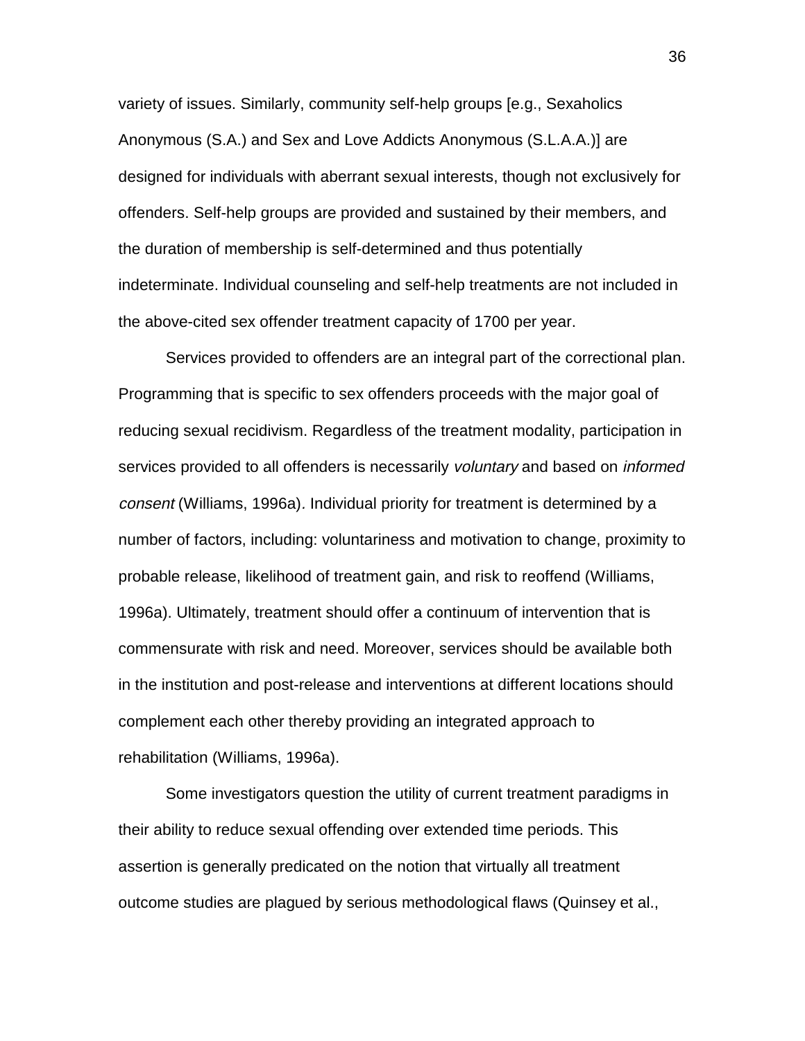variety of issues. Similarly, community self-help groups [e.g., Sexaholics Anonymous (S.A.) and Sex and Love Addicts Anonymous (S.L.A.A.)] are designed for individuals with aberrant sexual interests, though not exclusively for offenders. Self-help groups are provided and sustained by their members, and the duration of membership is self-determined and thus potentially indeterminate. Individual counseling and self-help treatments are not included in the above-cited sex offender treatment capacity of 1700 per year.

Services provided to offenders are an integral part of the correctional plan. Programming that is specific to sex offenders proceeds with the major goal of reducing sexual recidivism. Regardless of the treatment modality, participation in services provided to all offenders is necessarily *voluntary* and based on *informed consent* (Williams, 1996a). Individual priority for treatment is determined by a number of factors, including: voluntariness and motivation to change, proximity to probable release, likelihood of treatment gain, and risk to reoffend (Williams, 1996a). Ultimately, treatment should offer a continuum of intervention that is commensurate with risk and need. Moreover, services should be available both in the institution and post-release and interventions at different locations should complement each other thereby providing an integrated approach to rehabilitation (Williams, 1996a).

Some investigators question the utility of current treatment paradigms in their ability to reduce sexual offending over extended time periods. This assertion is generally predicated on the notion that virtually all treatment outcome studies are plagued by serious methodological flaws (Quinsey et al.,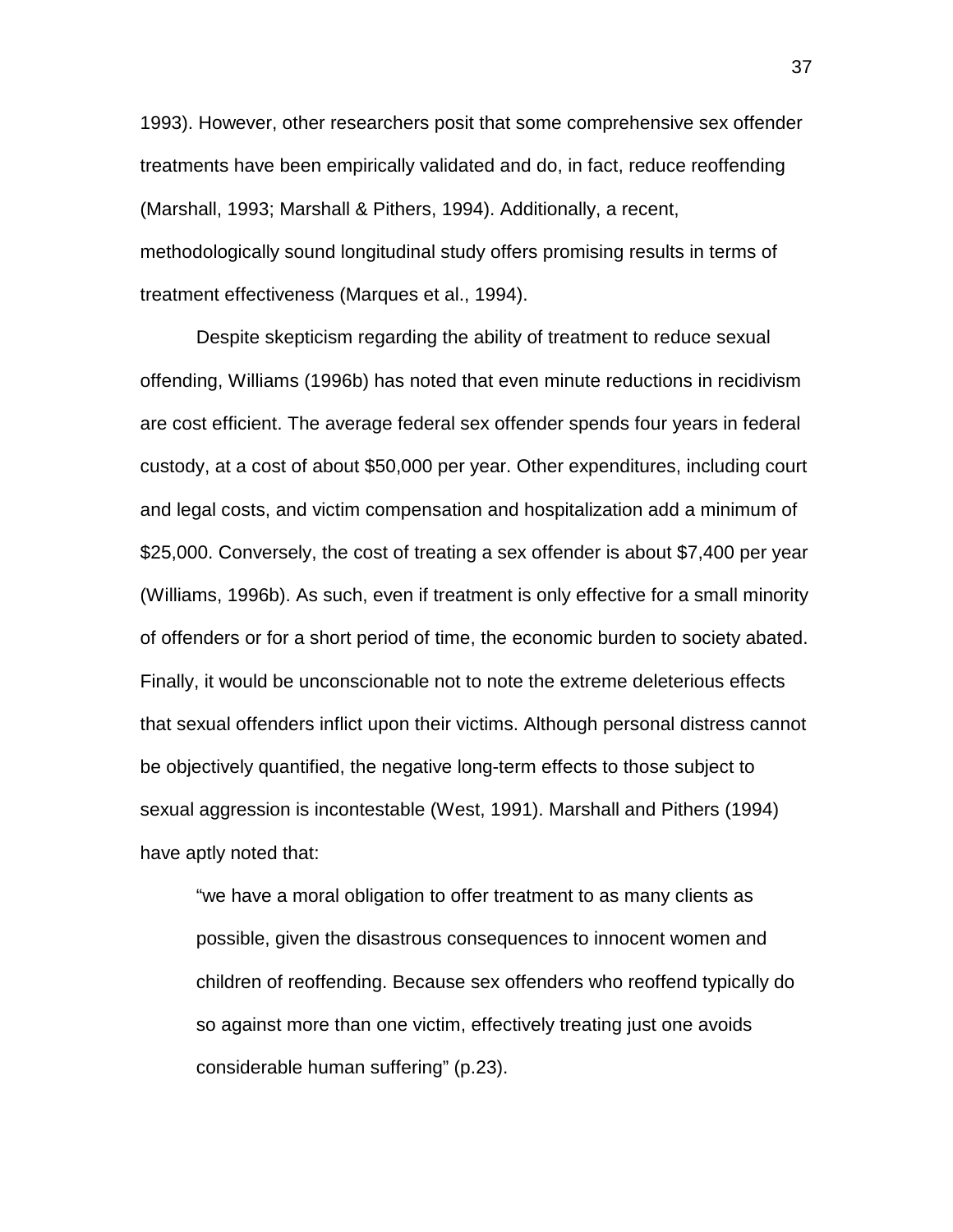1993). However, other researchers posit that some comprehensive sex offender treatments have been empirically validated and do, in fact, reduce reoffending (Marshall, 1993; Marshall & Pithers, 1994). Additionally, a recent, methodologically sound longitudinal study offers promising results in terms of treatment effectiveness (Marques et al., 1994).

Despite skepticism regarding the ability of treatment to reduce sexual offending, Williams (1996b) has noted that even minute reductions in recidivism are cost efficient. The average federal sex offender spends four years in federal custody, at a cost of about $50,000 per year. Other expenditures, including court and legal costs, and victim compensation and hospitalization add a minimum of $25,000. Conversely, the cost of treating a sex offender is about $7,400 per year (Williams, 1996b). As such, even if treatment is only effective for a small minority of offenders or for a short period of time, the economic burden to society abated. Finally, it would be unconscionable not to note the extreme deleterious effects that sexual offenders inflict upon their victims. Although personal distress cannot be objectively quantified, the negative long-term effects to those subject to sexual aggression is incontestable (West, 1991). Marshall and Pithers (1994) have aptly noted that:

> "we have a moral obligation to offer treatment to as many clients as possible, given the disastrous consequences to innocent women and children of reoffending. Because sex offenders who reoffend typically do so against more than one victim, effectively treating just one avoids considerable human suffering" (p.23).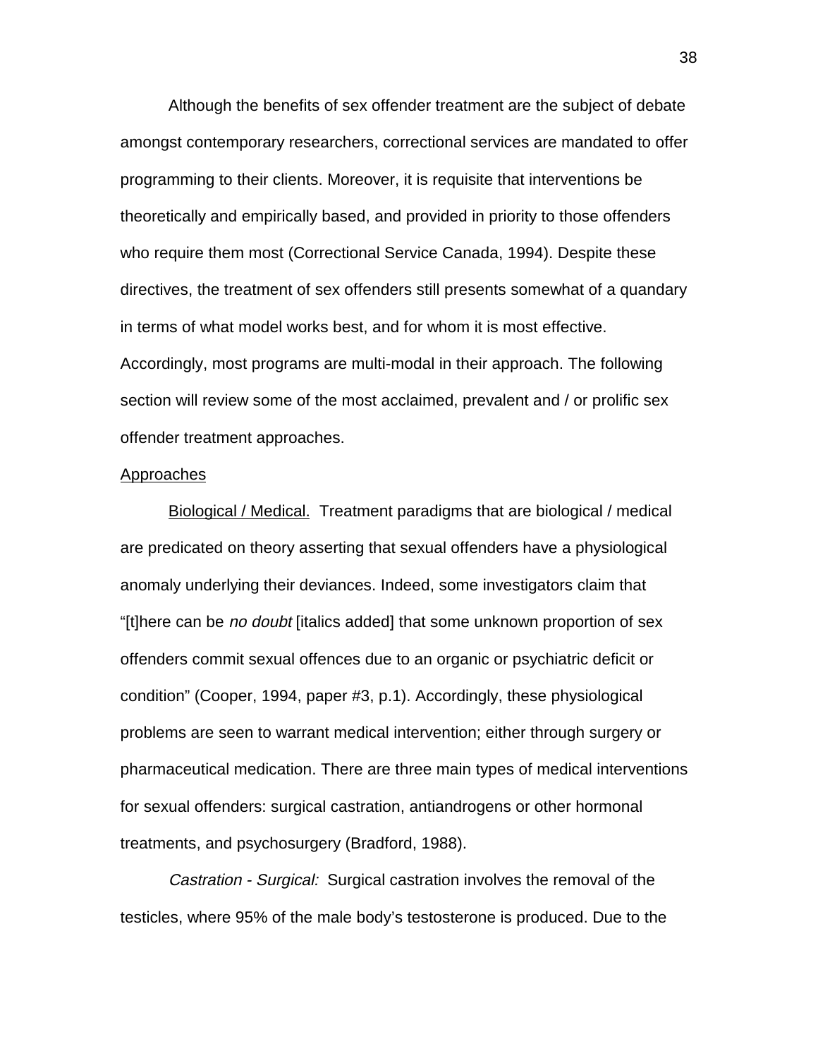Although the benefits of sex offender treatment are the subject of debate amongst contemporary researchers, correctional services are mandated to offer programming to their clients. Moreover, it is requisite that interventions be theoretically and empirically based, and provided in priority to those offenders who require them most (Correctional Service Canada, 1994). Despite these directives, the treatment of sex offenders still presents somewhat of a quandary in terms of what model works best, and for whom it is most effective. Accordingly, most programs are multi-modal in their approach. The following section will review some of the most acclaimed, prevalent and / or prolific sex offender treatment approaches.

<u>Approaches</u>

<u>Biological / Medical.</u> Treatment paradigms that are biological / medical are predicated on theory asserting that sexual offenders have a physiological anomaly underlying their deviances. Indeed, some investigators claim that "[t]here can be *no doubt* [italics added] that some unknown proportion of sex offenders commit sexual offences due to an organic or psychiatric deficit or condition" (Cooper, 1994, paper #3, p.1). Accordingly, these physiological problems are seen to warrant medical intervention; either through surgery or pharmaceutical medication. There are three main types of medical interventions for sexual offenders: surgical castration, antiandrogens or other hormonal treatments, and psychosurgery (Bradford, 1988).

*Castration - Surgical:* Surgical castration involves the removal of the testicles, where 95% of the male body's testosterone is produced. Due to the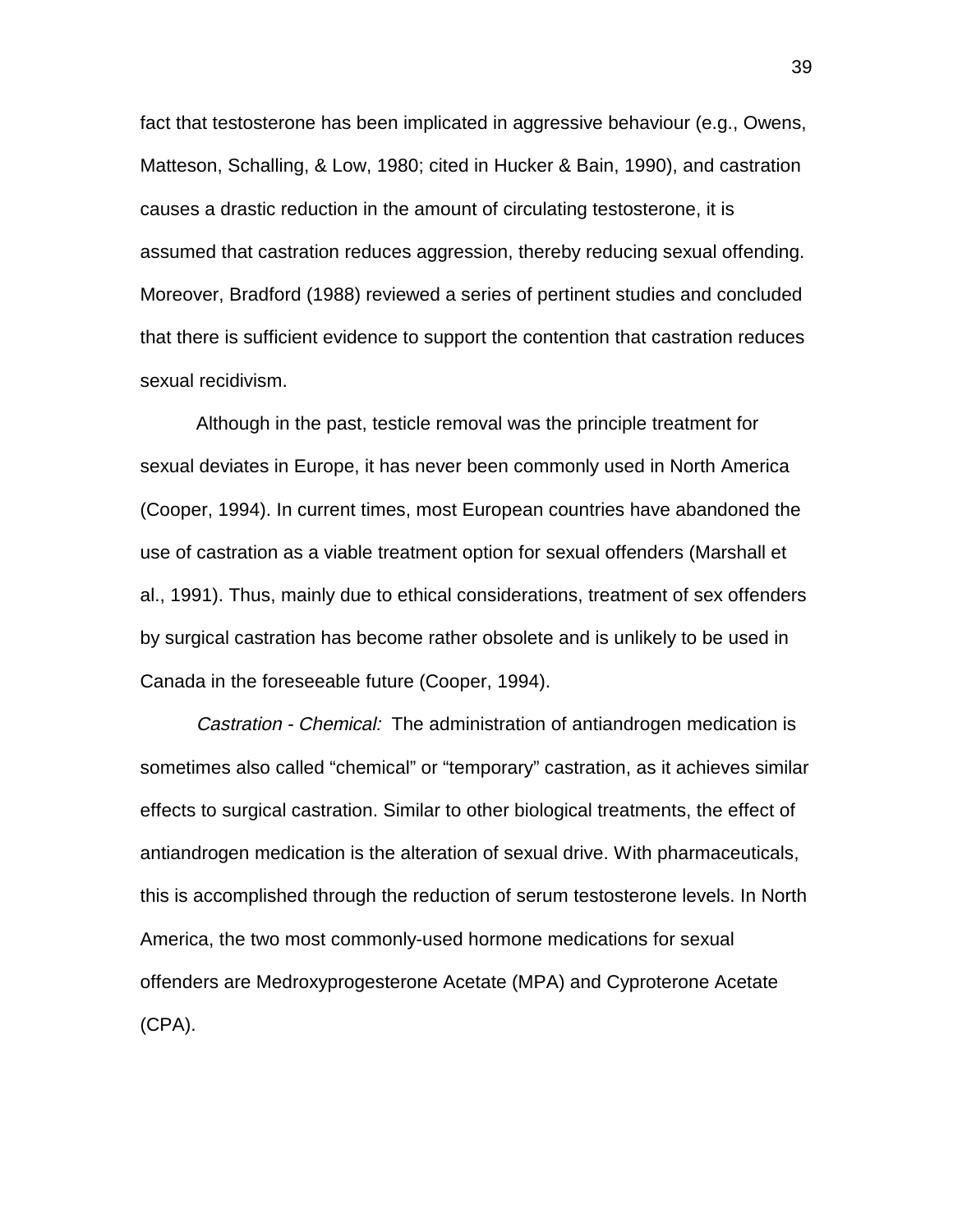fact that testosterone has been implicated in aggressive behaviour (e.g., Owens, Matteson, Schalling, & Low, 1980; cited in Hucker & Bain, 1990), and castration causes a drastic reduction in the amount of circulating testosterone, it is assumed that castration reduces aggression, thereby reducing sexual offending. Moreover, Bradford (1988) reviewed a series of pertinent studies and concluded that there is sufficient evidence to support the contention that castration reduces sexual recidivism.

Although in the past, testicle removal was the principle treatment for sexual deviates in Europe, it has never been commonly used in North America (Cooper, 1994). In current times, most European countries have abandoned the use of castration as a viable treatment option for sexual offenders (Marshall et al., 1991). Thus, mainly due to ethical considerations, treatment of sex offenders by surgical castration has become rather obsolete and is unlikely to be used in Canada in the foreseeable future (Cooper, 1994).

*Castration - Chemical:* The administration of antiandrogen medication is sometimes also called “chemical” or “temporary” castration, as it achieves similar effects to surgical castration. Similar to other biological treatments, the effect of antiandrogen medication is the alteration of sexual drive. With pharmaceuticals, this is accomplished through the reduction of serum testosterone levels. In North America, the two most commonly-used hormone medications for sexual offenders are Medroxyprogesterone Acetate (MPA) and Cyproterone Acetate (CPA).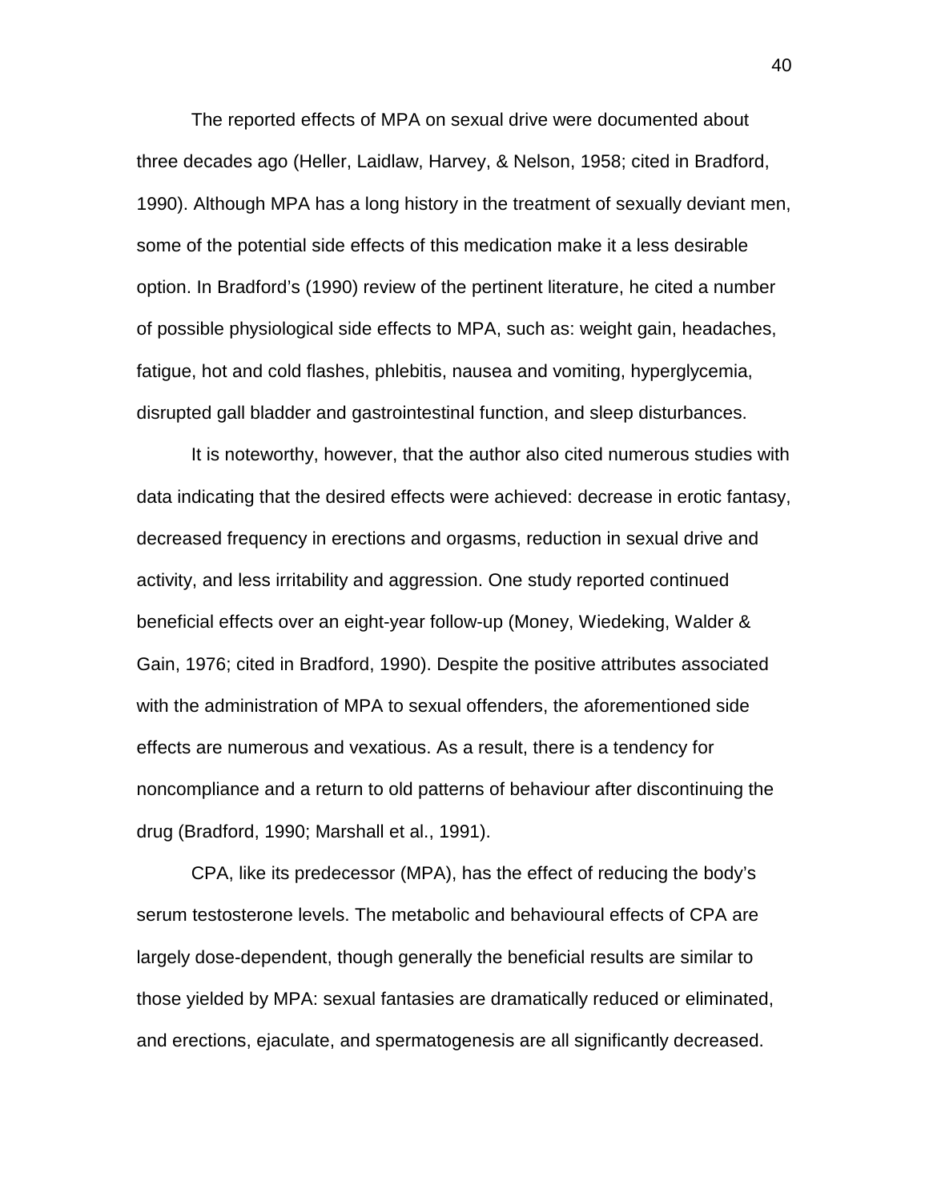The reported effects of MPA on sexual drive were documented about three decades ago (Heller, Laidlaw, Harvey, & Nelson, 1958; cited in Bradford, 1990). Although MPA has a long history in the treatment of sexually deviant men, some of the potential side effects of this medication make it a less desirable option. In Bradford's (1990) review of the pertinent literature, he cited a number of possible physiological side effects to MPA, such as: weight gain, headaches, fatigue, hot and cold flashes, phlebitis, nausea and vomiting, hyperglycemia, disrupted gall bladder and gastrointestinal function, and sleep disturbances.

It is noteworthy, however, that the author also cited numerous studies with data indicating that the desired effects were achieved: decrease in erotic fantasy, decreased frequency in erections and orgasms, reduction in sexual drive and activity, and less irritability and aggression. One study reported continued beneficial effects over an eight-year follow-up (Money, Wiedeking, Walder & Gain, 1976; cited in Bradford, 1990). Despite the positive attributes associated with the administration of MPA to sexual offenders, the aforementioned side effects are numerous and vexatious. As a result, there is a tendency for noncompliance and a return to old patterns of behaviour after discontinuing the drug (Bradford, 1990; Marshall et al., 1991).

CPA, like its predecessor (MPA), has the effect of reducing the body's serum testosterone levels. The metabolic and behavioural effects of CPA are largely dose-dependent, though generally the beneficial results are similar to those yielded by MPA: sexual fantasies are dramatically reduced or eliminated, and erections, ejaculate, and spermatogenesis are all significantly decreased.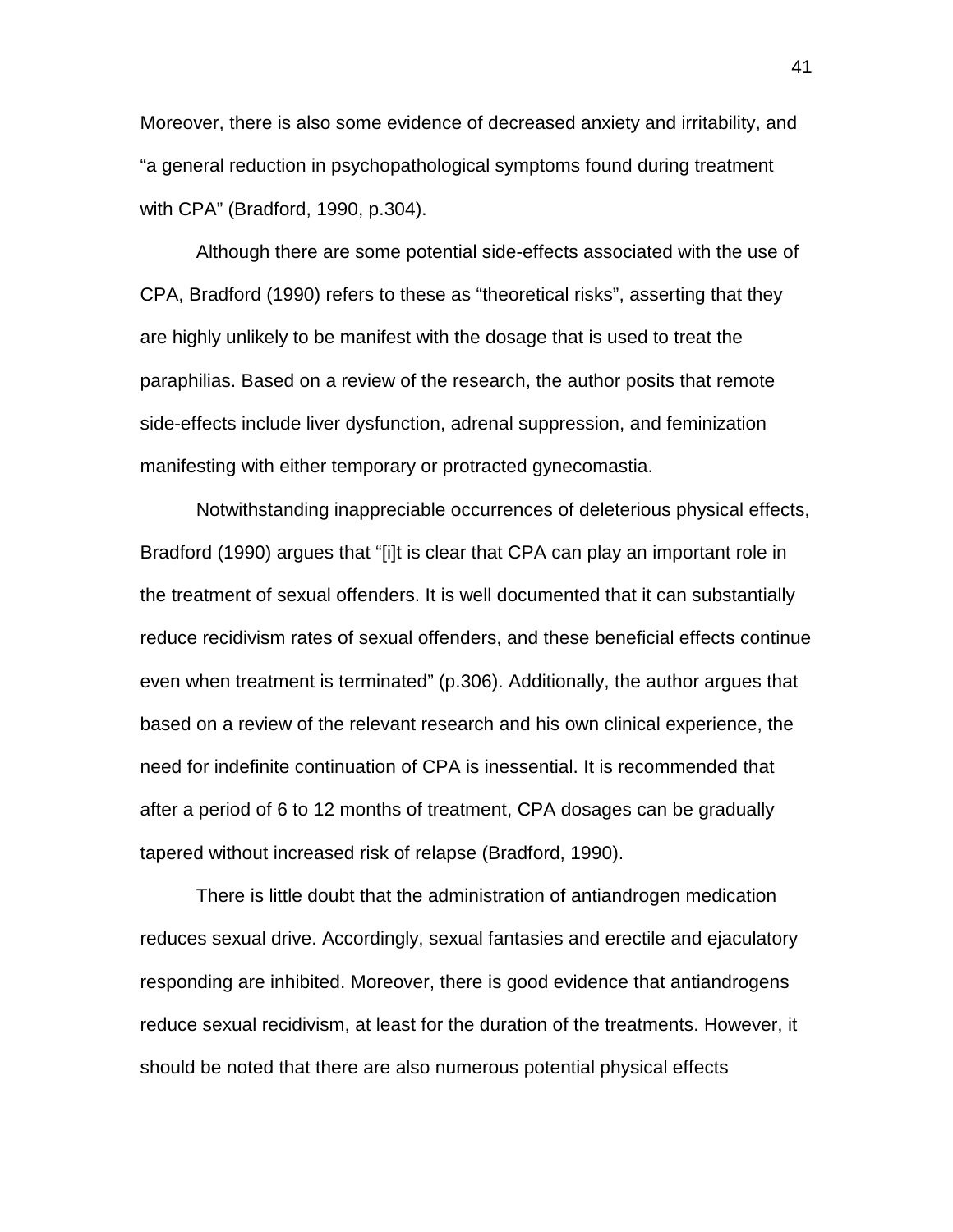Moreover, there is also some evidence of decreased anxiety and irritability, and "a general reduction in psychopathological symptoms found during treatment with CPA" (Bradford, 1990, p.304).

Although there are some potential side-effects associated with the use of CPA, Bradford (1990) refers to these as "theoretical risks", asserting that they are highly unlikely to be manifest with the dosage that is used to treat the paraphilias. Based on a review of the research, the author posits that remote side-effects include liver dysfunction, adrenal suppression, and feminization manifesting with either temporary or protracted gynecomastia.

Notwithstanding inappreciable occurrences of deleterious physical effects, Bradford (1990) argues that "[i]t is clear that CPA can play an important role in the treatment of sexual offenders. It is well documented that it can substantially reduce recidivism rates of sexual offenders, and these beneficial effects continue even when treatment is terminated" (p.306). Additionally, the author argues that based on a review of the relevant research and his own clinical experience, the need for indefinite continuation of CPA is inessential. It is recommended that after a period of 6 to 12 months of treatment, CPA dosages can be gradually tapered without increased risk of relapse (Bradford, 1990).

There is little doubt that the administration of antiandrogen medication reduces sexual drive. Accordingly, sexual fantasies and erectile and ejaculatory responding are inhibited. Moreover, there is good evidence that antiandrogens reduce sexual recidivism, at least for the duration of the treatments. However, it should be noted that there are also numerous potential physical effects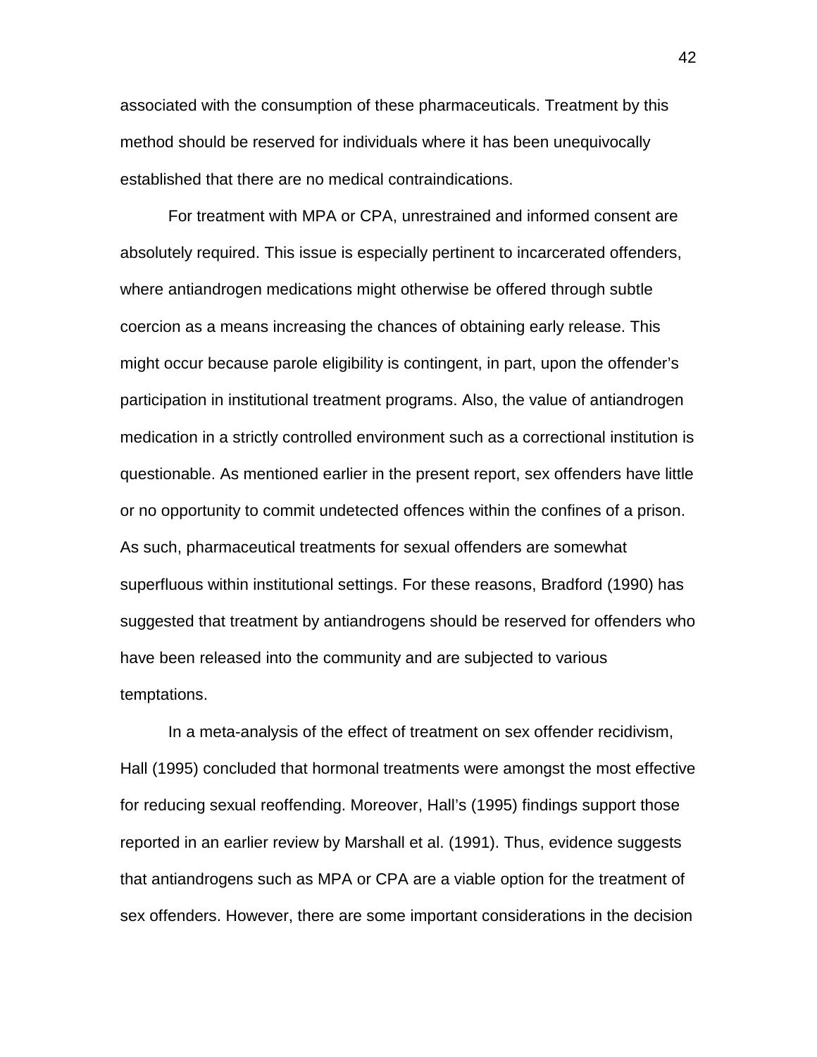associated with the consumption of these pharmaceuticals. Treatment by this method should be reserved for individuals where it has been unequivocally established that there are no medical contraindications.

For treatment with MPA or CPA, unrestrained and informed consent are absolutely required. This issue is especially pertinent to incarcerated offenders, where antiandrogen medications might otherwise be offered through subtle coercion as a means increasing the chances of obtaining early release. This might occur because parole eligibility is contingent, in part, upon the offender's participation in institutional treatment programs. Also, the value of antiandrogen medication in a strictly controlled environment such as a correctional institution is questionable. As mentioned earlier in the present report, sex offenders have little or no opportunity to commit undetected offences within the confines of a prison. As such, pharmaceutical treatments for sexual offenders are somewhat superfluous within institutional settings. For these reasons, Bradford (1990) has suggested that treatment by antiandrogens should be reserved for offenders who have been released into the community and are subjected to various temptations.

In a meta-analysis of the effect of treatment on sex offender recidivism, Hall (1995) concluded that hormonal treatments were amongst the most effective for reducing sexual reoffending. Moreover, Hall's (1995) findings support those reported in an earlier review by Marshall et al. (1991). Thus, evidence suggests that antiandrogens such as MPA or CPA are a viable option for the treatment of sex offenders. However, there are some important considerations in the decision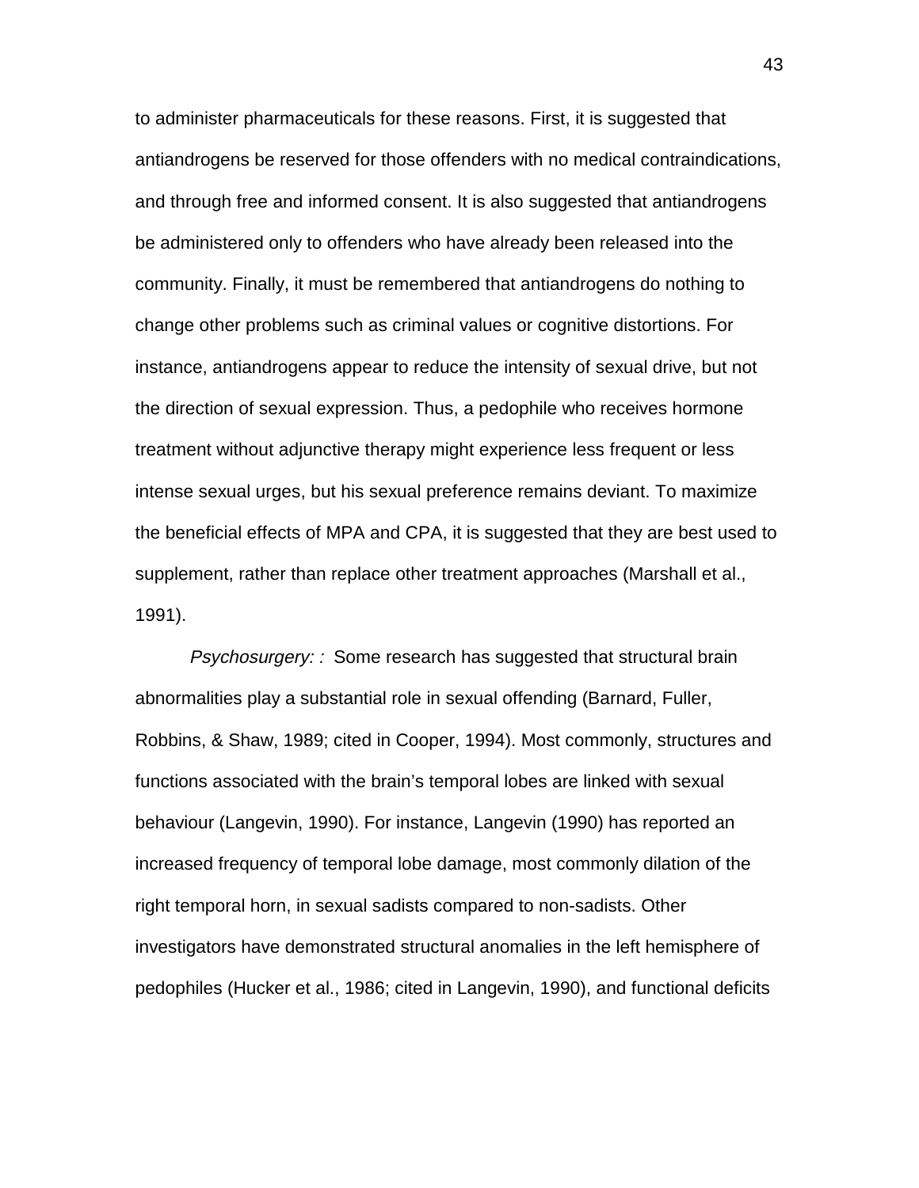to administer pharmaceuticals for these reasons. First, it is suggested that antiandrogens be reserved for those offenders with no medical contraindications, and through free and informed consent. It is also suggested that antiandrogens be administered only to offenders who have already been released into the community. Finally, it must be remembered that antiandrogens do nothing to change other problems such as criminal values or cognitive distortions. For instance, antiandrogens appear to reduce the intensity of sexual drive, but not the direction of sexual expression. Thus, a pedophile who receives hormone treatment without adjunctive therapy might experience less frequent or less intense sexual urges, but his sexual preference remains deviant. To maximize the beneficial effects of MPA and CPA, it is suggested that they are best used to supplement, rather than replace other treatment approaches (Marshall et al., 1991).

*Psychosurgery: :* Some research has suggested that structural brain abnormalities play a substantial role in sexual offending (Barnard, Fuller, Robbins, & Shaw, 1989; cited in Cooper, 1994). Most commonly, structures and functions associated with the brain's temporal lobes are linked with sexual behaviour (Langevin, 1990). For instance, Langevin (1990) has reported an increased frequency of temporal lobe damage, most commonly dilation of the right temporal horn, in sexual sadists compared to non-sadists. Other investigators have demonstrated structural anomalies in the left hemisphere of pedophiles (Hucker et al., 1986; cited in Langevin, 1990), and functional deficits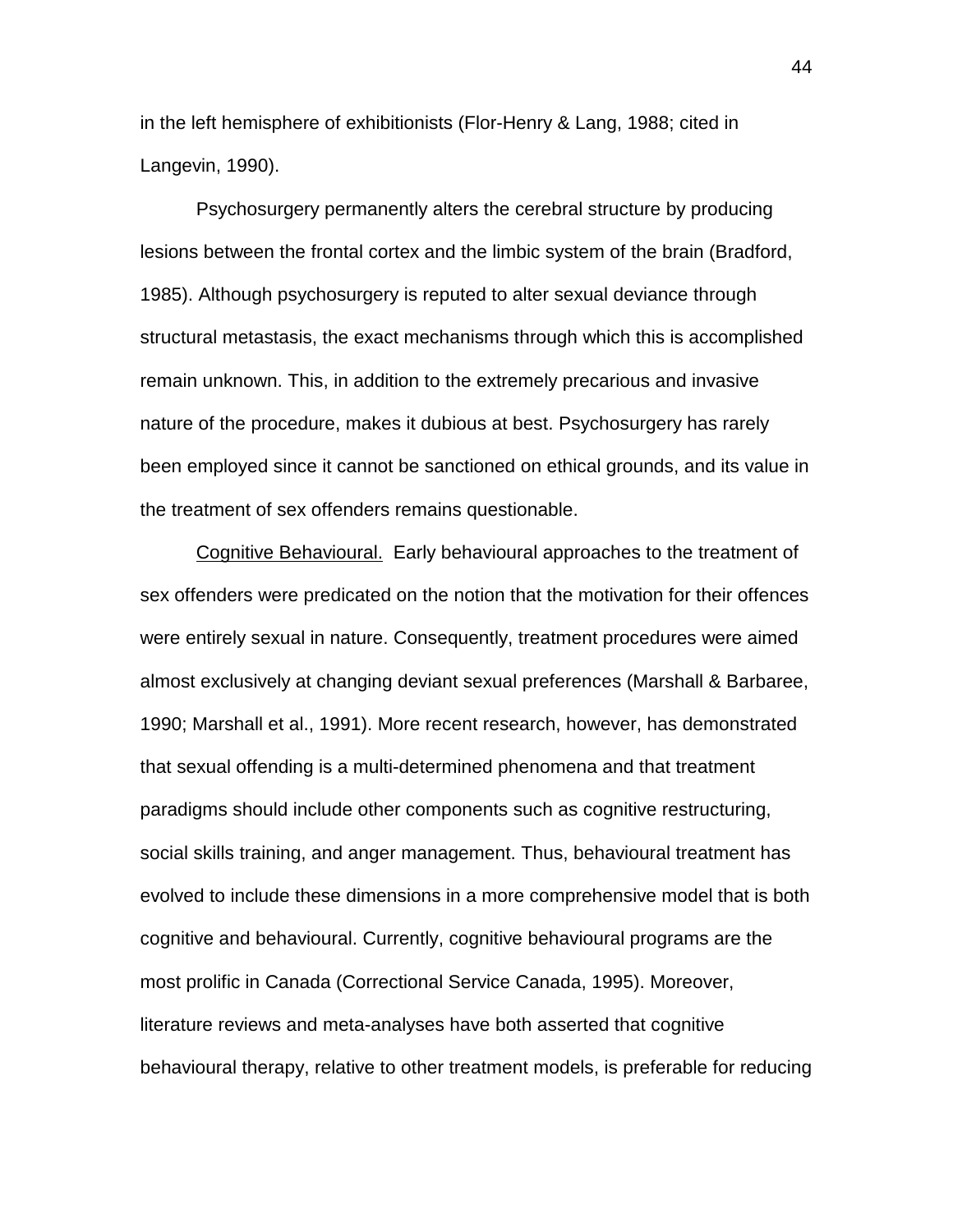in the left hemisphere of exhibitionists (Flor-Henry & Lang, 1988; cited in Langevin, 1990).

Psychosurgery permanently alters the cerebral structure by producing lesions between the frontal cortex and the limbic system of the brain (Bradford, 1985). Although psychosurgery is reputed to alter sexual deviance through structural metastasis, the exact mechanisms through which this is accomplished remain unknown. This, in addition to the extremely precarious and invasive nature of the procedure, makes it dubious at best. Psychosurgery has rarely been employed since it cannot be sanctioned on ethical grounds, and its value in the treatment of sex offenders remains questionable.

Cognitive Behavioural. Early behavioural approaches to the treatment of sex offenders were predicated on the notion that the motivation for their offences were entirely sexual in nature. Consequently, treatment procedures were aimed almost exclusively at changing deviant sexual preferences (Marshall & Barbaree, 1990; Marshall et al., 1991). More recent research, however, has demonstrated that sexual offending is a multi-determined phenomena and that treatment paradigms should include other components such as cognitive restructuring, social skills training, and anger management. Thus, behavioural treatment has evolved to include these dimensions in a more comprehensive model that is both cognitive and behavioural. Currently, cognitive behavioural programs are the most prolific in Canada (Correctional Service Canada, 1995). Moreover, literature reviews and meta-analyses have both asserted that cognitive behavioural therapy, relative to other treatment models, is preferable for reducing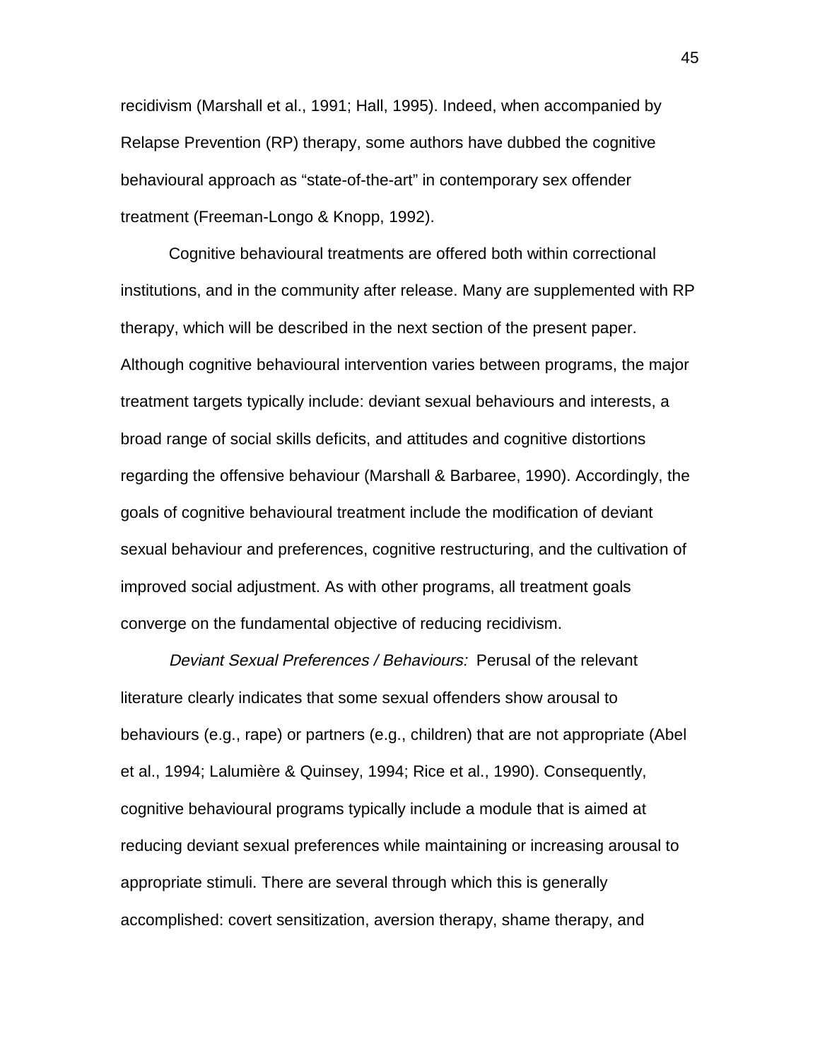recidivism (Marshall et al., 1991; Hall, 1995). Indeed, when accompanied by Relapse Prevention (RP) therapy, some authors have dubbed the cognitive behavioural approach as “state-of-the-art” in contemporary sex offender treatment (Freeman-Longo & Knopp, 1992).

Cognitive behavioural treatments are offered both within correctional institutions, and in the community after release. Many are supplemented with RP therapy, which will be described in the next section of the present paper. Although cognitive behavioural intervention varies between programs, the major treatment targets typically include: deviant sexual behaviours and interests, a broad range of social skills deficits, and attitudes and cognitive distortions regarding the offensive behaviour (Marshall & Barbaree, 1990). Accordingly, the goals of cognitive behavioural treatment include the modification of deviant sexual behaviour and preferences, cognitive restructuring, and the cultivation of improved social adjustment. As with other programs, all treatment goals converge on the fundamental objective of reducing recidivism.

*Deviant Sexual Preferences / Behaviours:* Perusal of the relevant literature clearly indicates that some sexual offenders show arousal to behaviours (e.g., rape) or partners (e.g., children) that are not appropriate (Abel et al., 1994; Lalumière & Quinsey, 1994; Rice et al., 1990). Consequently, cognitive behavioural programs typically include a module that is aimed at reducing deviant sexual preferences while maintaining or increasing arousal to appropriate stimuli. There are several through which this is generally accomplished: covert sensitization, aversion therapy, shame therapy, and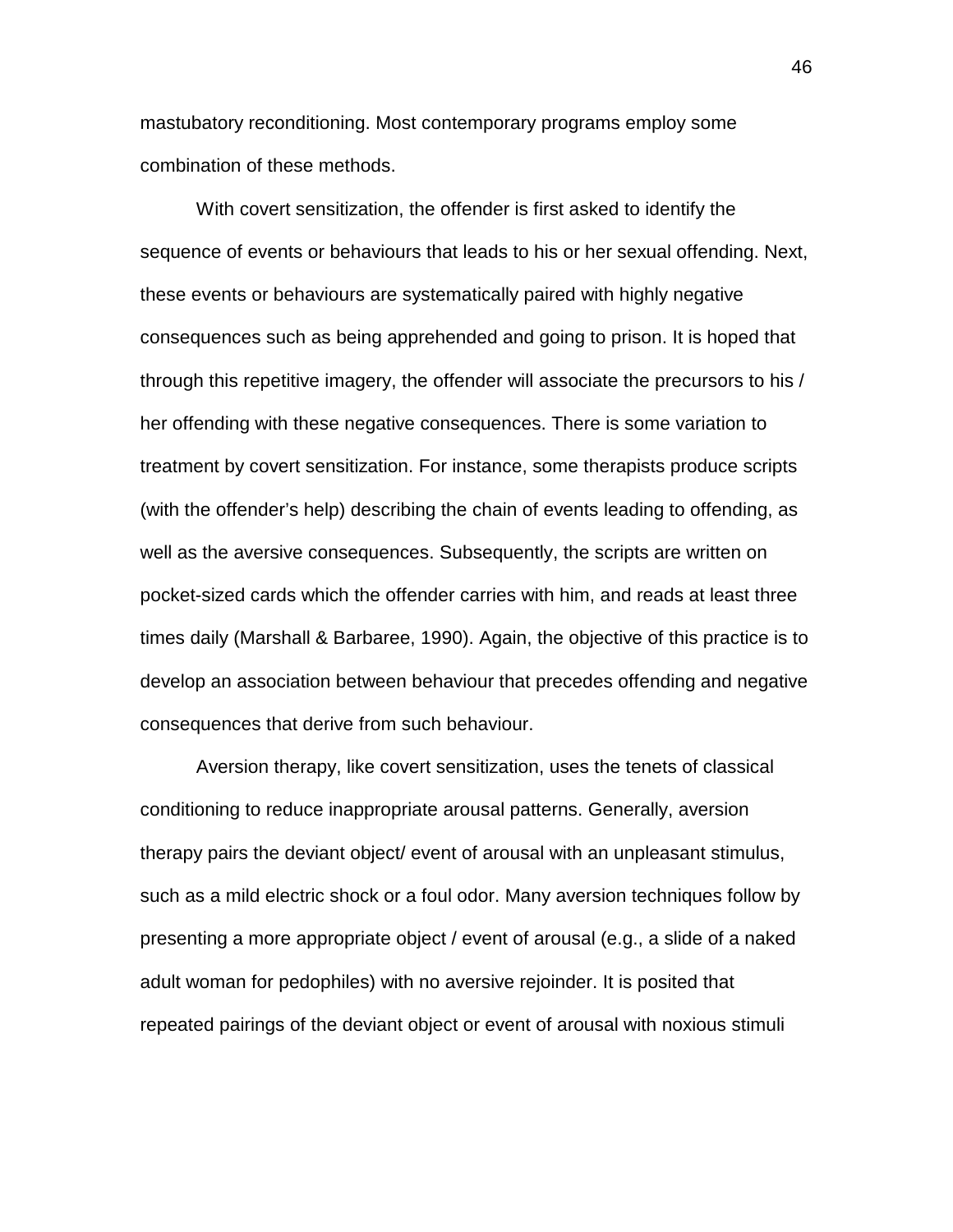mastubatory reconditioning. Most contemporary programs employ some combination of these methods.

With covert sensitization, the offender is first asked to identify the sequence of events or behaviours that leads to his or her sexual offending. Next, these events or behaviours are systematically paired with highly negative consequences such as being apprehended and going to prison. It is hoped that through this repetitive imagery, the offender will associate the precursors to his / her offending with these negative consequences. There is some variation to treatment by covert sensitization. For instance, some therapists produce scripts (with the offender's help) describing the chain of events leading to offending, as well as the aversive consequences. Subsequently, the scripts are written on pocket-sized cards which the offender carries with him, and reads at least three times daily (Marshall & Barbaree, 1990). Again, the objective of this practice is to develop an association between behaviour that precedes offending and negative consequences that derive from such behaviour.

Aversion therapy, like covert sensitization, uses the tenets of classical conditioning to reduce inappropriate arousal patterns. Generally, aversion therapy pairs the deviant object/ event of arousal with an unpleasant stimulus, such as a mild electric shock or a foul odor. Many aversion techniques follow by presenting a more appropriate object / event of arousal (e.g., a slide of a naked adult woman for pedophiles) with no aversive rejoinder. It is posited that repeated pairings of the deviant object or event of arousal with noxious stimuli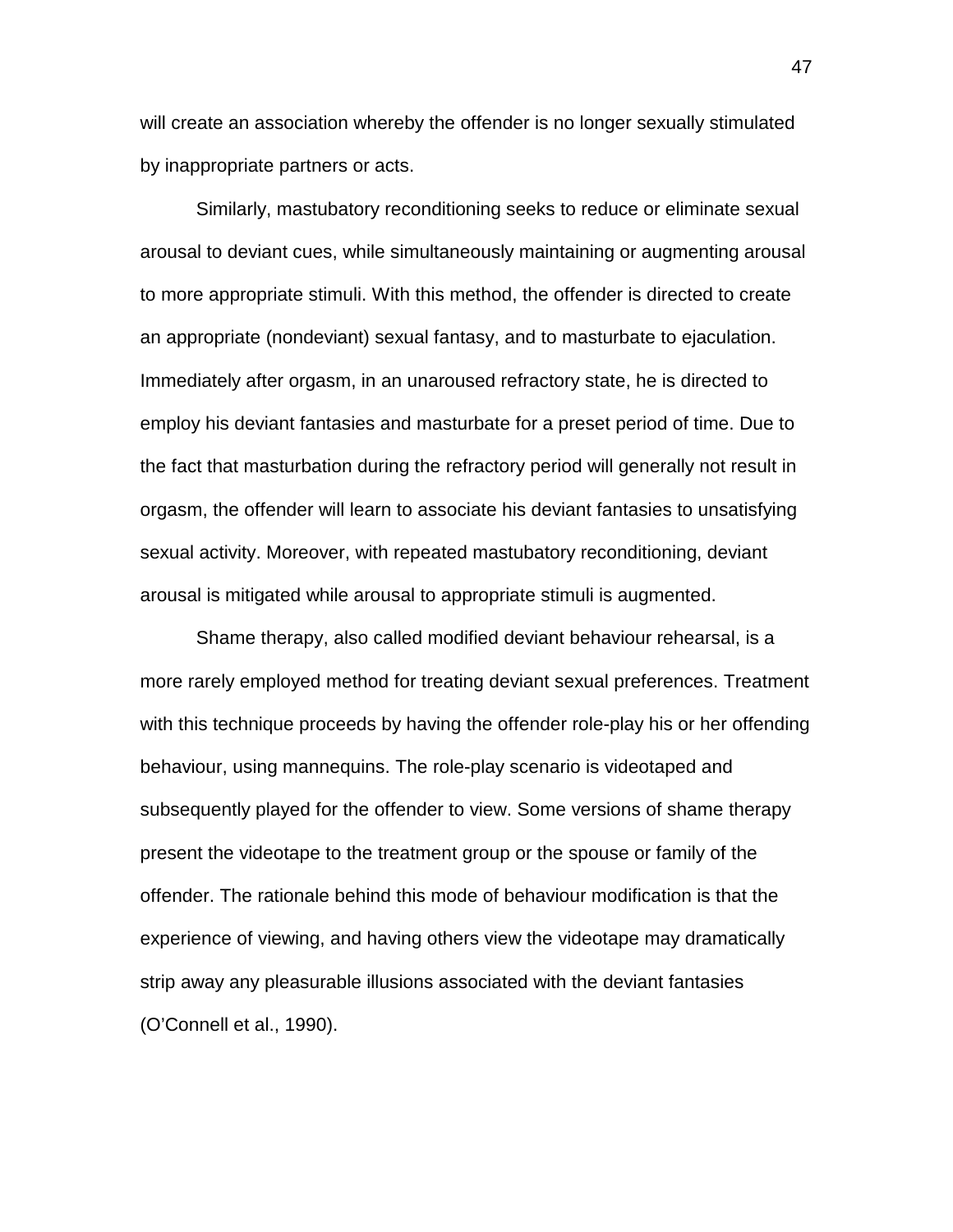will create an association whereby the offender is no longer sexually stimulated by inappropriate partners or acts.

Similarly, mastubatory reconditioning seeks to reduce or eliminate sexual arousal to deviant cues, while simultaneously maintaining or augmenting arousal to more appropriate stimuli. With this method, the offender is directed to create an appropriate (nondeviant) sexual fantasy, and to masturbate to ejaculation. Immediately after orgasm, in an unaroused refractory state, he is directed to employ his deviant fantasies and masturbate for a preset period of time. Due to the fact that masturbation during the refractory period will generally not result in orgasm, the offender will learn to associate his deviant fantasies to unsatisfying sexual activity. Moreover, with repeated mastubatory reconditioning, deviant arousal is mitigated while arousal to appropriate stimuli is augmented.

Shame therapy, also called modified deviant behaviour rehearsal, is a more rarely employed method for treating deviant sexual preferences. Treatment with this technique proceeds by having the offender role-play his or her offending behaviour, using mannequins. The role-play scenario is videotaped and subsequently played for the offender to view. Some versions of shame therapy present the videotape to the treatment group or the spouse or family of the offender. The rationale behind this mode of behaviour modification is that the experience of viewing, and having others view the videotape may dramatically strip away any pleasurable illusions associated with the deviant fantasies (O'Connell et al., 1990).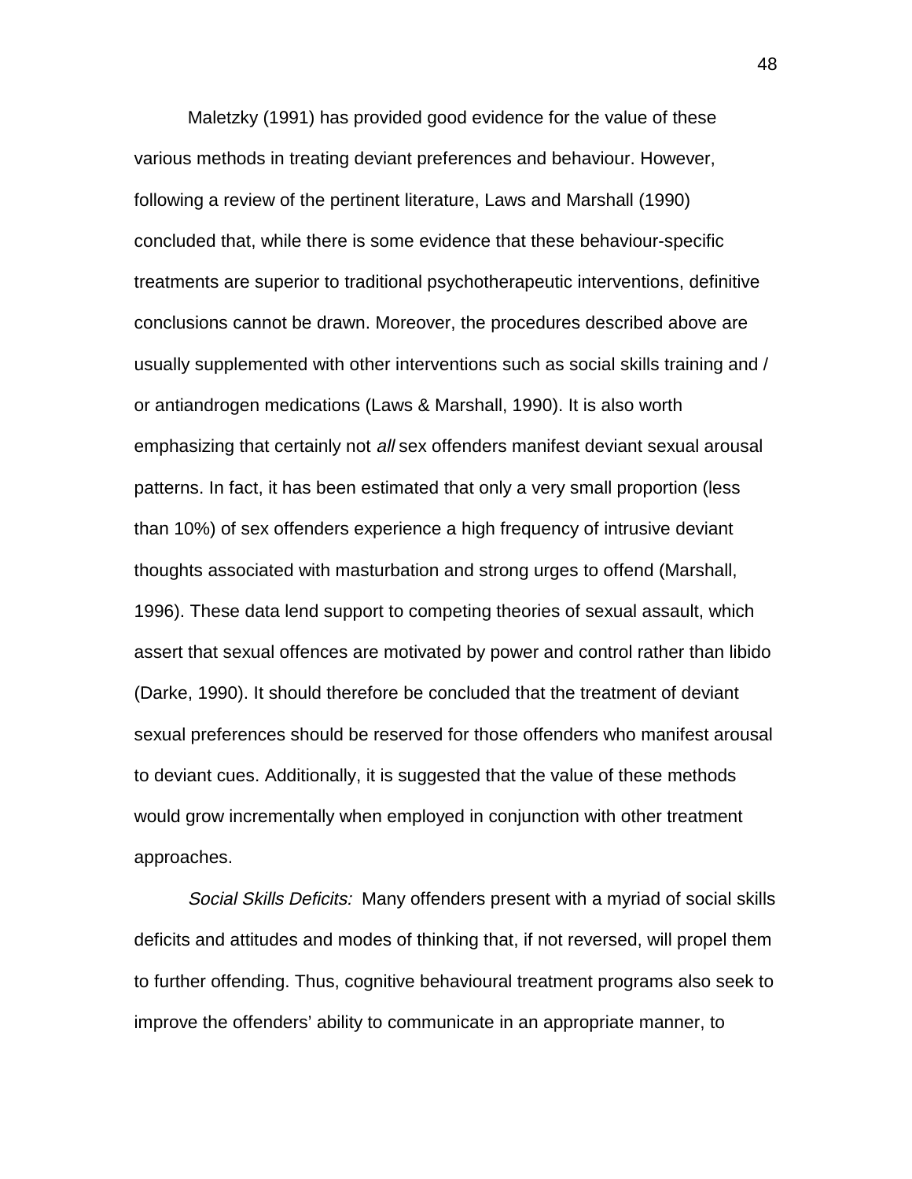Maletzky (1991) has provided good evidence for the value of these various methods in treating deviant preferences and behaviour. However, following a review of the pertinent literature, Laws and Marshall (1990) concluded that, while there is some evidence that these behaviour-specific treatments are superior to traditional psychotherapeutic interventions, definitive conclusions cannot be drawn. Moreover, the procedures described above are usually supplemented with other interventions such as social skills training and / or antiandrogen medications (Laws & Marshall, 1990). It is also worth emphasizing that certainly not *all* sex offenders manifest deviant sexual arousal patterns. In fact, it has been estimated that only a very small proportion (less than 10%) of sex offenders experience a high frequency of intrusive deviant thoughts associated with masturbation and strong urges to offend (Marshall, 1996). These data lend support to competing theories of sexual assault, which assert that sexual offences are motivated by power and control rather than libido (Darke, 1990). It should therefore be concluded that the treatment of deviant sexual preferences should be reserved for those offenders who manifest arousal to deviant cues. Additionally, it is suggested that the value of these methods would grow incrementally when employed in conjunction with other treatment approaches.

*Social Skills Deficits:* Many offenders present with a myriad of social skills deficits and attitudes and modes of thinking that, if not reversed, will propel them to further offending. Thus, cognitive behavioural treatment programs also seek to improve the offenders' ability to communicate in an appropriate manner, to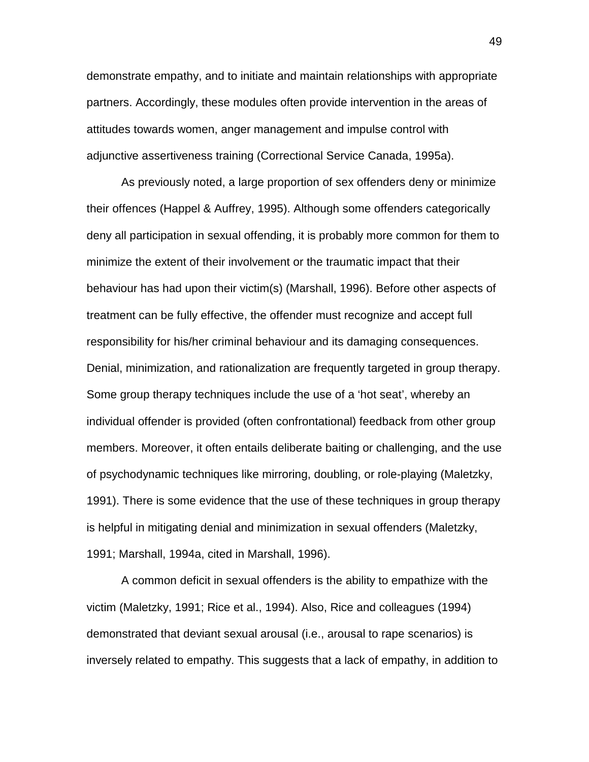demonstrate empathy, and to initiate and maintain relationships with appropriate partners. Accordingly, these modules often provide intervention in the areas of attitudes towards women, anger management and impulse control with adjunctive assertiveness training (Correctional Service Canada, 1995a).

As previously noted, a large proportion of sex offenders deny or minimize their offences (Happel & Auffrey, 1995). Although some offenders categorically deny all participation in sexual offending, it is probably more common for them to minimize the extent of their involvement or the traumatic impact that their behaviour has had upon their victim(s) (Marshall, 1996). Before other aspects of treatment can be fully effective, the offender must recognize and accept full responsibility for his/her criminal behaviour and its damaging consequences. Denial, minimization, and rationalization are frequently targeted in group therapy. Some group therapy techniques include the use of a 'hot seat', whereby an individual offender is provided (often confrontational) feedback from other group members. Moreover, it often entails deliberate baiting or challenging, and the use of psychodynamic techniques like mirroring, doubling, or role-playing (Maletzky, 1991). There is some evidence that the use of these techniques in group therapy is helpful in mitigating denial and minimization in sexual offenders (Maletzky, 1991; Marshall, 1994a, cited in Marshall, 1996).

A common deficit in sexual offenders is the ability to empathize with the victim (Maletzky, 1991; Rice et al., 1994). Also, Rice and colleagues (1994) demonstrated that deviant sexual arousal (i.e., arousal to rape scenarios) is inversely related to empathy. This suggests that a lack of empathy, in addition to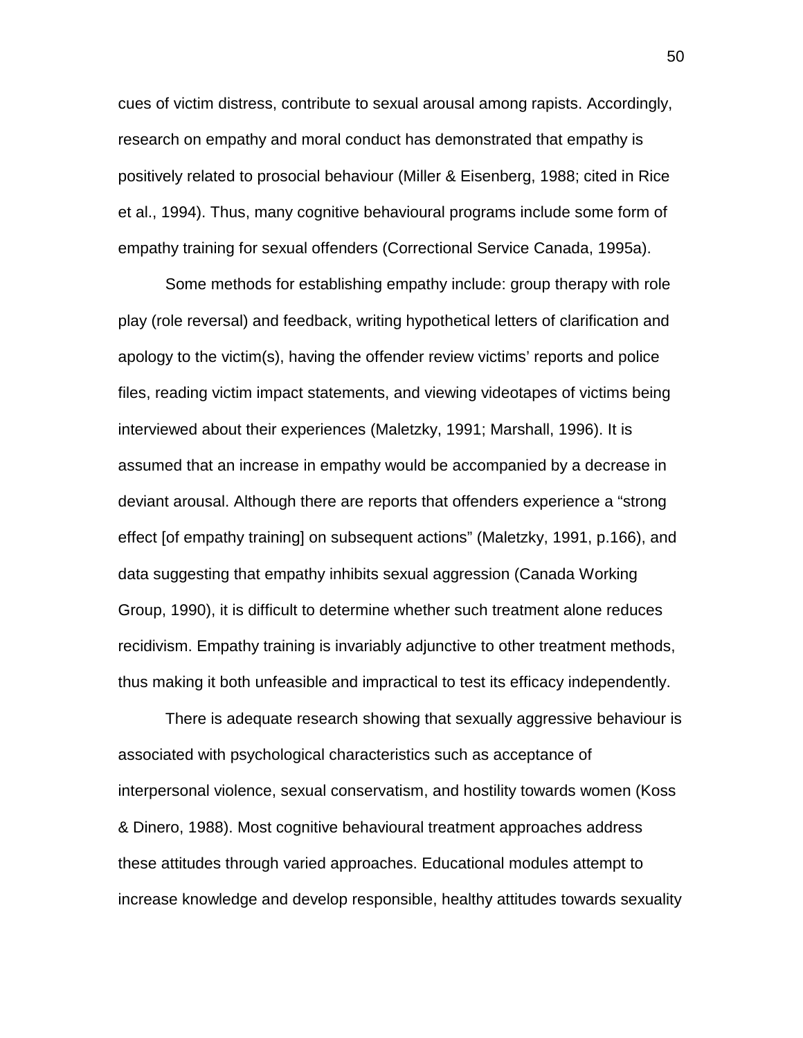cues of victim distress, contribute to sexual arousal among rapists. Accordingly, research on empathy and moral conduct has demonstrated that empathy is positively related to prosocial behaviour (Miller & Eisenberg, 1988; cited in Rice et al., 1994). Thus, many cognitive behavioural programs include some form of empathy training for sexual offenders (Correctional Service Canada, 1995a).

Some methods for establishing empathy include: group therapy with role play (role reversal) and feedback, writing hypothetical letters of clarification and apology to the victim(s), having the offender review victims' reports and police files, reading victim impact statements, and viewing videotapes of victims being interviewed about their experiences (Maletzky, 1991; Marshall, 1996). It is assumed that an increase in empathy would be accompanied by a decrease in deviant arousal. Although there are reports that offenders experience a "strong effect [of empathy training] on subsequent actions" (Maletzky, 1991, p.166), and data suggesting that empathy inhibits sexual aggression (Canada Working Group, 1990), it is difficult to determine whether such treatment alone reduces recidivism. Empathy training is invariably adjunctive to other treatment methods, thus making it both unfeasible and impractical to test its efficacy independently.

There is adequate research showing that sexually aggressive behaviour is associated with psychological characteristics such as acceptance of interpersonal violence, sexual conservatism, and hostility towards women (Koss & Dinero, 1988). Most cognitive behavioural treatment approaches address these attitudes through varied approaches. Educational modules attempt to increase knowledge and develop responsible, healthy attitudes towards sexuality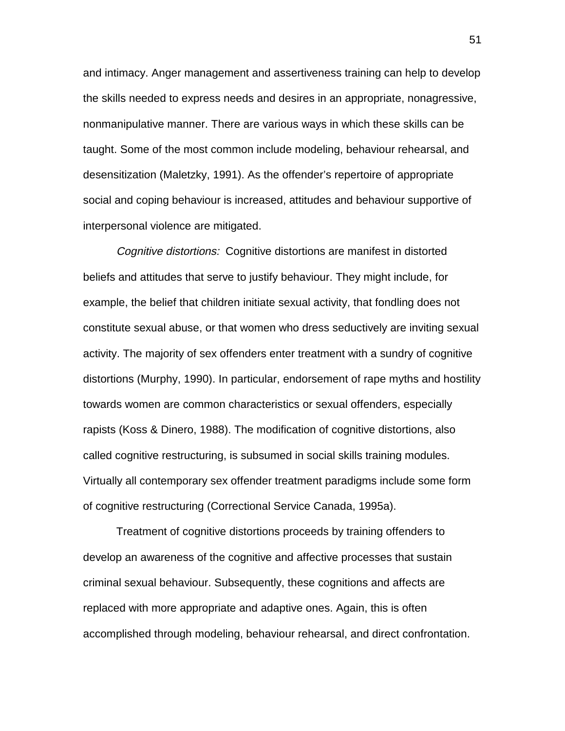and intimacy. Anger management and assertiveness training can help to develop the skills needed to express needs and desires in an appropriate, nonagressive, nonmanipulative manner. There are various ways in which these skills can be taught. Some of the most common include modeling, behaviour rehearsal, and desensitization (Maletzky, 1991). As the offender's repertoire of appropriate social and coping behaviour is increased, attitudes and behaviour supportive of interpersonal violence are mitigated.

*Cognitive distortions:* Cognitive distortions are manifest in distorted beliefs and attitudes that serve to justify behaviour. They might include, for example, the belief that children initiate sexual activity, that fondling does not constitute sexual abuse, or that women who dress seductively are inviting sexual activity. The majority of sex offenders enter treatment with a sundry of cognitive distortions (Murphy, 1990). In particular, endorsement of rape myths and hostility towards women are common characteristics or sexual offenders, especially rapists (Koss & Dinero, 1988). The modification of cognitive distortions, also called cognitive restructuring, is subsumed in social skills training modules. Virtually all contemporary sex offender treatment paradigms include some form of cognitive restructuring (Correctional Service Canada, 1995a).

Treatment of cognitive distortions proceeds by training offenders to develop an awareness of the cognitive and affective processes that sustain criminal sexual behaviour. Subsequently, these cognitions and affects are replaced with more appropriate and adaptive ones. Again, this is often accomplished through modeling, behaviour rehearsal, and direct confrontation.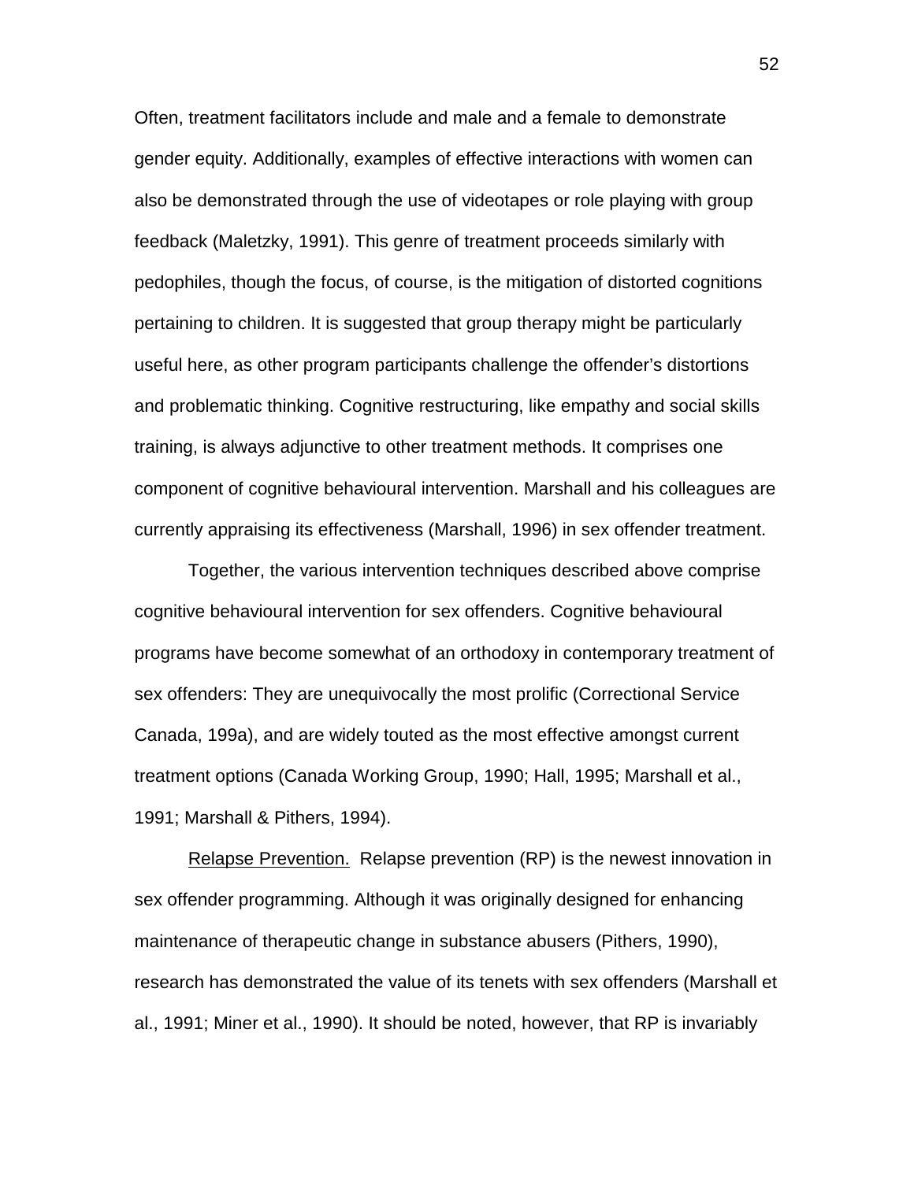Often, treatment facilitators include and male and a female to demonstrate gender equity. Additionally, examples of effective interactions with women can also be demonstrated through the use of videotapes or role playing with group feedback (Maletzky, 1991). This genre of treatment proceeds similarly with pedophiles, though the focus, of course, is the mitigation of distorted cognitions pertaining to children. It is suggested that group therapy might be particularly useful here, as other program participants challenge the offender's distortions and problematic thinking. Cognitive restructuring, like empathy and social skills training, is always adjunctive to other treatment methods. It comprises one component of cognitive behavioural intervention. Marshall and his colleagues are currently appraising its effectiveness (Marshall, 1996) in sex offender treatment.

Together, the various intervention techniques described above comprise cognitive behavioural intervention for sex offenders. Cognitive behavioural programs have become somewhat of an orthodoxy in contemporary treatment of sex offenders: They are unequivocally the most prolific (Correctional Service Canada, 199a), and are widely touted as the most effective amongst current treatment options (Canada Working Group, 1990; Hall, 1995; Marshall et al., 1991; Marshall & Pithers, 1994).

Relapse Prevention. Relapse prevention (RP) is the newest innovation in sex offender programming. Although it was originally designed for enhancing maintenance of therapeutic change in substance abusers (Pithers, 1990), research has demonstrated the value of its tenets with sex offenders (Marshall et al., 1991; Miner et al., 1990). It should be noted, however, that RP is invariably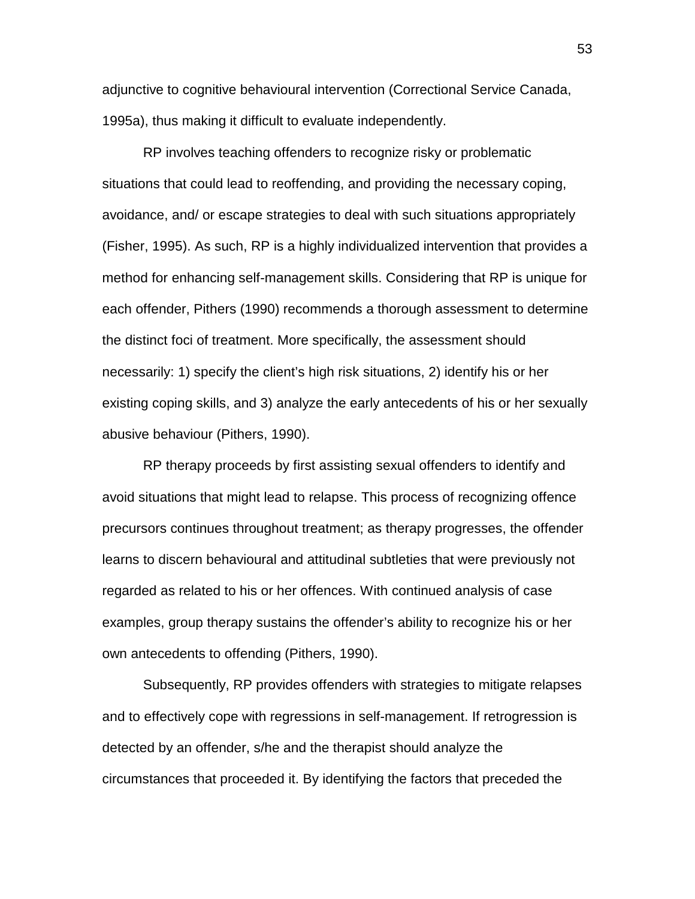adjunctive to cognitive behavioural intervention (Correctional Service Canada, 1995a), thus making it difficult to evaluate independently.

RP involves teaching offenders to recognize risky or problematic situations that could lead to reoffending, and providing the necessary coping, avoidance, and/ or escape strategies to deal with such situations appropriately (Fisher, 1995). As such, RP is a highly individualized intervention that provides a method for enhancing self-management skills. Considering that RP is unique for each offender, Pithers (1990) recommends a thorough assessment to determine the distinct foci of treatment. More specifically, the assessment should necessarily: 1) specify the client's high risk situations, 2) identify his or her existing coping skills, and 3) analyze the early antecedents of his or her sexually abusive behaviour (Pithers, 1990).

RP therapy proceeds by first assisting sexual offenders to identify and avoid situations that might lead to relapse. This process of recognizing offence precursors continues throughout treatment; as therapy progresses, the offender learns to discern behavioural and attitudinal subtleties that were previously not regarded as related to his or her offences. With continued analysis of case examples, group therapy sustains the offender's ability to recognize his or her own antecedents to offending (Pithers, 1990).

Subsequently, RP provides offenders with strategies to mitigate relapses and to effectively cope with regressions in self-management. If retrogression is detected by an offender, s/he and the therapist should analyze the circumstances that proceeded it. By identifying the factors that preceded the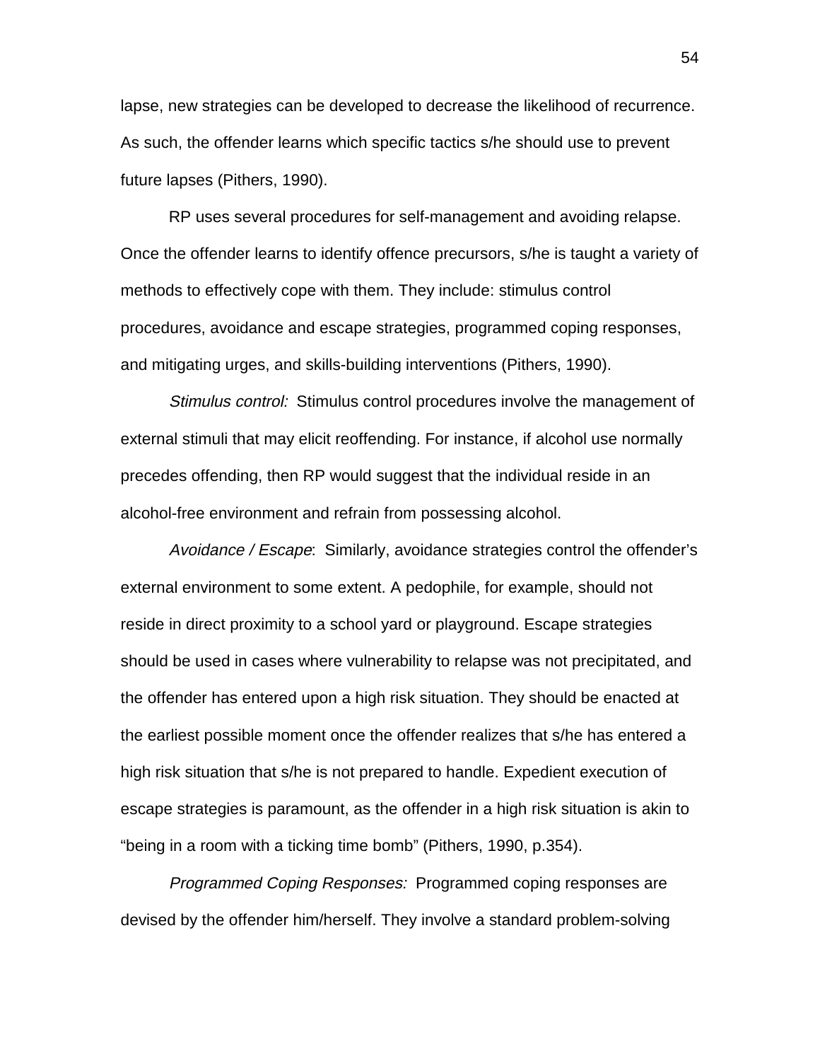lapse, new strategies can be developed to decrease the likelihood of recurrence. As such, the offender learns which specific tactics s/he should use to prevent future lapses (Pithers, 1990).

RP uses several procedures for self-management and avoiding relapse. Once the offender learns to identify offence precursors, s/he is taught a variety of methods to effectively cope with them. They include: stimulus control procedures, avoidance and escape strategies, programmed coping responses, and mitigating urges, and skills-building interventions (Pithers, 1990).

*Stimulus control:* Stimulus control procedures involve the management of external stimuli that may elicit reoffending. For instance, if alcohol use normally precedes offending, then RP would suggest that the individual reside in an alcohol-free environment and refrain from possessing alcohol.

*Avoidance / Escape*: Similarly, avoidance strategies control the offender's external environment to some extent. A pedophile, for example, should not reside in direct proximity to a school yard or playground. Escape strategies should be used in cases where vulnerability to relapse was not precipitated, and the offender has entered upon a high risk situation. They should be enacted at the earliest possible moment once the offender realizes that s/he has entered a high risk situation that s/he is not prepared to handle. Expedient execution of escape strategies is paramount, as the offender in a high risk situation is akin to "being in a room with a ticking time bomb" (Pithers, 1990, p.354).

*Programmed Coping Responses:* Programmed coping responses are devised by the offender him/herself. They involve a standard problem-solving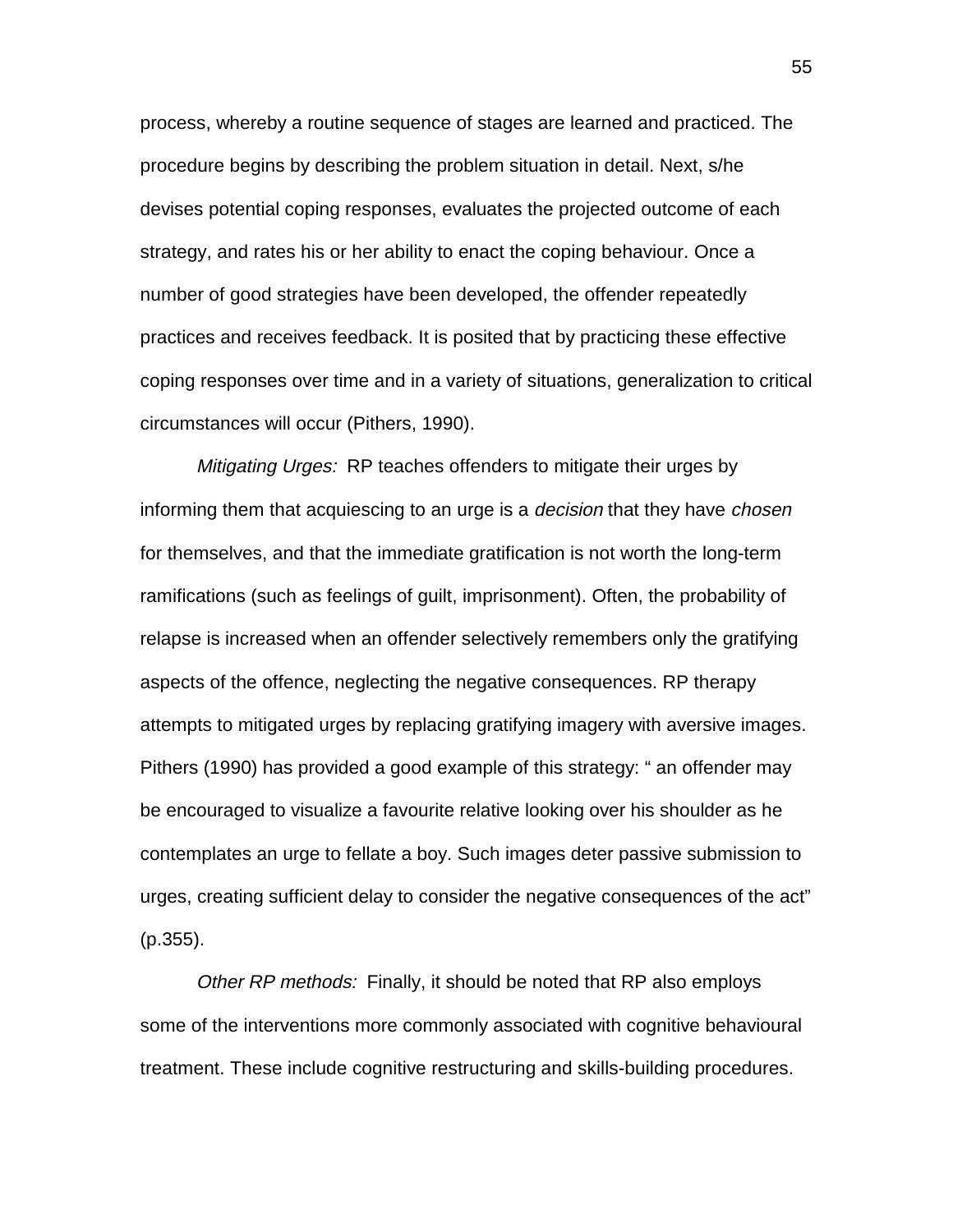process, whereby a routine sequence of stages are learned and practiced. The procedure begins by describing the problem situation in detail. Next, s/he devises potential coping responses, evaluates the projected outcome of each strategy, and rates his or her ability to enact the coping behaviour. Once a number of good strategies have been developed, the offender repeatedly practices and receives feedback. It is posited that by practicing these effective coping responses over time and in a variety of situations, generalization to critical circumstances will occur (Pithers, 1990).

*Mitigating Urges:* RP teaches offenders to mitigate their urges by informing them that acquiescing to an urge is a *decision* that they have *chosen* for themselves, and that the immediate gratification is not worth the long-term ramifications (such as feelings of guilt, imprisonment). Often, the probability of relapse is increased when an offender selectively remembers only the gratifying aspects of the offence, neglecting the negative consequences. RP therapy attempts to mitigated urges by replacing gratifying imagery with aversive images. Pithers (1990) has provided a good example of this strategy: " an offender may be encouraged to visualize a favourite relative looking over his shoulder as he contemplates an urge to fellate a boy. Such images deter passive submission to urges, creating sufficient delay to consider the negative consequences of the act" (p.355).

*Other RP methods:* Finally, it should be noted that RP also employs some of the interventions more commonly associated with cognitive behavioural treatment. These include cognitive restructuring and skills-building procedures.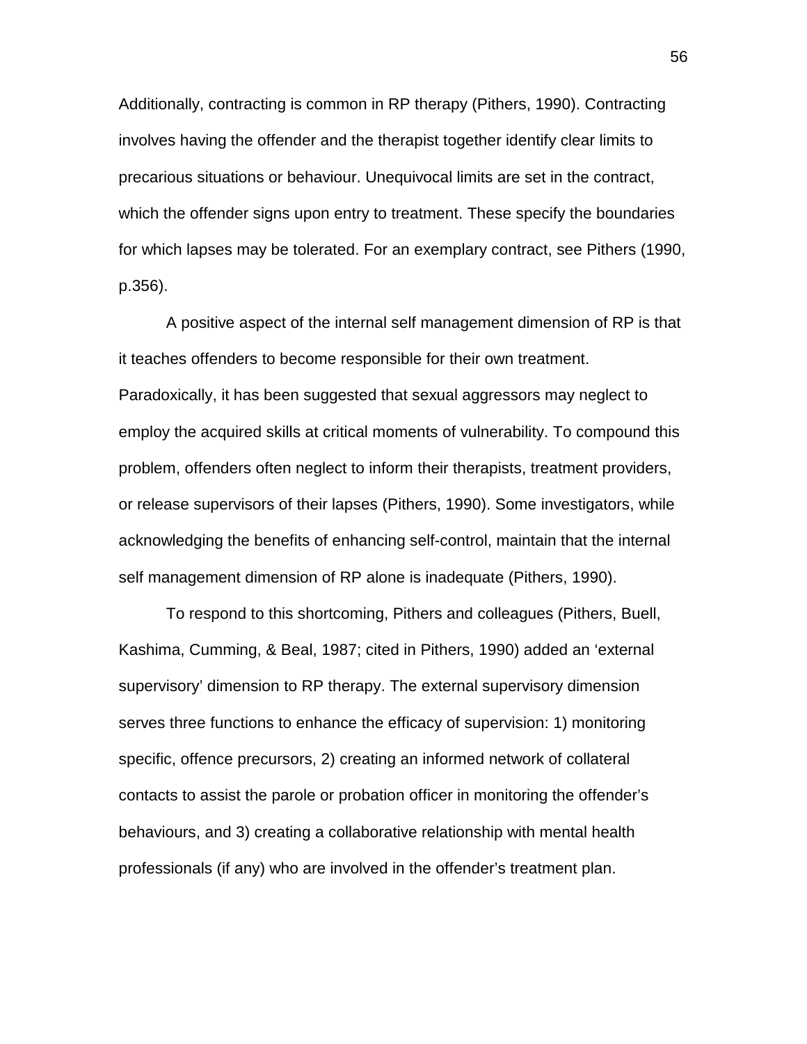Additionally, contracting is common in RP therapy (Pithers, 1990). Contracting involves having the offender and the therapist together identify clear limits to precarious situations or behaviour. Unequivocal limits are set in the contract, which the offender signs upon entry to treatment. These specify the boundaries for which lapses may be tolerated. For an exemplary contract, see Pithers (1990, p.356).

A positive aspect of the internal self management dimension of RP is that it teaches offenders to become responsible for their own treatment. Paradoxically, it has been suggested that sexual aggressors may neglect to employ the acquired skills at critical moments of vulnerability. To compound this problem, offenders often neglect to inform their therapists, treatment providers, or release supervisors of their lapses (Pithers, 1990). Some investigators, while acknowledging the benefits of enhancing self-control, maintain that the internal self management dimension of RP alone is inadequate (Pithers, 1990).

To respond to this shortcoming, Pithers and colleagues (Pithers, Buell, Kashima, Cumming, & Beal, 1987; cited in Pithers, 1990) added an 'external supervisory' dimension to RP therapy. The external supervisory dimension serves three functions to enhance the efficacy of supervision: 1) monitoring specific, offence precursors, 2) creating an informed network of collateral contacts to assist the parole or probation officer in monitoring the offender's behaviours, and 3) creating a collaborative relationship with mental health professionals (if any) who are involved in the offender's treatment plan.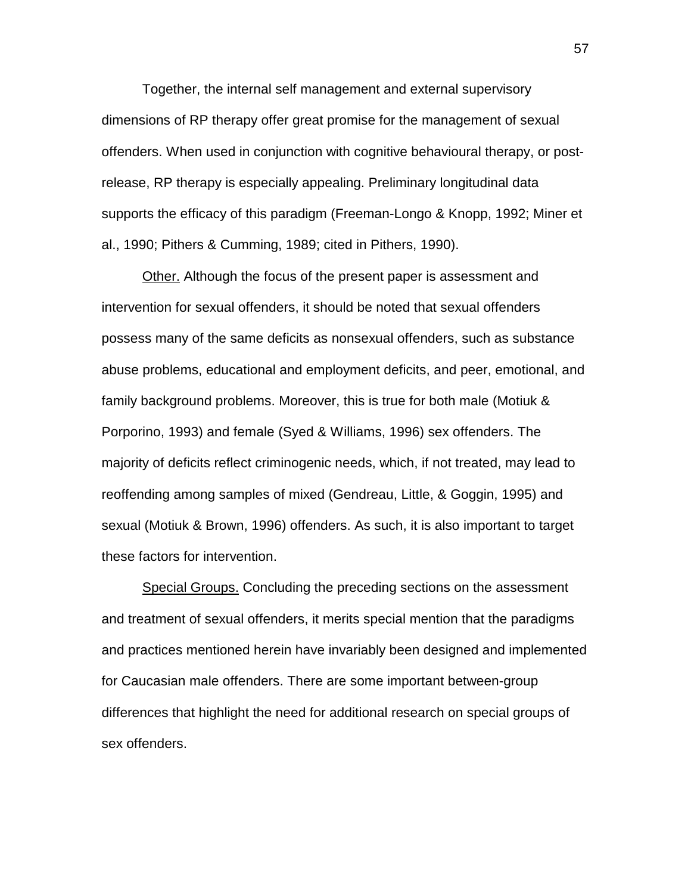Together, the internal self management and external supervisory dimensions of RP therapy offer great promise for the management of sexual offenders. When used in conjunction with cognitive behavioural therapy, or post-release, RP therapy is especially appealing. Preliminary longitudinal data supports the efficacy of this paradigm (Freeman-Longo & Knopp, 1992; Miner et al., 1990; Pithers & Cumming, 1989; cited in Pithers, 1990).

<u>Other.</u> Although the focus of the present paper is assessment and intervention for sexual offenders, it should be noted that sexual offenders possess many of the same deficits as nonsexual offenders, such as substance abuse problems, educational and employment deficits, and peer, emotional, and family background problems. Moreover, this is true for both male (Motiuk & Porporino, 1993) and female (Syed & Williams, 1996) sex offenders. The majority of deficits reflect criminogenic needs, which, if not treated, may lead to reoffending among samples of mixed (Gendreau, Little, & Goggin, 1995) and sexual (Motiuk & Brown, 1996) offenders. As such, it is also important to target these factors for intervention.

<u>Special Groups.</u> Concluding the preceding sections on the assessment and treatment of sexual offenders, it merits special mention that the paradigms and practices mentioned herein have invariably been designed and implemented for Caucasian male offenders. There are some important between-group differences that highlight the need for additional research on special groups of sex offenders.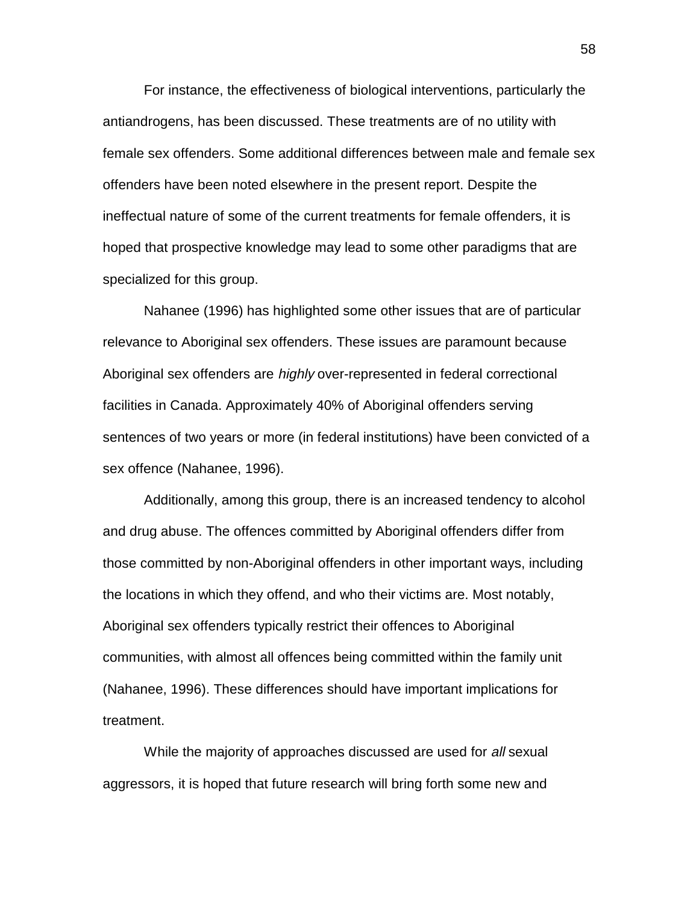For instance, the effectiveness of biological interventions, particularly the antiandrogens, has been discussed. These treatments are of no utility with female sex offenders. Some additional differences between male and female sex offenders have been noted elsewhere in the present report. Despite the ineffectual nature of some of the current treatments for female offenders, it is hoped that prospective knowledge may lead to some other paradigms that are specialized for this group.

Nahanee (1996) has highlighted some other issues that are of particular relevance to Aboriginal sex offenders. These issues are paramount because Aboriginal sex offenders are *highly* over-represented in federal correctional facilities in Canada. Approximately 40% of Aboriginal offenders serving sentences of two years or more (in federal institutions) have been convicted of a sex offence (Nahanee, 1996).

Additionally, among this group, there is an increased tendency to alcohol and drug abuse. The offences committed by Aboriginal offenders differ from those committed by non-Aboriginal offenders in other important ways, including the locations in which they offend, and who their victims are. Most notably, Aboriginal sex offenders typically restrict their offences to Aboriginal communities, with almost all offences being committed within the family unit (Nahanee, 1996). These differences should have important implications for treatment.

While the majority of approaches discussed are used for *all* sexual aggressors, it is hoped that future research will bring forth some new and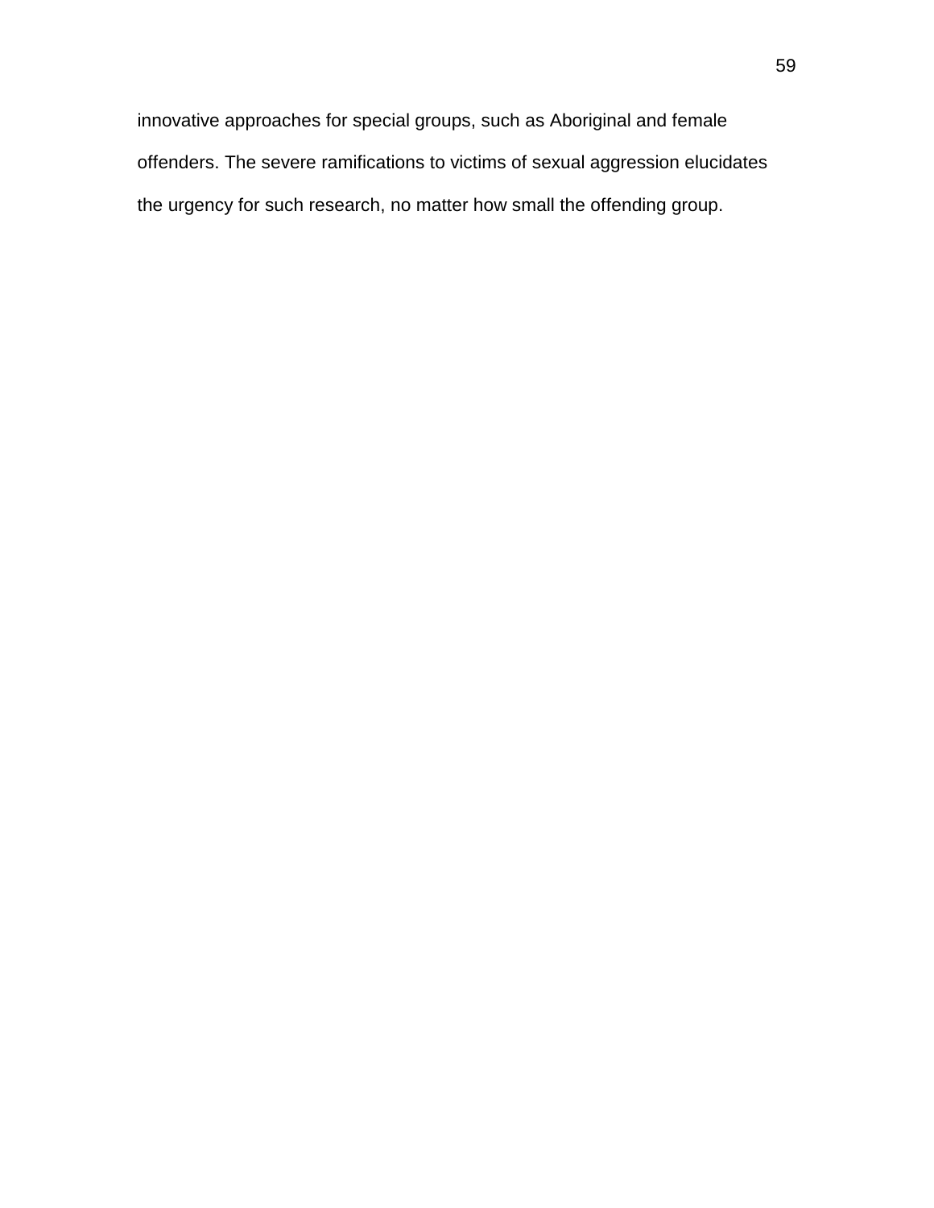innovative approaches for special groups, such as Aboriginal and female offenders. The severe ramifications to victims of sexual aggression elucidates the urgency for such research, no matter how small the offending group.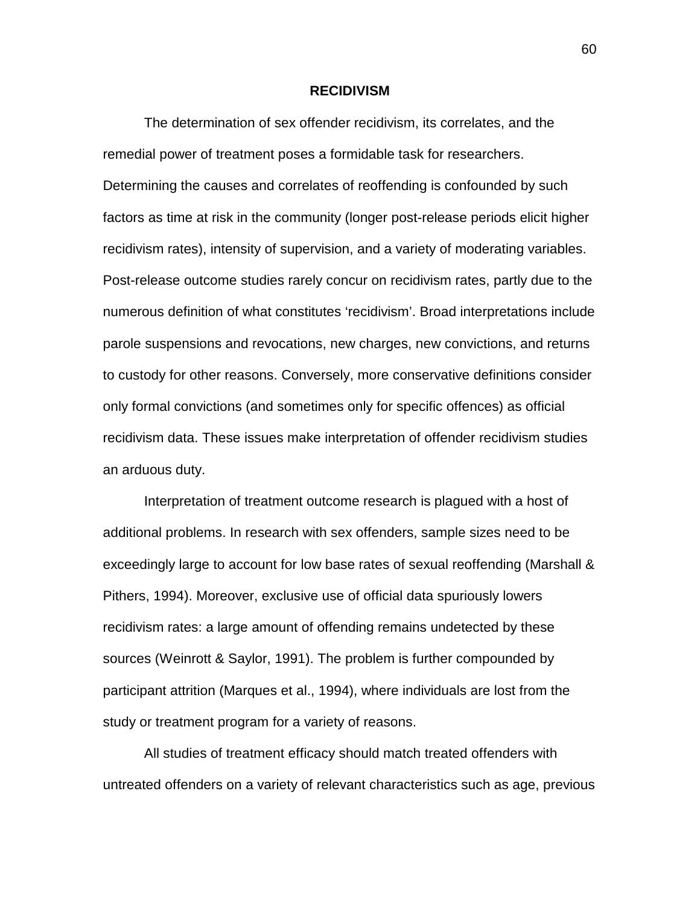## RECIDIVISM

The determination of sex offender recidivism, its correlates, and the remedial power of treatment poses a formidable task for researchers. Determining the causes and correlates of reoffending is confounded by such factors as time at risk in the community (longer post-release periods elicit higher recidivism rates), intensity of supervision, and a variety of moderating variables. Post-release outcome studies rarely concur on recidivism rates, partly due to the numerous definition of what constitutes 'recidivism'. Broad interpretations include parole suspensions and revocations, new charges, new convictions, and returns to custody for other reasons. Conversely, more conservative definitions consider only formal convictions (and sometimes only for specific offences) as official recidivism data. These issues make interpretation of offender recidivism studies an arduous duty.

Interpretation of treatment outcome research is plagued with a host of additional problems. In research with sex offenders, sample sizes need to be exceedingly large to account for low base rates of sexual reoffending (Marshall & Pithers, 1994). Moreover, exclusive use of official data spuriously lowers recidivism rates: a large amount of offending remains undetected by these sources (Weinrott & Saylor, 1991). The problem is further compounded by participant attrition (Marques et al., 1994), where individuals are lost from the study or treatment program for a variety of reasons.

All studies of treatment efficacy should match treated offenders with untreated offenders on a variety of relevant characteristics such as age, previous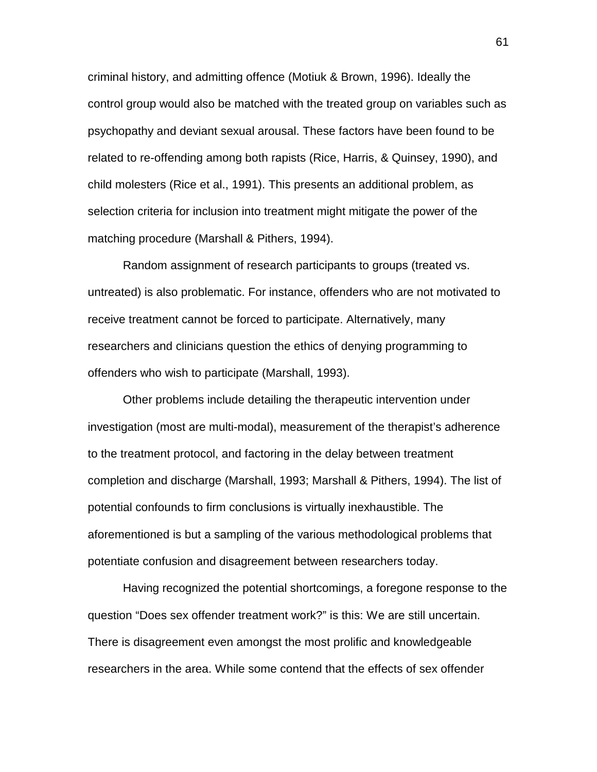criminal history, and admitting offence (Motiuk & Brown, 1996). Ideally the control group would also be matched with the treated group on variables such as psychopathy and deviant sexual arousal. These factors have been found to be related to re-offending among both rapists (Rice, Harris, & Quinsey, 1990), and child molesters (Rice et al., 1991). This presents an additional problem, as selection criteria for inclusion into treatment might mitigate the power of the matching procedure (Marshall & Pithers, 1994).

Random assignment of research participants to groups (treated vs. untreated) is also problematic. For instance, offenders who are not motivated to receive treatment cannot be forced to participate. Alternatively, many researchers and clinicians question the ethics of denying programming to offenders who wish to participate (Marshall, 1993).

Other problems include detailing the therapeutic intervention under investigation (most are multi-modal), measurement of the therapist's adherence to the treatment protocol, and factoring in the delay between treatment completion and discharge (Marshall, 1993; Marshall & Pithers, 1994). The list of potential confounds to firm conclusions is virtually inexhaustible. The aforementioned is but a sampling of the various methodological problems that potentiate confusion and disagreement between researchers today.

Having recognized the potential shortcomings, a foregone response to the question "Does sex offender treatment work?" is this: We are still uncertain. There is disagreement even amongst the most prolific and knowledgeable researchers in the area. While some contend that the effects of sex offender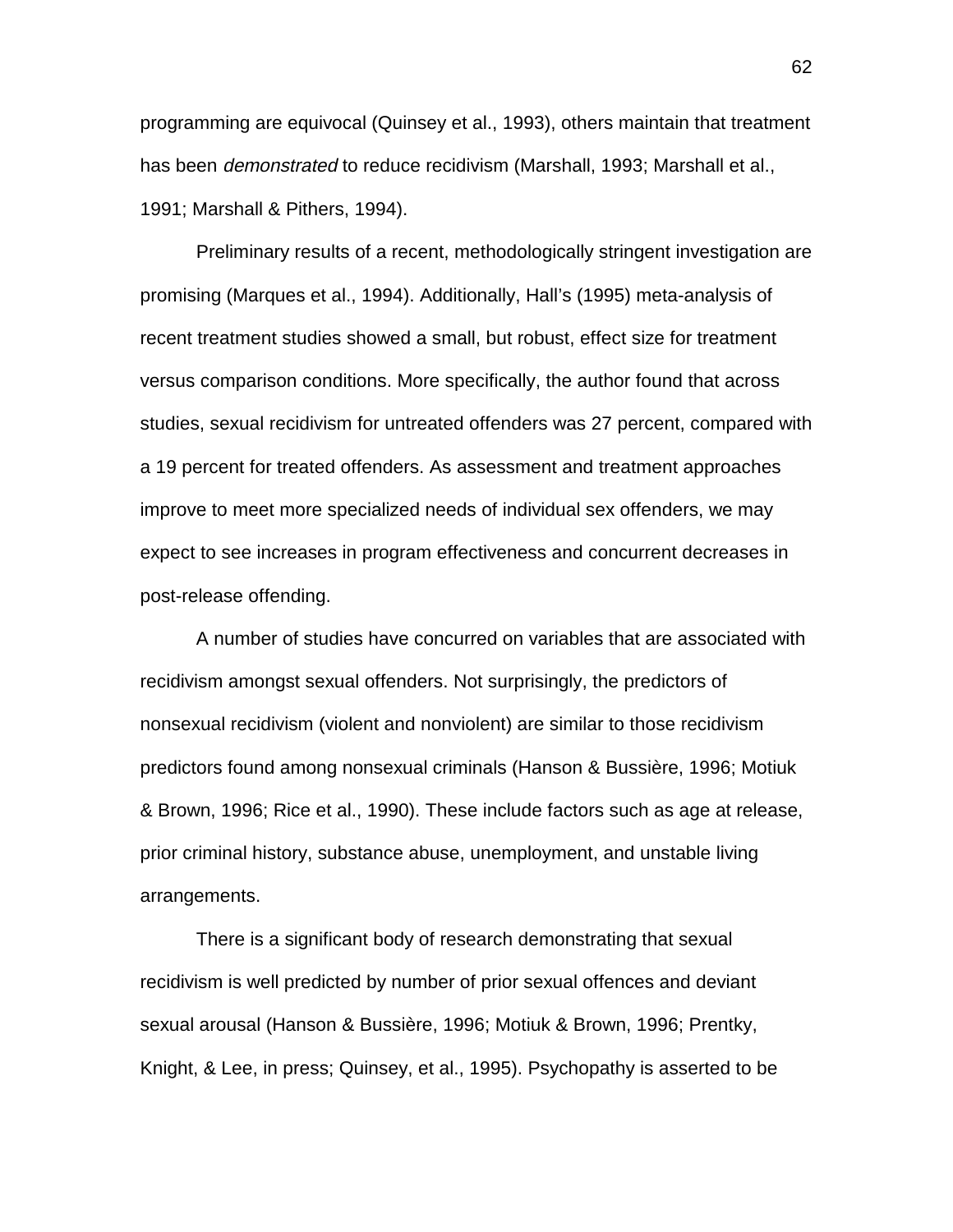programming are equivocal (Quinsey et al., 1993), others maintain that treatment has been *demonstrated* to reduce recidivism (Marshall, 1993; Marshall et al., 1991; Marshall & Pithers, 1994).

Preliminary results of a recent, methodologically stringent investigation are promising (Marques et al., 1994). Additionally, Hall's (1995) meta-analysis of recent treatment studies showed a small, but robust, effect size for treatment versus comparison conditions. More specifically, the author found that across studies, sexual recidivism for untreated offenders was 27 percent, compared with a 19 percent for treated offenders. As assessment and treatment approaches improve to meet more specialized needs of individual sex offenders, we may expect to see increases in program effectiveness and concurrent decreases in post-release offending.

A number of studies have concurred on variables that are associated with recidivism amongst sexual offenders. Not surprisingly, the predictors of nonsexual recidivism (violent and nonviolent) are similar to those recidivism predictors found among nonsexual criminals (Hanson & Bussière, 1996; Motiuk & Brown, 1996; Rice et al., 1990). These include factors such as age at release, prior criminal history, substance abuse, unemployment, and unstable living arrangements.

There is a significant body of research demonstrating that sexual recidivism is well predicted by number of prior sexual offences and deviant sexual arousal (Hanson & Bussière, 1996; Motiuk & Brown, 1996; Prentky, Knight, & Lee, in press; Quinsey, et al., 1995). Psychopathy is asserted to be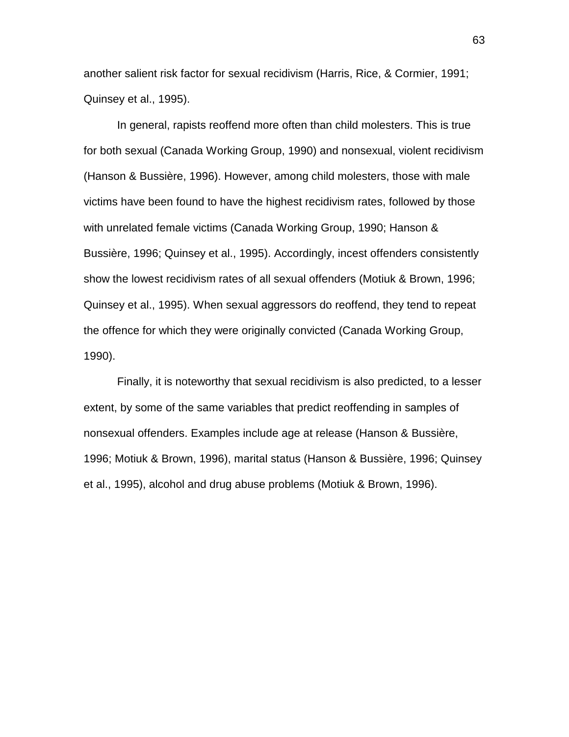another salient risk factor for sexual recidivism (Harris, Rice, & Cormier, 1991; Quinsey et al., 1995).

In general, rapists reoffend more often than child molesters. This is true for both sexual (Canada Working Group, 1990) and nonsexual, violent recidivism (Hanson & Bussière, 1996). However, among child molesters, those with male victims have been found to have the highest recidivism rates, followed by those with unrelated female victims (Canada Working Group, 1990; Hanson & Bussière, 1996; Quinsey et al., 1995). Accordingly, incest offenders consistently show the lowest recidivism rates of all sexual offenders (Motiuk & Brown, 1996; Quinsey et al., 1995). When sexual aggressors do reoffend, they tend to repeat the offence for which they were originally convicted (Canada Working Group, 1990).

Finally, it is noteworthy that sexual recidivism is also predicted, to a lesser extent, by some of the same variables that predict reoffending in samples of nonsexual offenders. Examples include age at release (Hanson & Bussière, 1996; Motiuk & Brown, 1996), marital status (Hanson & Bussière, 1996; Quinsey et al., 1995), alcohol and drug abuse problems (Motiuk & Brown, 1996).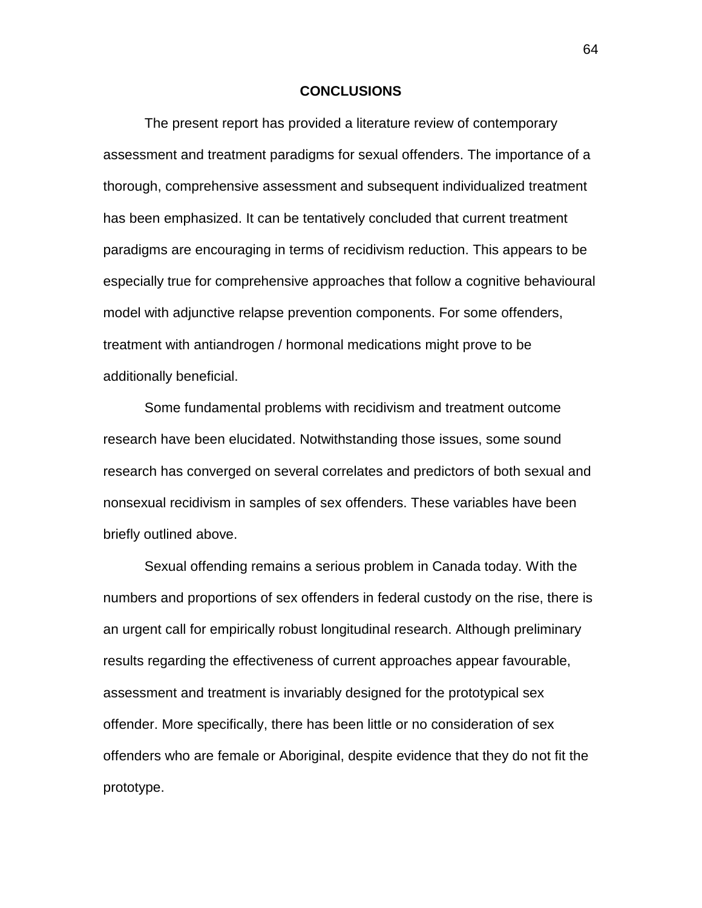# CONCLUSIONS

The present report has provided a literature review of contemporary assessment and treatment paradigms for sexual offenders. The importance of a thorough, comprehensive assessment and subsequent individualized treatment has been emphasized. It can be tentatively concluded that current treatment paradigms are encouraging in terms of recidivism reduction. This appears to be especially true for comprehensive approaches that follow a cognitive behavioural model with adjunctive relapse prevention components. For some offenders, treatment with antiandrogen / hormonal medications might prove to be additionally beneficial.

Some fundamental problems with recidivism and treatment outcome research have been elucidated. Notwithstanding those issues, some sound research has converged on several correlates and predictors of both sexual and nonsexual recidivism in samples of sex offenders. These variables have been briefly outlined above.

Sexual offending remains a serious problem in Canada today. With the numbers and proportions of sex offenders in federal custody on the rise, there is an urgent call for empirically robust longitudinal research. Although preliminary results regarding the effectiveness of current approaches appear favourable, assessment and treatment is invariably designed for the prototypical sex offender. More specifically, there has been little or no consideration of sex offenders who are female or Aboriginal, despite evidence that they do not fit the prototype.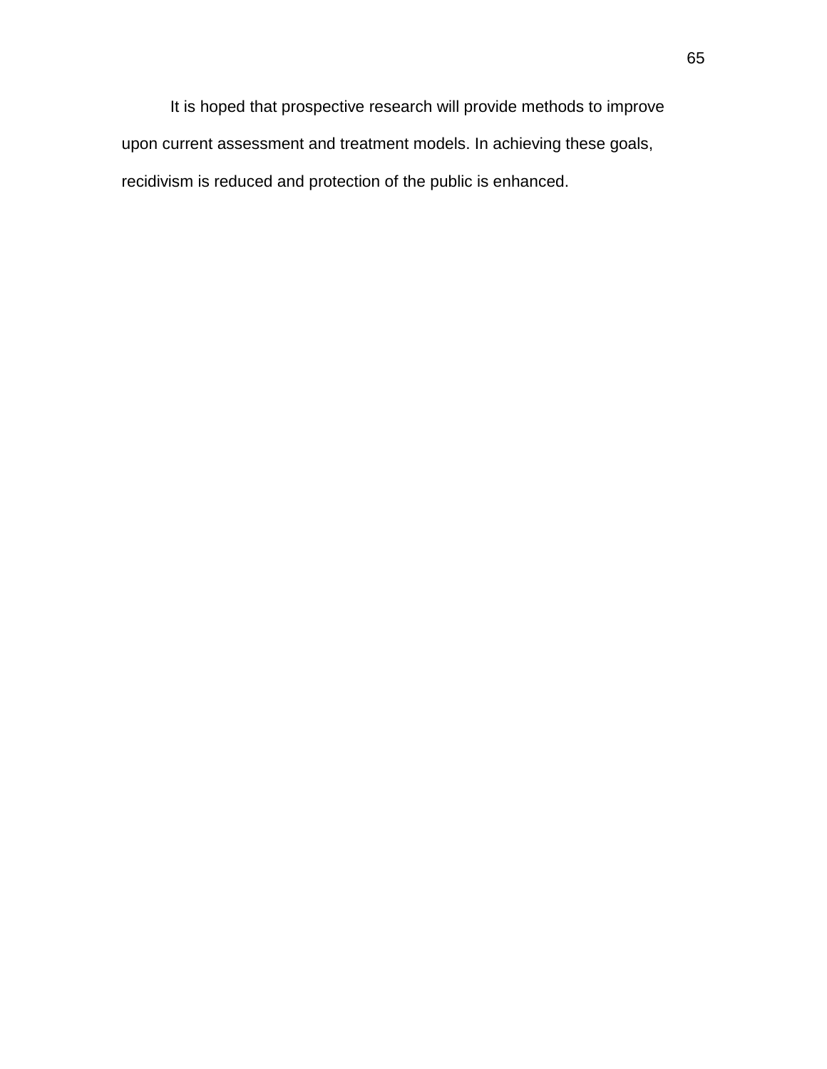It is hoped that prospective research will provide methods to improve upon current assessment and treatment models. In achieving these goals, recidivism is reduced and protection of the public is enhanced.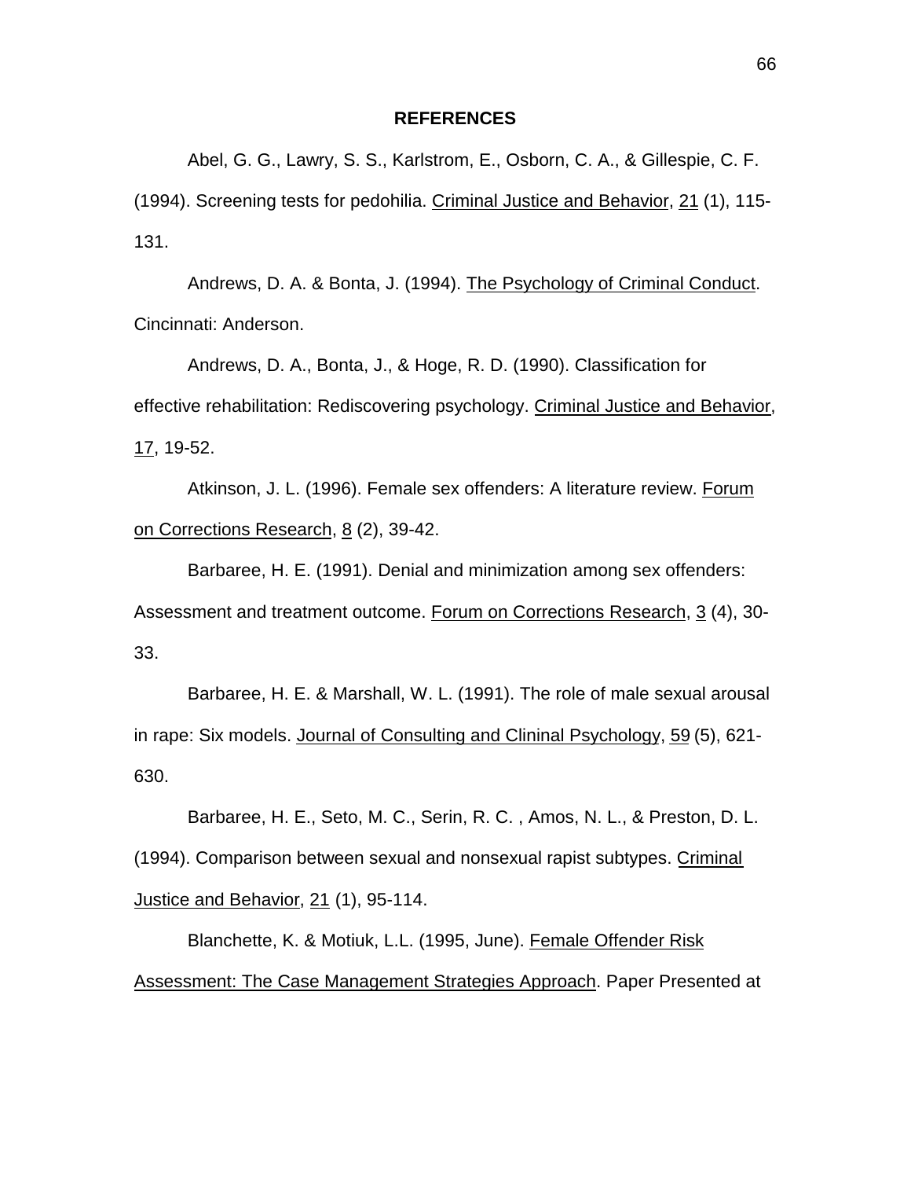**REFERENCES**

Abel, G. G., Lawry, S. S., Karlstrom, E., Osborn, C. A., & Gillespie, C. F. (1994). Screening tests for pedohilia. Criminal Justice and Behavior, 21 (1), 115-131.

Andrews, D. A. & Bonta, J. (1994). The Psychology of Criminal Conduct. Cincinnati: Anderson.

Andrews, D. A., Bonta, J., & Hoge, R. D. (1990). Classification for effective rehabilitation: Rediscovering psychology. Criminal Justice and Behavior, 17, 19-52.

Atkinson, J. L. (1996). Female sex offenders: A literature review. Forum on Corrections Research, 8 (2), 39-42.

Barbaree, H. E. (1991). Denial and minimization among sex offenders: Assessment and treatment outcome. Forum on Corrections Research, 3 (4), 30-33.

Barbaree, H. E. & Marshall, W. L. (1991). The role of male sexual arousal in rape: Six models. Journal of Consulting and Clininal Psychology, 59 (5), 621-630.

Barbaree, H. E., Seto, M. C., Serin, R. C. , Amos, N. L., & Preston, D. L. (1994). Comparison between sexual and nonsexual rapist subtypes. Criminal Justice and Behavior, 21 (1), 95-114.

Blanchette, K. & Motiuk, L.L. (1995, June). Female Offender Risk Assessment: The Case Management Strategies Approach. Paper Presented at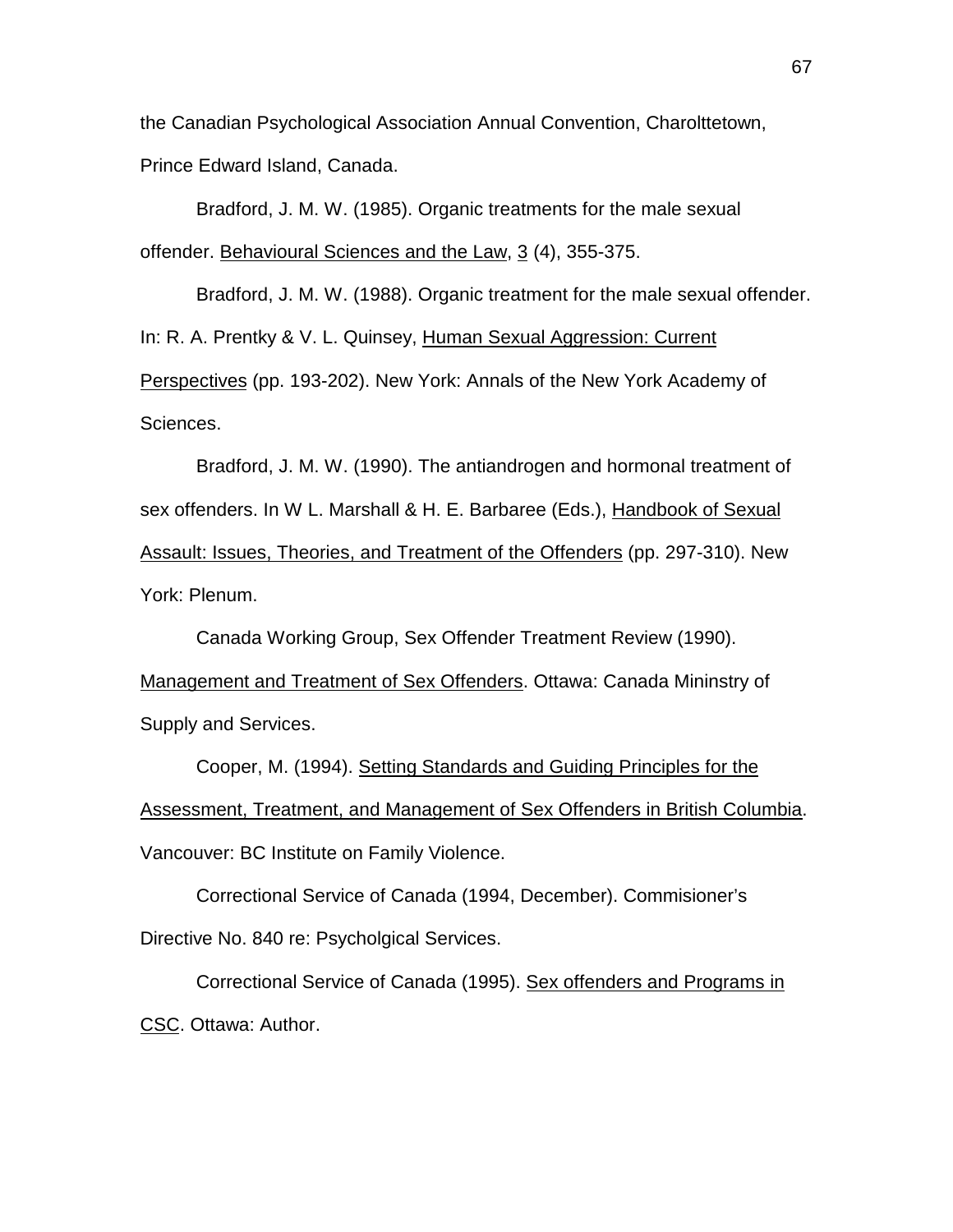the Canadian Psychological Association Annual Convention, Charolttetown, Prince Edward Island, Canada.

Bradford, J. M. W. (1985). Organic treatments for the male sexual offender. Behavioural Sciences and the Law, 3 (4), 355-375.

Bradford, J. M. W. (1988). Organic treatment for the male sexual offender. In: R. A. Prentky & V. L. Quinsey, Human Sexual Aggression: Current Perspectives (pp. 193-202). New York: Annals of the New York Academy of Sciences.

Bradford, J. M. W. (1990). The antiandrogen and hormonal treatment of sex offenders. In W L. Marshall & H. E. Barbaree (Eds.), Handbook of Sexual Assault: Issues, Theories, and Treatment of the Offenders (pp. 297-310). New York: Plenum.

Canada Working Group, Sex Offender Treatment Review (1990). Management and Treatment of Sex Offenders. Ottawa: Canada Mininstry of Supply and Services.

Cooper, M. (1994). Setting Standards and Guiding Principles for the Assessment, Treatment, and Management of Sex Offenders in British Columbia. Vancouver: BC Institute on Family Violence.

Correctional Service of Canada (1994, December). Commisioner's Directive No. 840 re: Psycholgical Services.

Correctional Service of Canada (1995). Sex offenders and Programs in CSC. Ottawa: Author.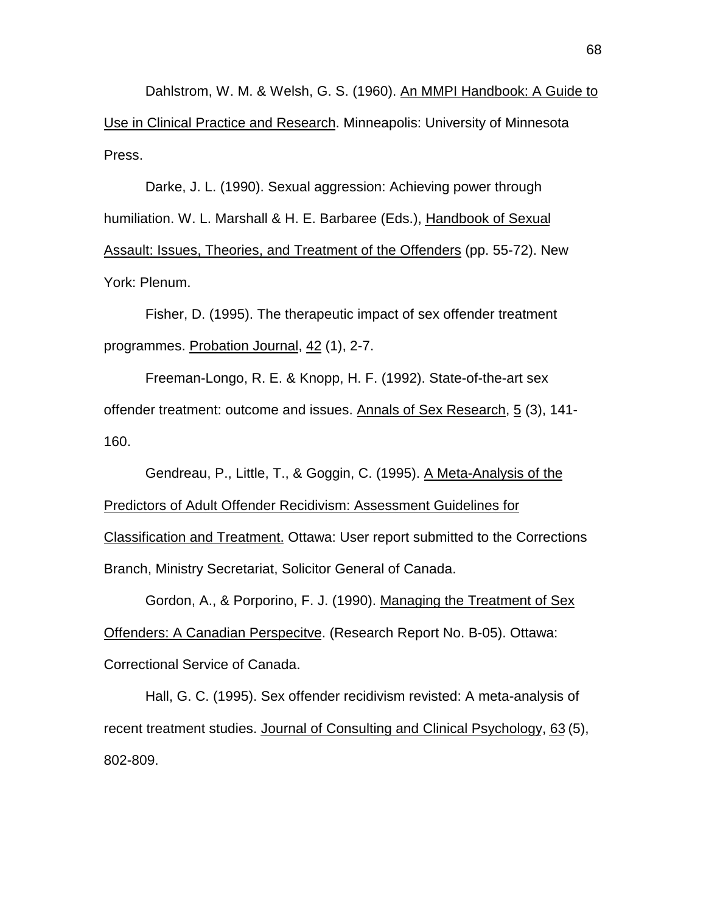Dahlstrom, W. M. & Welsh, G. S. (1960). <u>An MMPI Handbook: A Guide to Use in Clinical Practice and Research</u>. Minneapolis: University of Minnesota Press.

Darke, J. L. (1990). Sexual aggression: Achieving power through humiliation. W. L. Marshall & H. E. Barbaree (Eds.), <u>Handbook of Sexual Assault: Issues, Theories, and Treatment of the Offenders</u> (pp. 55-72). New York: Plenum.

Fisher, D. (1995). The therapeutic impact of sex offender treatment programmes. <u>Probation Journal</u>, <u>42</u> (1), 2-7.

Freeman-Longo, R. E. & Knopp, H. F. (1992). State-of-the-art sex offender treatment: outcome and issues. <u>Annals of Sex Research</u>, <u>5</u> (3), 141-160.

Gendreau, P., Little, T., & Goggin, C. (1995). <u>A Meta-Analysis of the Predictors of Adult Offender Recidivism: Assessment Guidelines for Classification and Treatment.</u> Ottawa: User report submitted to the Corrections Branch, Ministry Secretariat, Solicitor General of Canada.

Gordon, A., & Porporino, F. J. (1990). <u>Managing the Treatment of Sex Offenders: A Canadian Perspecitve</u>. (Research Report No. B-05). Ottawa: Correctional Service of Canada.

Hall, G. C. (1995). Sex offender recidivism revisted: A meta-analysis of recent treatment studies. <u>Journal of Consulting and Clinical Psychology</u>, <u>63</u> (5), 802-809.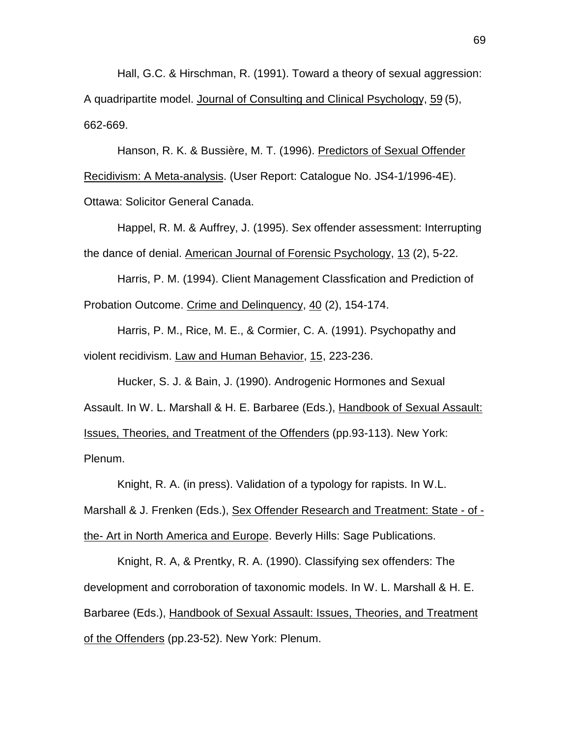Hall, G.C. & Hirschman, R. (1991). Toward a theory of sexual aggression: A quadripartite model. Journal of Consulting and Clinical Psychology, 59 (5), 662-669.

Hanson, R. K. & Bussière, M. T. (1996). Predictors of Sexual Offender Recidivism: A Meta-analysis. (User Report: Catalogue No. JS4-1/1996-4E). Ottawa: Solicitor General Canada.

Happel, R. M. & Auffrey, J. (1995). Sex offender assessment: Interrupting the dance of denial. American Journal of Forensic Psychology, 13 (2), 5-22.

Harris, P. M. (1994). Client Management Classfication and Prediction of Probation Outcome. Crime and Delinquency, 40 (2), 154-174.

Harris, P. M., Rice, M. E., & Cormier, C. A. (1991). Psychopathy and violent recidivism. Law and Human Behavior, 15, 223-236.

Hucker, S. J. & Bain, J. (1990). Androgenic Hormones and Sexual Assault. In W. L. Marshall & H. E. Barbaree (Eds.), Handbook of Sexual Assault: Issues, Theories, and Treatment of the Offenders (pp.93-113). New York: Plenum.

Knight, R. A. (in press). Validation of a typology for rapists. In W.L. Marshall & J. Frenken (Eds.), Sex Offender Research and Treatment: State - of - the- Art in North America and Europe. Beverly Hills: Sage Publications.

Knight, R. A, & Prentky, R. A. (1990). Classifying sex offenders: The development and corroboration of taxonomic models. In W. L. Marshall & H. E. Barbaree (Eds.), Handbook of Sexual Assault: Issues, Theories, and Treatment of the Offenders (pp.23-52). New York: Plenum.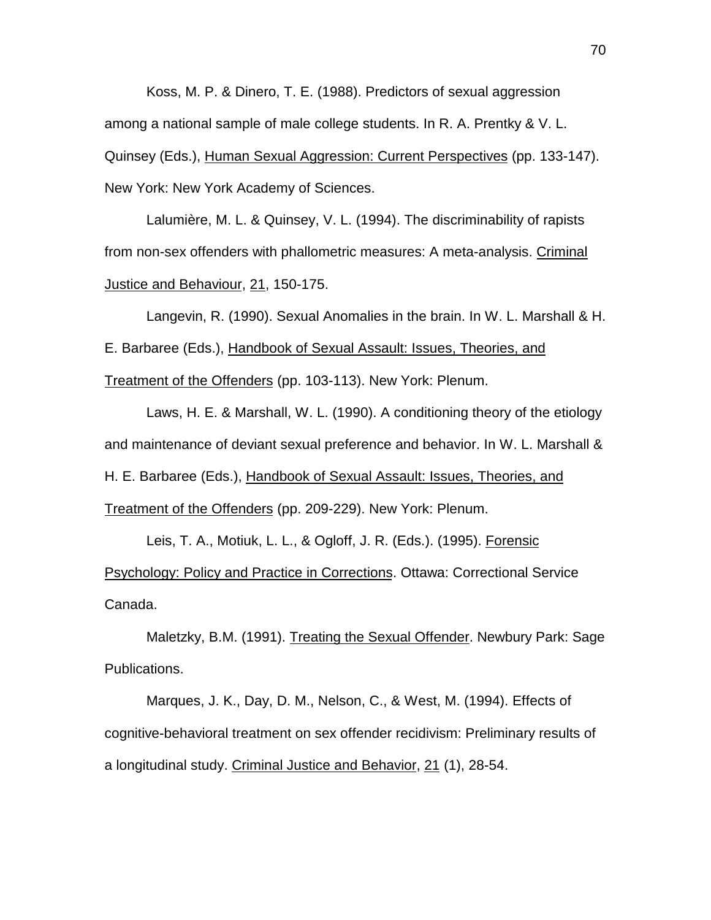Koss, M. P. & Dinero, T. E. (1988). Predictors of sexual aggression among a national sample of male college students. In R. A. Prentky & V. L. Quinsey (Eds.), Human Sexual Aggression: Current Perspectives (pp. 133-147). New York: New York Academy of Sciences.

Lalumière, M. L. & Quinsey, V. L. (1994). The discriminability of rapists from non-sex offenders with phallometric measures: A meta-analysis. Criminal Justice and Behaviour, 21, 150-175.

Langevin, R. (1990). Sexual Anomalies in the brain. In W. L. Marshall & H. E. Barbaree (Eds.), Handbook of Sexual Assault: Issues, Theories, and Treatment of the Offenders (pp. 103-113). New York: Plenum.

Laws, H. E. & Marshall, W. L. (1990). A conditioning theory of the etiology and maintenance of deviant sexual preference and behavior. In W. L. Marshall & H. E. Barbaree (Eds.), Handbook of Sexual Assault: Issues, Theories, and Treatment of the Offenders (pp. 209-229). New York: Plenum.

Leis, T. A., Motiuk, L. L., & Ogloff, J. R. (Eds.). (1995). Forensic Psychology: Policy and Practice in Corrections. Ottawa: Correctional Service Canada.

Maletzky, B.M. (1991). Treating the Sexual Offender. Newbury Park: Sage Publications.

Marques, J. K., Day, D. M., Nelson, C., & West, M. (1994). Effects of cognitive-behavioral treatment on sex offender recidivism: Preliminary results of a longitudinal study. Criminal Justice and Behavior, 21 (1), 28-54.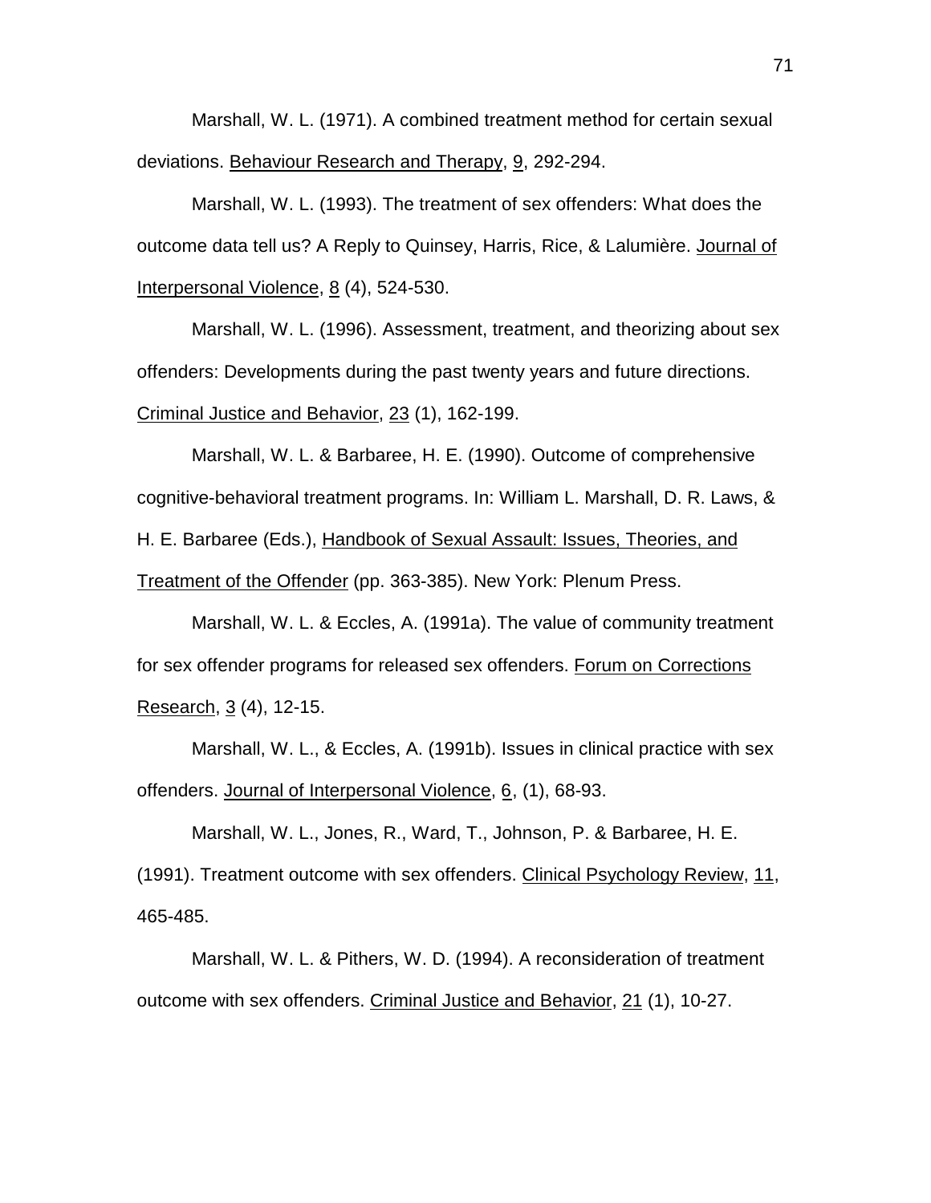Marshall, W. L. (1971). A combined treatment method for certain sexual deviations. Behaviour Research and Therapy, 9, 292-294.

Marshall, W. L. (1993). The treatment of sex offenders: What does the outcome data tell us? A Reply to Quinsey, Harris, Rice, & Lalumière. Journal of Interpersonal Violence, 8 (4), 524-530.

Marshall, W. L. (1996). Assessment, treatment, and theorizing about sex offenders: Developments during the past twenty years and future directions. Criminal Justice and Behavior, 23 (1), 162-199.

Marshall, W. L. & Barbaree, H. E. (1990). Outcome of comprehensive cognitive-behavioral treatment programs. In: William L. Marshall, D. R. Laws, & H. E. Barbaree (Eds.), Handbook of Sexual Assault: Issues, Theories, and Treatment of the Offender (pp. 363-385). New York: Plenum Press.

Marshall, W. L. & Eccles, A. (1991a). The value of community treatment for sex offender programs for released sex offenders. Forum on Corrections Research, 3 (4), 12-15.

Marshall, W. L., & Eccles, A. (1991b). Issues in clinical practice with sex offenders. Journal of Interpersonal Violence, 6, (1), 68-93.

Marshall, W. L., Jones, R., Ward, T., Johnson, P. & Barbaree, H. E. (1991). Treatment outcome with sex offenders. Clinical Psychology Review, 11, 465-485.

Marshall, W. L. & Pithers, W. D. (1994). A reconsideration of treatment outcome with sex offenders. Criminal Justice and Behavior, 21 (1), 10-27.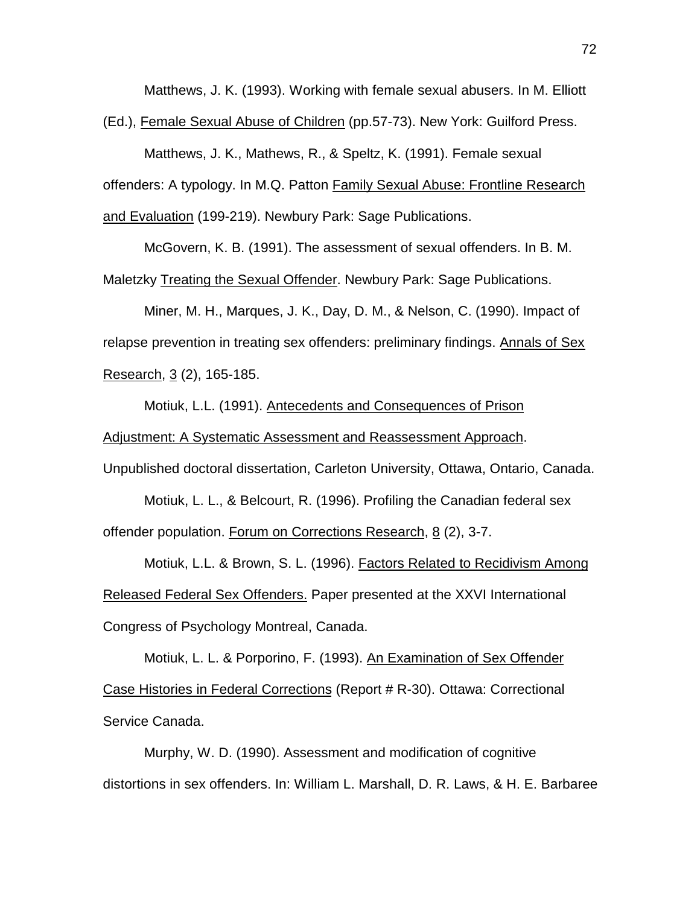Matthews, J. K. (1993). Working with female sexual abusers. In M. Elliott (Ed.), Female Sexual Abuse of Children (pp.57-73). New York: Guilford Press.

Matthews, J. K., Mathews, R., & Speltz, K. (1991). Female sexual offenders: A typology. In M.Q. Patton Family Sexual Abuse: Frontline Research and Evaluation (199-219). Newbury Park: Sage Publications.

McGovern, K. B. (1991). The assessment of sexual offenders. In B. M. Maletzky Treating the Sexual Offender. Newbury Park: Sage Publications.

Miner, M. H., Marques, J. K., Day, D. M., & Nelson, C. (1990). Impact of relapse prevention in treating sex offenders: preliminary findings. Annals of Sex Research, 3 (2), 165-185.

Motiuk, L.L. (1991). Antecedents and Consequences of Prison Adjustment: A Systematic Assessment and Reassessment Approach. Unpublished doctoral dissertation, Carleton University, Ottawa, Ontario, Canada.

Motiuk, L. L., & Belcourt, R. (1996). Profiling the Canadian federal sex offender population. Forum on Corrections Research, 8 (2), 3-7.

Motiuk, L.L. & Brown, S. L. (1996). Factors Related to Recidivism Among Released Federal Sex Offenders. Paper presented at the XXVI International Congress of Psychology Montreal, Canada.

Motiuk, L. L. & Porporino, F. (1993). An Examination of Sex Offender Case Histories in Federal Corrections (Report # R-30). Ottawa: Correctional Service Canada.

Murphy, W. D. (1990). Assessment and modification of cognitive distortions in sex offenders. In: William L. Marshall, D. R. Laws, & H. E. Barbaree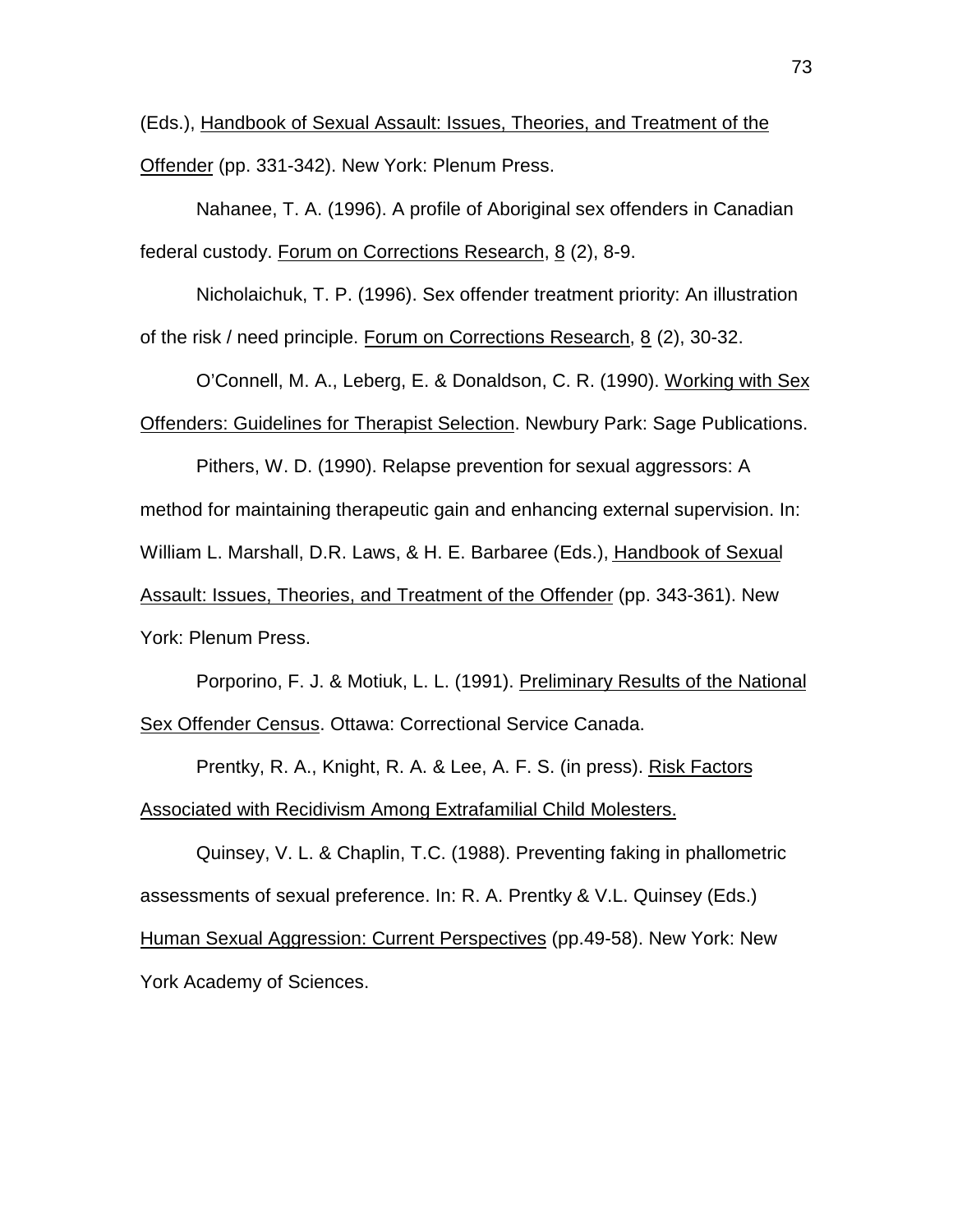(Eds.), Handbook of Sexual Assault: Issues, Theories, and Treatment of the Offender (pp. 331-342). New York: Plenum Press.

Nahanee, T. A. (1996). A profile of Aboriginal sex offenders in Canadian federal custody. Forum on Corrections Research, 8 (2), 8-9.

Nicholaichuk, T. P. (1996). Sex offender treatment priority: An illustration of the risk / need principle. Forum on Corrections Research, 8 (2), 30-32.

O'Connell, M. A., Leberg, E. & Donaldson, C. R. (1990). Working with Sex Offenders: Guidelines for Therapist Selection. Newbury Park: Sage Publications.

Pithers, W. D. (1990). Relapse prevention for sexual aggressors: A method for maintaining therapeutic gain and enhancing external supervision. In: William L. Marshall, D.R. Laws, & H. E. Barbaree (Eds.), Handbook of Sexual Assault: Issues, Theories, and Treatment of the Offender (pp. 343-361). New York: Plenum Press.

Porporino, F. J. & Motiuk, L. L. (1991). Preliminary Results of the National Sex Offender Census. Ottawa: Correctional Service Canada.

Prentky, R. A., Knight, R. A. & Lee, A. F. S. (in press). Risk Factors Associated with Recidivism Among Extrafamilial Child Molesters.

Quinsey, V. L. & Chaplin, T.C. (1988). Preventing faking in phallometric assessments of sexual preference. In: R. A. Prentky & V.L. Quinsey (Eds.) Human Sexual Aggression: Current Perspectives (pp.49-58). New York: New York Academy of Sciences.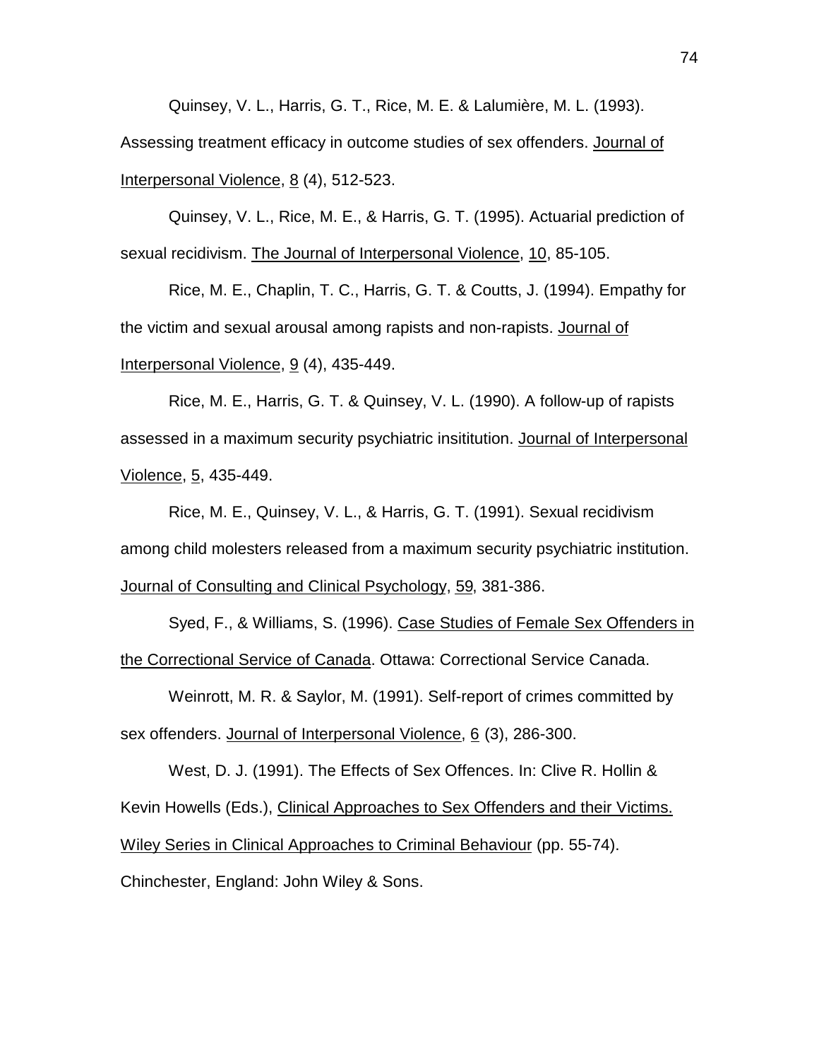Quinsey, V. L., Harris, G. T., Rice, M. E. & Lalumière, M. L. (1993). Assessing treatment efficacy in outcome studies of sex offenders. Journal of Interpersonal Violence, 8 (4), 512-523.

Quinsey, V. L., Rice, M. E., & Harris, G. T. (1995). Actuarial prediction of sexual recidivism. The Journal of Interpersonal Violence, 10, 85-105.

Rice, M. E., Chaplin, T. C., Harris, G. T. & Coutts, J. (1994). Empathy for the victim and sexual arousal among rapists and non-rapists. Journal of Interpersonal Violence, 9 (4), 435-449.

Rice, M. E., Harris, G. T. & Quinsey, V. L. (1990). A follow-up of rapists assessed in a maximum security psychiatric insititution. Journal of Interpersonal Violence, 5, 435-449.

Rice, M. E., Quinsey, V. L., & Harris, G. T. (1991). Sexual recidivism among child molesters released from a maximum security psychiatric institution. Journal of Consulting and Clinical Psychology, 59, 381-386.

Syed, F., & Williams, S. (1996). Case Studies of Female Sex Offenders in the Correctional Service of Canada. Ottawa: Correctional Service Canada.

Weinrott, M. R. & Saylor, M. (1991). Self-report of crimes committed by sex offenders. Journal of Interpersonal Violence, 6 (3), 286-300.

West, D. J. (1991). The Effects of Sex Offences. In: Clive R. Hollin & Kevin Howells (Eds.), Clinical Approaches to Sex Offenders and their Victims. Wiley Series in Clinical Approaches to Criminal Behaviour (pp. 55-74). Chinchester, England: John Wiley & Sons.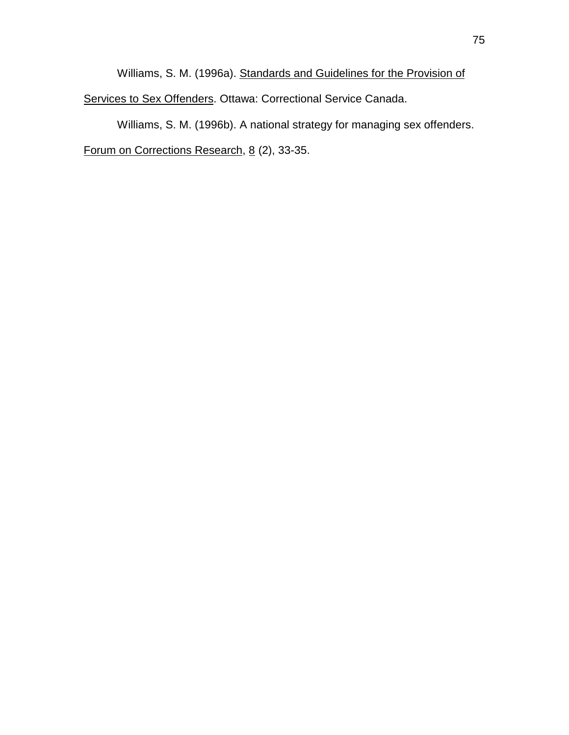Williams, S. M. (1996a). Standards and Guidelines for the Provision of Services to Sex Offenders. Ottawa: Correctional Service Canada.

Williams, S. M. (1996b). A national strategy for managing sex offenders. Forum on Corrections Research, 8 (2), 33-35.